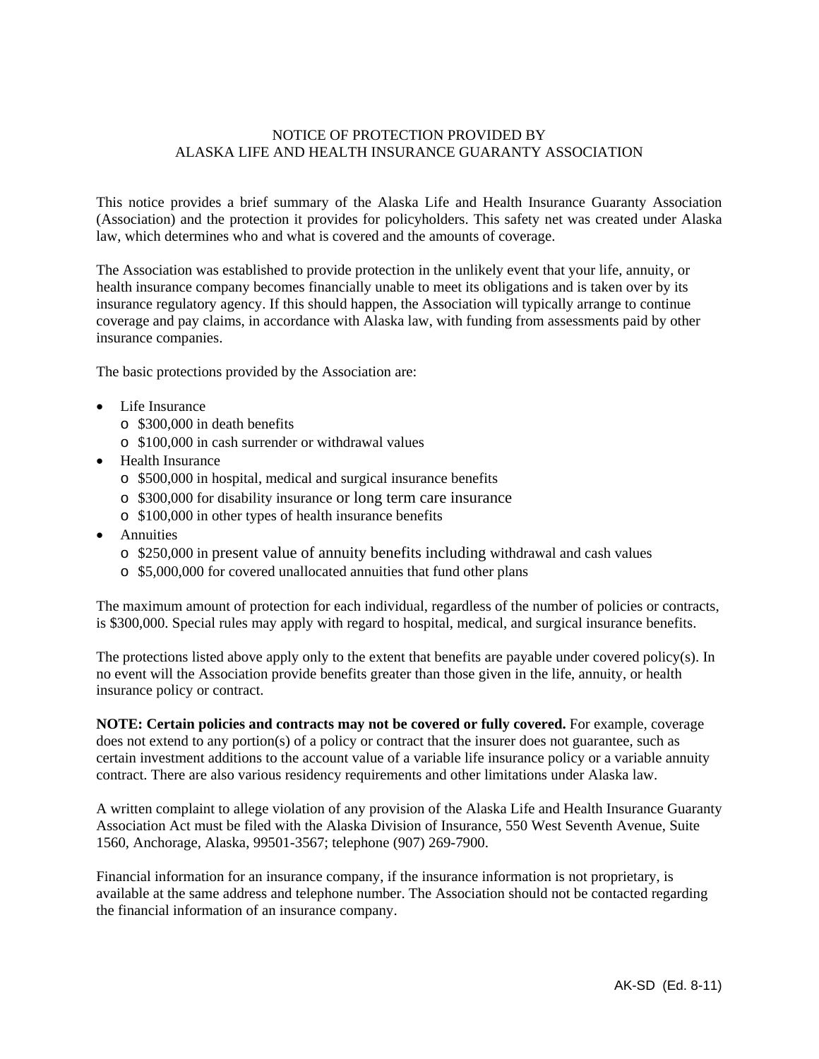# NOTICE OF PROTECTION PROVIDED BY ALASKA LIFE AND HEALTH INSURANCE GUARANTY ASSOCIATION

This notice provides a brief summary of the Alaska Life and Health Insurance Guaranty Association (Association) and the protection it provides for policyholders. This safety net was created under Alaska law, which determines who and what is covered and the amounts of coverage.

The Association was established to provide protection in the unlikely event that your life, annuity, or health insurance company becomes financially unable to meet its obligations and is taken over by its insurance regulatory agency. If this should happen, the Association will typically arrange to continue coverage and pay claims, in accordance with Alaska law, with funding from assessments paid by other insurance companies.

The basic protections provided by the Association are:

- Life Insurance
  - $300,000 in death benefits
  - $100,000 in cash surrender or withdrawal values
- Health Insurance
  - $500,000 in hospital, medical and surgical insurance benefits
  - $300,000 for disability insurance or long term care insurance
  - $100,000 in other types of health insurance benefits
- Annuities
  - $250,000 in present value of annuity benefits including withdrawal and cash values
  - $5,000,000 for covered unallocated annuities that fund other plans

The maximum amount of protection for each individual, regardless of the number of policies or contracts, is $300,000. Special rules may apply with regard to hospital, medical, and surgical insurance benefits.

The protections listed above apply only to the extent that benefits are payable under covered policy(s). In no event will the Association provide benefits greater than those given in the life, annuity, or health insurance policy or contract.

**NOTE: Certain policies and contracts may not be covered or fully covered.** For example, coverage does not extend to any portion(s) of a policy or contract that the insurer does not guarantee, such as certain investment additions to the account value of a variable life insurance policy or a variable annuity contract. There are also various residency requirements and other limitations under Alaska law.

A written complaint to allege violation of any provision of the Alaska Life and Health Insurance Guaranty Association Act must be filed with the Alaska Division of Insurance, 550 West Seventh Avenue, Suite 1560, Anchorage, Alaska, 99501-3567; telephone (907) 269-7900.

Financial information for an insurance company, if the insurance information is not proprietary, is available at the same address and telephone number. The Association should not be contacted regarding the financial information of an insurance company.

AK-SD (Ed. 8-11)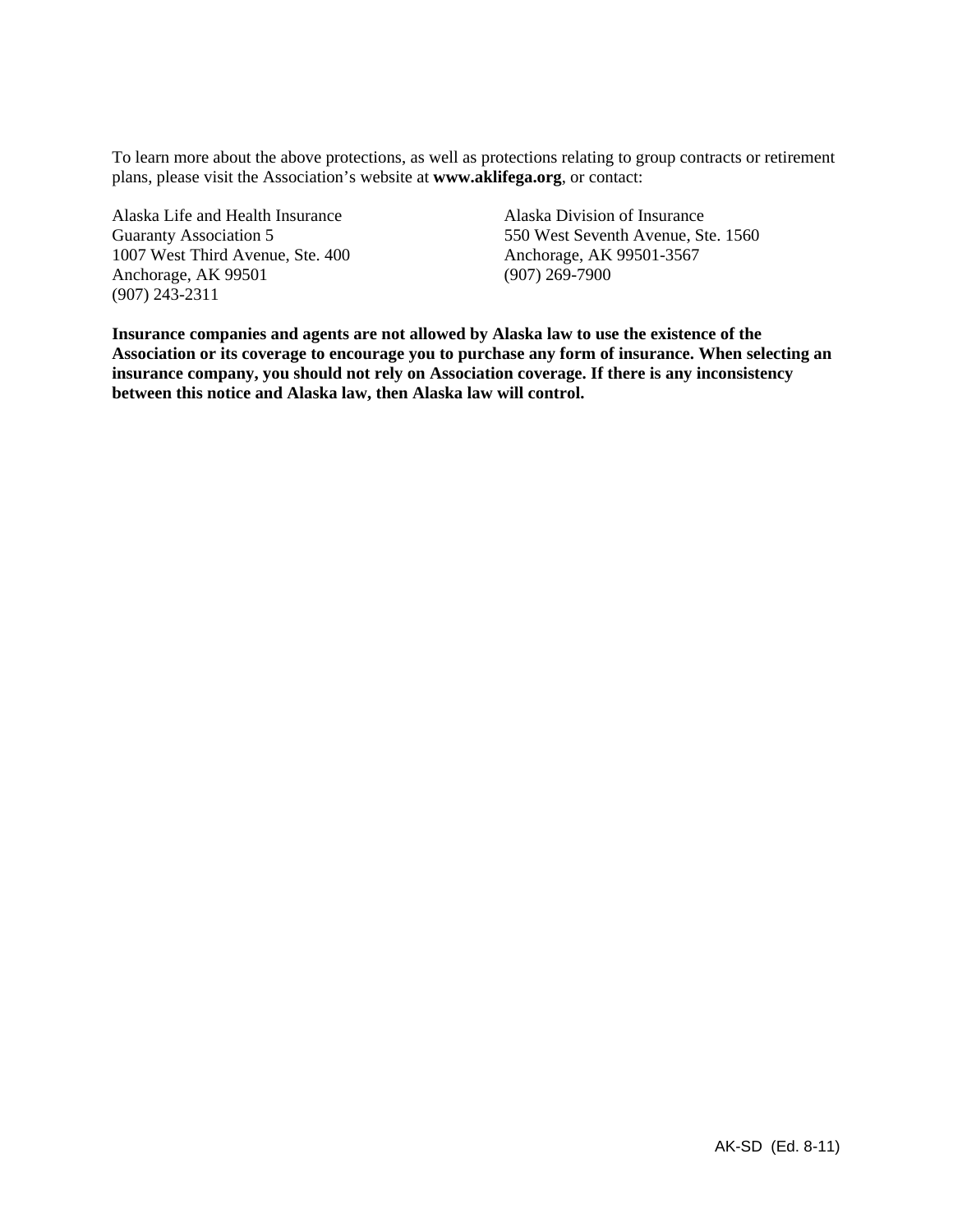To learn more about the above protections, as well as protections relating to group contracts or retirement plans, please visit the Association's website at **www.aklifega.org**, or contact:

Alaska Life and Health Insurance
Guaranty Association 5
1007 West Third Avenue, Ste. 400
Anchorage, AK 99501
(907) 243-2311

Alaska Division of Insurance
550 West Seventh Avenue, Ste. 1560
Anchorage, AK 99501-3567
(907) 269-7900

**Insurance companies and agents are not allowed by Alaska law to use the existence of the Association or its coverage to encourage you to purchase any form of insurance. When selecting an insurance company, you should not rely on Association coverage. If there is any inconsistency between this notice and Alaska law, then Alaska law will control.**

AK-SD (Ed. 8-11)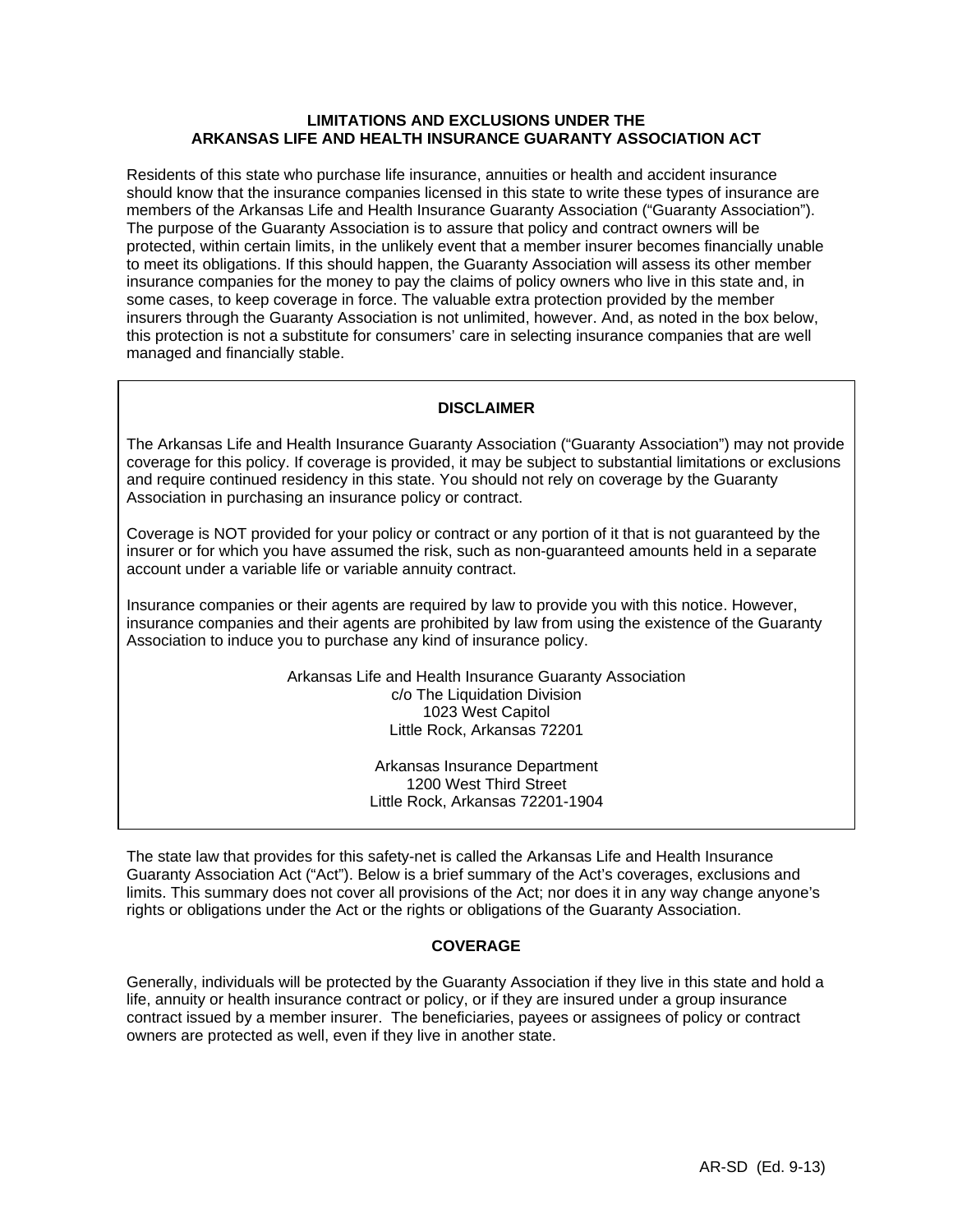## LIMITATIONS AND EXCLUSIONS UNDER THE ARKANSAS LIFE AND HEALTH INSURANCE GUARANTY ASSOCIATION ACT

Residents of this state who purchase life insurance, annuities or health and accident insurance should know that the insurance companies licensed in this state to write these types of insurance are members of the Arkansas Life and Health Insurance Guaranty Association ("Guaranty Association"). The purpose of the Guaranty Association is to assure that policy and contract owners will be protected, within certain limits, in the unlikely event that a member insurer becomes financially unable to meet its obligations. If this should happen, the Guaranty Association will assess its other member insurance companies for the money to pay the claims of policy owners who live in this state and, in some cases, to keep coverage in force. The valuable extra protection provided by the member insurers through the Guaranty Association is not unlimited, however. And, as noted in the box below, this protection is not a substitute for consumers' care in selecting insurance companies that are well managed and financially stable.

### DISCLAIMER

The Arkansas Life and Health Insurance Guaranty Association ("Guaranty Association") may not provide coverage for this policy. If coverage is provided, it may be subject to substantial limitations or exclusions and require continued residency in this state. You should not rely on coverage by the Guaranty Association in purchasing an insurance policy or contract.

Coverage is NOT provided for your policy or contract or any portion of it that is not guaranteed by the insurer or for which you have assumed the risk, such as non-guaranteed amounts held in a separate account under a variable life or variable annuity contract.

Insurance companies or their agents are required by law to provide you with this notice. However, insurance companies and their agents are prohibited by law from using the existence of the Guaranty Association to induce you to purchase any kind of insurance policy.

Arkansas Life and Health Insurance Guaranty Association
c/o The Liquidation Division
1023 West Capitol
Little Rock, Arkansas 72201

Arkansas Insurance Department
1200 West Third Street
Little Rock, Arkansas 72201-1904

The state law that provides for this safety-net is called the Arkansas Life and Health Insurance Guaranty Association Act ("Act"). Below is a brief summary of the Act's coverages, exclusions and limits. This summary does not cover all provisions of the Act; nor does it in any way change anyone's rights or obligations under the Act or the rights or obligations of the Guaranty Association.

### COVERAGE

Generally, individuals will be protected by the Guaranty Association if they live in this state and hold a life, annuity or health insurance contract or policy, or if they are insured under a group insurance contract issued by a member insurer. The beneficiaries, payees or assignees of policy or contract owners are protected as well, even if they live in another state.

AR-SD (Ed. 9-13)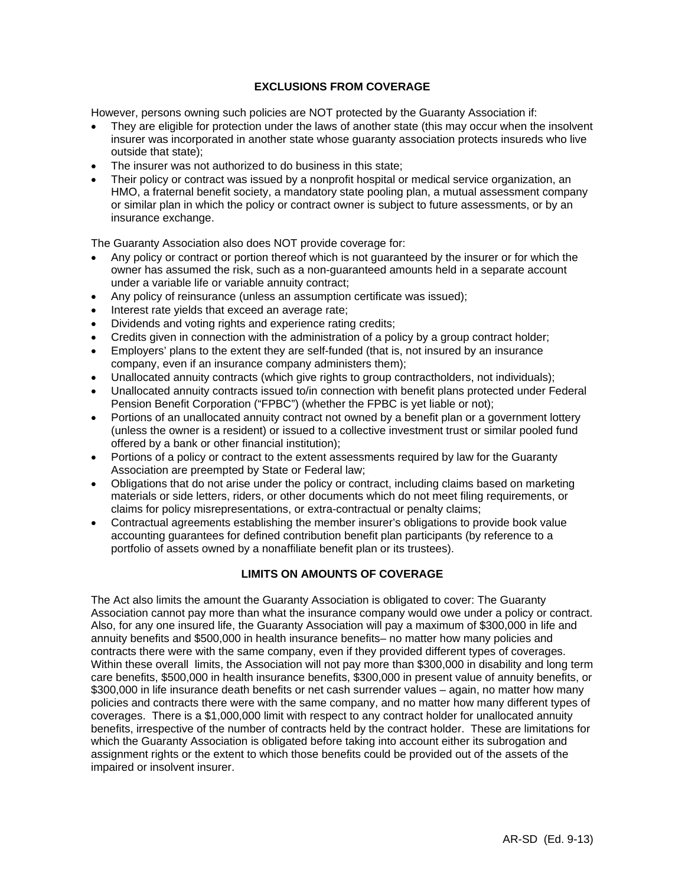## EXCLUSIONS FROM COVERAGE

However, persons owning such policies are NOT protected by the Guaranty Association if:

- They are eligible for protection under the laws of another state (this may occur when the insolvent insurer was incorporated in another state whose guaranty association protects insureds who live outside that state);
- The insurer was not authorized to do business in this state;
- Their policy or contract was issued by a nonprofit hospital or medical service organization, an HMO, a fraternal benefit society, a mandatory state pooling plan, a mutual assessment company or similar plan in which the policy or contract owner is subject to future assessments, or by an insurance exchange.

The Guaranty Association also does NOT provide coverage for:

- Any policy or contract or portion thereof which is not guaranteed by the insurer or for which the owner has assumed the risk, such as a non-guaranteed amounts held in a separate account under a variable life or variable annuity contract;
- Any policy of reinsurance (unless an assumption certificate was issued);
- Interest rate yields that exceed an average rate;
- Dividends and voting rights and experience rating credits;
- Credits given in connection with the administration of a policy by a group contract holder;
- Employers' plans to the extent they are self-funded (that is, not insured by an insurance company, even if an insurance company administers them);
- Unallocated annuity contracts (which give rights to group contractholders, not individuals);
- Unallocated annuity contracts issued to/in connection with benefit plans protected under Federal Pension Benefit Corporation ("FPBC") (whether the FPBC is yet liable or not);
- Portions of an unallocated annuity contract not owned by a benefit plan or a government lottery (unless the owner is a resident) or issued to a collective investment trust or similar pooled fund offered by a bank or other financial institution);
- Portions of a policy or contract to the extent assessments required by law for the Guaranty Association are preempted by State or Federal law;
- Obligations that do not arise under the policy or contract, including claims based on marketing materials or side letters, riders, or other documents which do not meet filing requirements, or claims for policy misrepresentations, or extra-contractual or penalty claims;
- Contractual agreements establishing the member insurer's obligations to provide book value accounting guarantees for defined contribution benefit plan participants (by reference to a portfolio of assets owned by a nonaffiliate benefit plan or its trustees).

## LIMITS ON AMOUNTS OF COVERAGE

The Act also limits the amount the Guaranty Association is obligated to cover: The Guaranty Association cannot pay more than what the insurance company would owe under a policy or contract. Also, for any one insured life, the Guaranty Association will pay a maximum of $300,000 in life and annuity benefits and $500,000 in health insurance benefits– no matter how many policies and contracts there were with the same company, even if they provided different types of coverages. Within these overall limits, the Association will not pay more than $300,000 in disability and long term care benefits, $500,000 in health insurance benefits, $300,000 in present value of annuity benefits, or $300,000 in life insurance death benefits or net cash surrender values – again, no matter how many policies and contracts there were with the same company, and no matter how many different types of coverages. There is a $1,000,000 limit with respect to any contract holder for unallocated annuity benefits, irrespective of the number of contracts held by the contract holder. These are limitations for which the Guaranty Association is obligated before taking into account either its subrogation and assignment rights or the extent to which those benefits could be provided out of the assets of the impaired or insolvent insurer.

AR-SD (Ed. 9-13)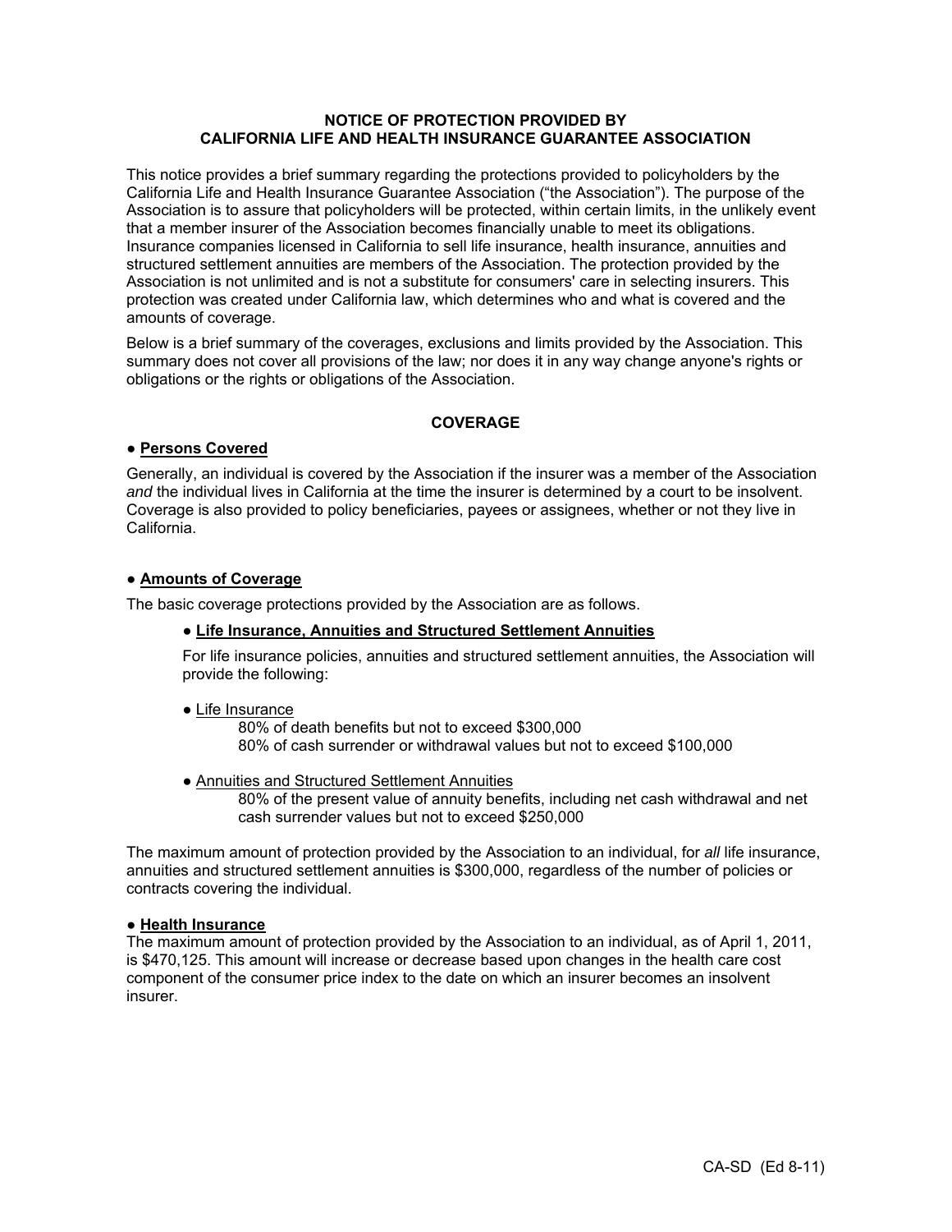**NOTICE OF PROTECTION PROVIDED BY
CALIFORNIA LIFE AND HEALTH INSURANCE GUARANTEE ASSOCIATION**

This notice provides a brief summary regarding the protections provided to policyholders by the California Life and Health Insurance Guarantee Association ("the Association"). The purpose of the Association is to assure that policyholders will be protected, within certain limits, in the unlikely event that a member insurer of the Association becomes financially unable to meet its obligations. Insurance companies licensed in California to sell life insurance, health insurance, annuities and structured settlement annuities are members of the Association. The protection provided by the Association is not unlimited and is not a substitute for consumers' care in selecting insurers. This protection was created under California law, which determines who and what is covered and the amounts of coverage.

Below is a brief summary of the coverages, exclusions and limits provided by the Association. This summary does not cover all provisions of the law; nor does it in any way change anyone's rights or obligations or the rights or obligations of the Association.

**COVERAGE**

● **<u>Persons Covered</u>**

Generally, an individual is covered by the Association if the insurer was a member of the Association *and* the individual lives in California at the time the insurer is determined by a court to be insolvent. Coverage is also provided to policy beneficiaries, payees or assignees, whether or not they live in California.

● **<u>Amounts of Coverage</u>**

The basic coverage protections provided by the Association are as follows.

● **<u>Life Insurance, Annuities and Structured Settlement Annuities</u>**

For life insurance policies, annuities and structured settlement annuities, the Association will provide the following:

● <u>Life Insurance</u>

80% of death benefits but not to exceed $300,000
80% of cash surrender or withdrawal values but not to exceed $100,000

● <u>Annuities and Structured Settlement Annuities</u>

80% of the present value of annuity benefits, including net cash withdrawal and net cash surrender values but not to exceed $250,000

The maximum amount of protection provided by the Association to an individual, for *all* life insurance, annuities and structured settlement annuities is $300,000, regardless of the number of policies or contracts covering the individual.

● **<u>Health Insurance</u>**

The maximum amount of protection provided by the Association to an individual, as of April 1, 2011, is $470,125. This amount will increase or decrease based upon changes in the health care cost component of the consumer price index to the date on which an insurer becomes an insolvent insurer.

CA-SD (Ed 8-11)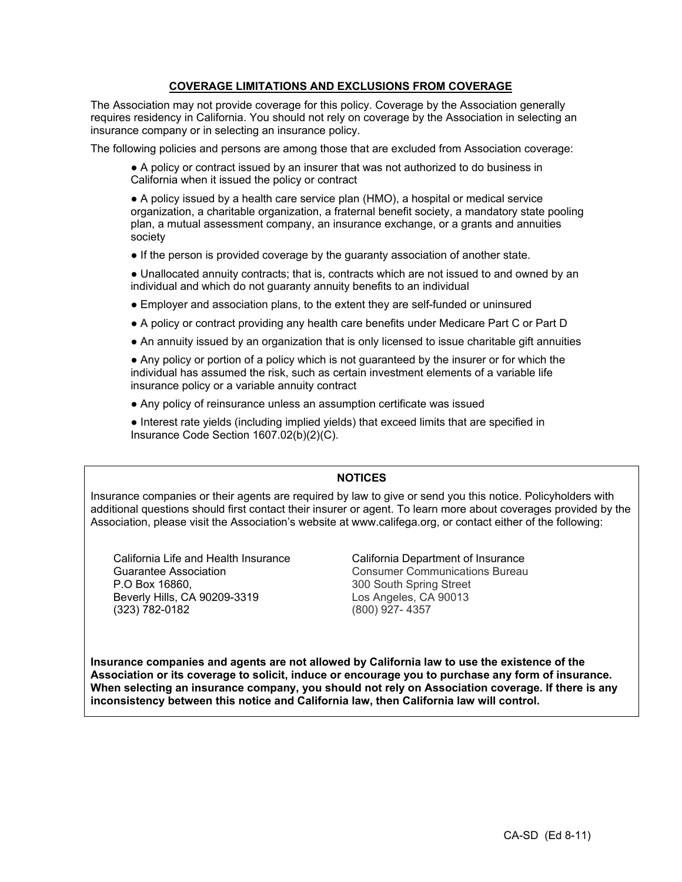## COVERAGE LIMITATIONS AND EXCLUSIONS FROM COVERAGE

The Association may not provide coverage for this policy. Coverage by the Association generally requires residency in California. You should not rely on coverage by the Association in selecting an insurance company or in selecting an insurance policy.

The following policies and persons are among those that are excluded from Association coverage:

- A policy or contract issued by an insurer that was not authorized to do business in California when it issued the policy or contract
- A policy issued by a health care service plan (HMO), a hospital or medical service organization, a charitable organization, a fraternal benefit society, a mandatory state pooling plan, a mutual assessment company, an insurance exchange, or a grants and annuities society
- If the person is provided coverage by the guaranty association of another state.
- Unallocated annuity contracts; that is, contracts which are not issued to and owned by an individual and which do not guaranty annuity benefits to an individual
- Employer and association plans, to the extent they are self-funded or uninsured
- A policy or contract providing any health care benefits under Medicare Part C or Part D
- An annuity issued by an organization that is only licensed to issue charitable gift annuities
- Any policy or portion of a policy which is not guaranteed by the insurer or for which the individual has assumed the risk, such as certain investment elements of a variable life insurance policy or a variable annuity contract
- Any policy of reinsurance unless an assumption certificate was issued
- Interest rate yields (including implied yields) that exceed limits that are specified in Insurance Code Section 1607.02(b)(2)(C).

### NOTICES

Insurance companies or their agents are required by law to give or send you this notice. Policyholders with additional questions should first contact their insurer or agent. To learn more about coverages provided by the Association, please visit the Association's website at www.califega.org, or contact either of the following:

California Life and Health Insurance Guarantee Association
P.O Box 16860,
Beverly Hills, CA 90209-3319
(323) 782-0182

California Department of Insurance
Consumer Communications Bureau
300 South Spring Street
Los Angeles, CA 90013
(800) 927- 4357

**Insurance companies and agents are not allowed by California law to use the existence of the Association or its coverage to solicit, induce or encourage you to purchase any form of insurance. When selecting an insurance company, you should not rely on Association coverage. If there is any inconsistency between this notice and California law, then California law will control.**

CA-SD (Ed 8-11)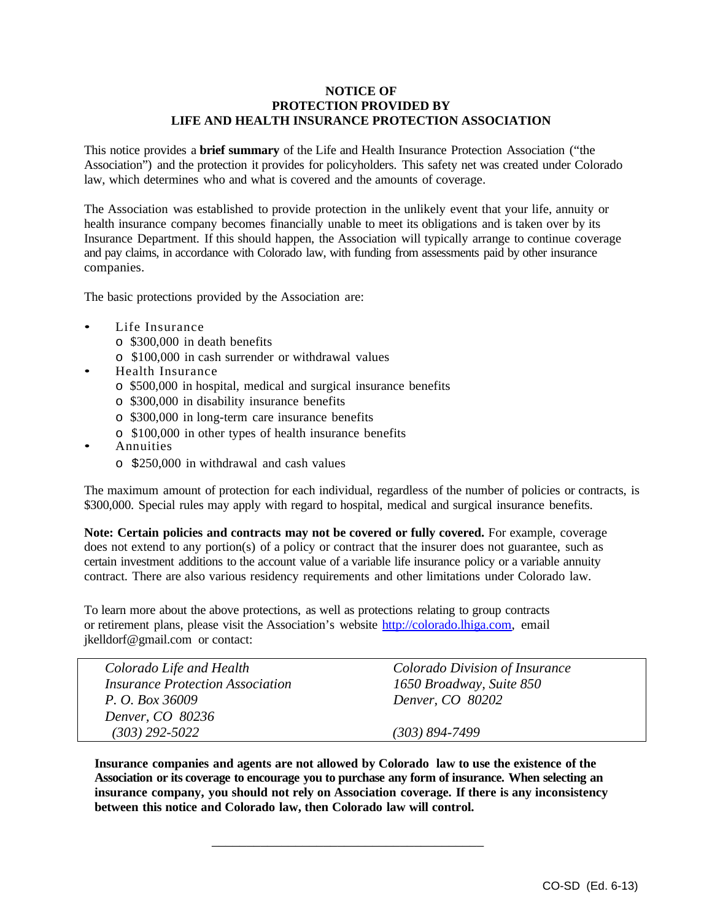# NOTICE OF
# PROTECTION PROVIDED BY
# LIFE AND HEALTH INSURANCE PROTECTION ASSOCIATION

This notice provides a **brief summary** of the Life and Health Insurance Protection Association ("the Association") and the protection it provides for policyholders. This safety net was created under Colorado law, which determines who and what is covered and the amounts of coverage.

The Association was established to provide protection in the unlikely event that your life, annuity or health insurance company becomes financially unable to meet its obligations and is taken over by its Insurance Department. If this should happen, the Association will typically arrange to continue coverage and pay claims, in accordance with Colorado law, with funding from assessments paid by other insurance companies.

The basic protections provided by the Association are:

- Life Insurance
  - $300,000 in death benefits
  - $100,000 in cash surrender or withdrawal values
- Health Insurance
  - $500,000 in hospital, medical and surgical insurance benefits
  - $300,000 in disability insurance benefits
  - $300,000 in long-term care insurance benefits
  - $100,000 in other types of health insurance benefits
- Annuities
  - $250,000 in withdrawal and cash values

The maximum amount of protection for each individual, regardless of the number of policies or contracts, is $300,000. Special rules may apply with regard to hospital, medical and surgical insurance benefits.

**Note: Certain policies and contracts may not be covered or fully covered.** For example, coverage does not extend to any portion(s) of a policy or contract that the insurer does not guarantee, such as certain investment additions to the account value of a variable life insurance policy or a variable annuity contract. There are also various residency requirements and other limitations under Colorado law.

To learn more about the above protections, as well as protections relating to group contracts or retirement plans, please visit the Association's website http://colorado.lhiga.com, email jkelldorf@gmail.com or contact:

| | |
|---|---|
| *Colorado Life and Health Insurance Protection Association*<br>*P. O. Box 36009*<br>*Denver, CO 80236*<br>*(303) 292-5022* | *Colorado Division of Insurance*<br>*1650 Broadway, Suite 850*<br>*Denver, CO 80202*<br><br>*(303) 894-7499* |

**Insurance companies and agents are not allowed by Colorado law to use the existence of the Association or its coverage to encourage you to purchase any form of insurance. When selecting an insurance company, you should not rely on Association coverage. If there is any inconsistency between this notice and Colorado law, then Colorado law will control.**

CO-SD (Ed. 6-13)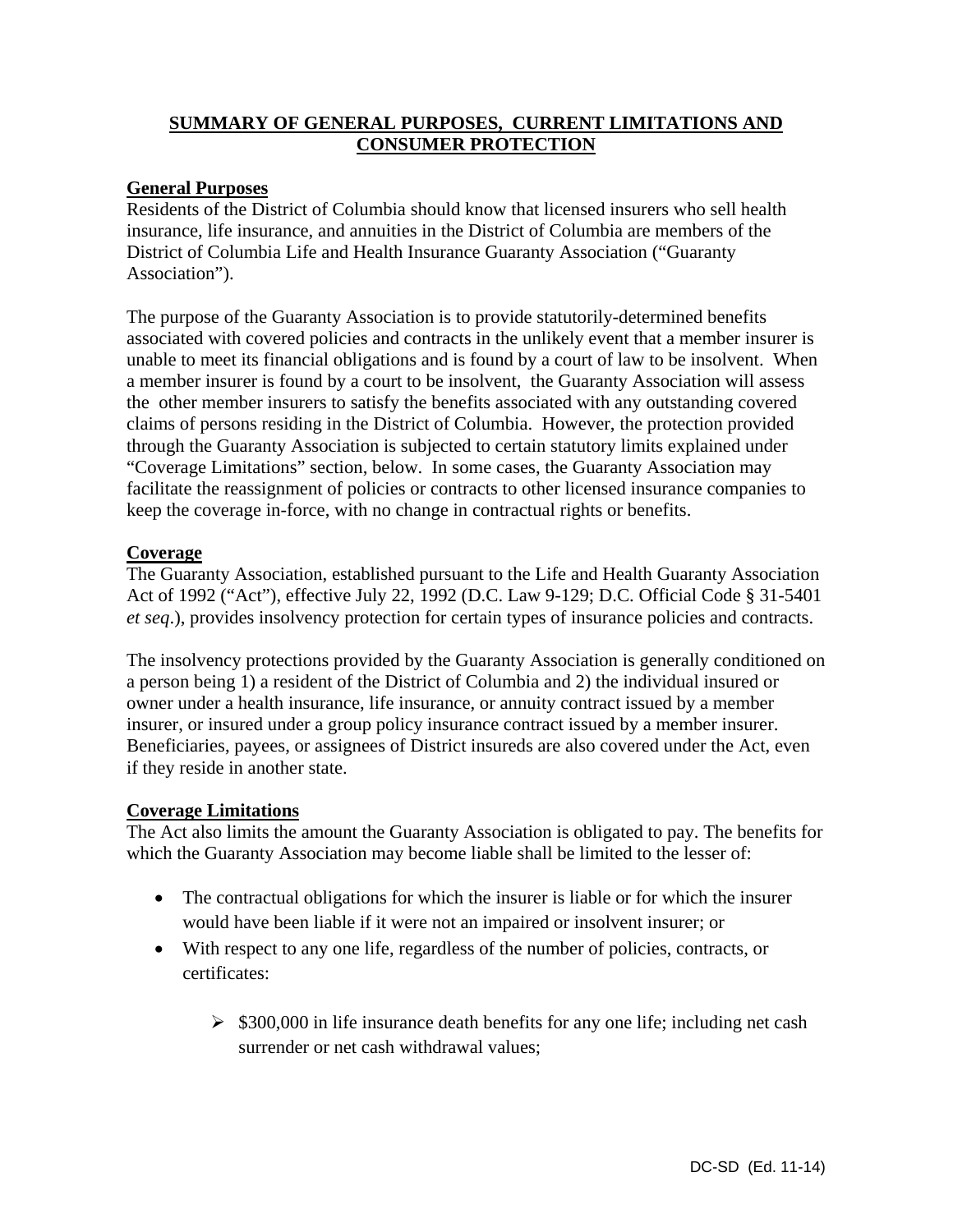## SUMMARY OF GENERAL PURPOSES, CURRENT LIMITATIONS AND CONSUMER PROTECTION

### General Purposes

Residents of the District of Columbia should know that licensed insurers who sell health insurance, life insurance, and annuities in the District of Columbia are members of the District of Columbia Life and Health Insurance Guaranty Association ("Guaranty Association").

The purpose of the Guaranty Association is to provide statutorily-determined benefits associated with covered policies and contracts in the unlikely event that a member insurer is unable to meet its financial obligations and is found by a court of law to be insolvent. When a member insurer is found by a court to be insolvent, the Guaranty Association will assess the other member insurers to satisfy the benefits associated with any outstanding covered claims of persons residing in the District of Columbia. However, the protection provided through the Guaranty Association is subjected to certain statutory limits explained under "Coverage Limitations" section, below. In some cases, the Guaranty Association may facilitate the reassignment of policies or contracts to other licensed insurance companies to keep the coverage in-force, with no change in contractual rights or benefits.

### Coverage

The Guaranty Association, established pursuant to the Life and Health Guaranty Association Act of 1992 ("Act"), effective July 22, 1992 (D.C. Law 9-129; D.C. Official Code § 31-5401 *et seq*.), provides insolvency protection for certain types of insurance policies and contracts.

The insolvency protections provided by the Guaranty Association is generally conditioned on a person being 1) a resident of the District of Columbia and 2) the individual insured or owner under a health insurance, life insurance, or annuity contract issued by a member insurer, or insured under a group policy insurance contract issued by a member insurer. Beneficiaries, payees, or assignees of District insureds are also covered under the Act, even if they reside in another state.

### Coverage Limitations

The Act also limits the amount the Guaranty Association is obligated to pay. The benefits for which the Guaranty Association may become liable shall be limited to the lesser of:

- The contractual obligations for which the insurer is liable or for which the insurer would have been liable if it were not an impaired or insolvent insurer; or
- With respect to any one life, regardless of the number of policies, contracts, or certificates:
  - $300,000 in life insurance death benefits for any one life; including net cash surrender or net cash withdrawal values;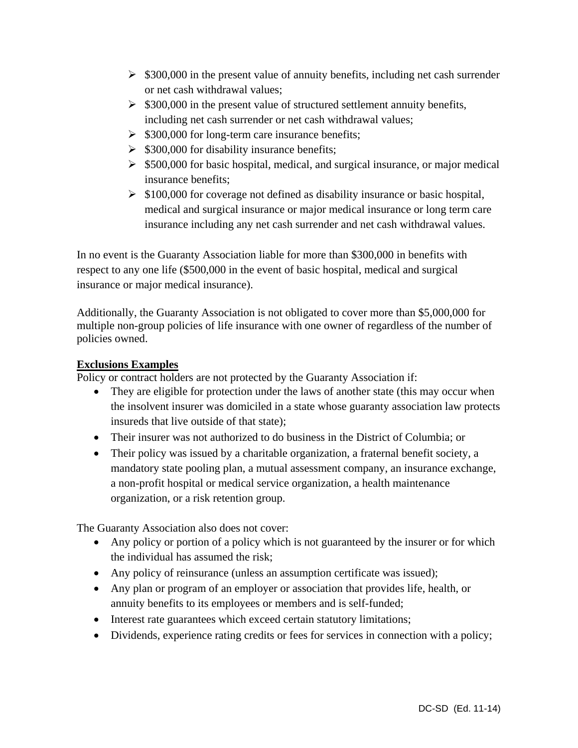- $300,000 in the present value of annuity benefits, including net cash surrender or net cash withdrawal values;
- $300,000 in the present value of structured settlement annuity benefits, including net cash surrender or net cash withdrawal values;
- $300,000 for long-term care insurance benefits;
- $300,000 for disability insurance benefits;
- $500,000 for basic hospital, medical, and surgical insurance, or major medical insurance benefits;
- $100,000 for coverage not defined as disability insurance or basic hospital, medical and surgical insurance or major medical insurance or long term care insurance including any net cash surrender and net cash withdrawal values.

In no event is the Guaranty Association liable for more than $300,000 in benefits with respect to any one life ($500,000 in the event of basic hospital, medical and surgical insurance or major medical insurance).

Additionally, the Guaranty Association is not obligated to cover more than $5,000,000 for multiple non-group policies of life insurance with one owner of regardless of the number of policies owned.

**Exclusions Examples**

Policy or contract holders are not protected by the Guaranty Association if:

- They are eligible for protection under the laws of another state (this may occur when the insolvent insurer was domiciled in a state whose guaranty association law protects insureds that live outside of that state);
- Their insurer was not authorized to do business in the District of Columbia; or
- Their policy was issued by a charitable organization, a fraternal benefit society, a mandatory state pooling plan, a mutual assessment company, an insurance exchange, a non-profit hospital or medical service organization, a health maintenance organization, or a risk retention group.

The Guaranty Association also does not cover:

- Any policy or portion of a policy which is not guaranteed by the insurer or for which the individual has assumed the risk;
- Any policy of reinsurance (unless an assumption certificate was issued);
- Any plan or program of an employer or association that provides life, health, or annuity benefits to its employees or members and is self-funded;
- Interest rate guarantees which exceed certain statutory limitations;
- Dividends, experience rating credits or fees for services in connection with a policy;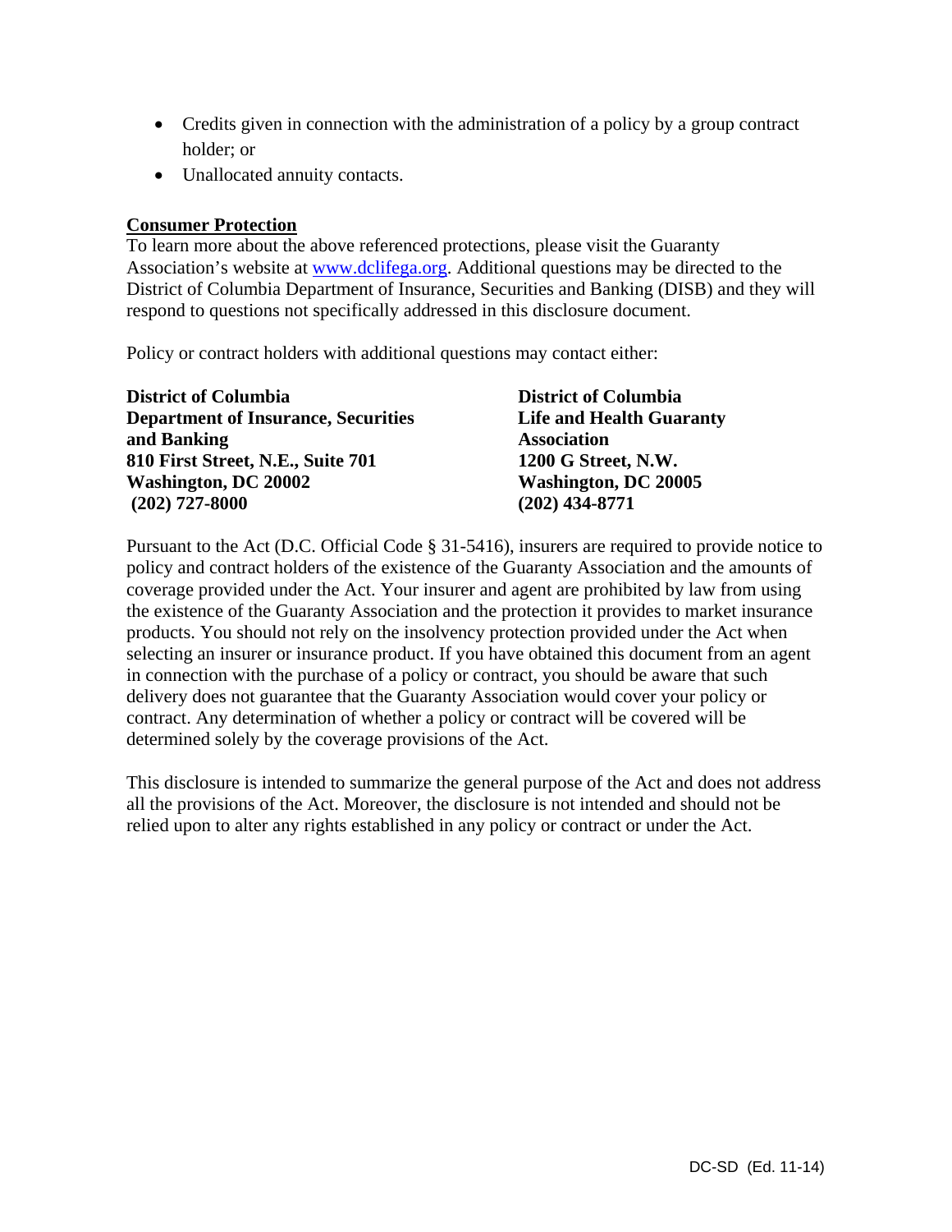- Credits given in connection with the administration of a policy by a group contract holder; or
- Unallocated annuity contacts.

**Consumer Protection**

To learn more about the above referenced protections, please visit the Guaranty Association's website at www.dclifega.org. Additional questions may be directed to the District of Columbia Department of Insurance, Securities and Banking (DISB) and they will respond to questions not specifically addressed in this disclosure document.

Policy or contract holders with additional questions may contact either:

**District of Columbia**
**Department of Insurance, Securities and Banking**
**810 First Street, N.E., Suite 701**
**Washington, DC 20002**
**(202) 727-8000**

**District of Columbia**
**Life and Health Guaranty Association**
**1200 G Street, N.W.**
**Washington, DC 20005**
**(202) 434-8771**

Pursuant to the Act (D.C. Official Code § 31-5416), insurers are required to provide notice to policy and contract holders of the existence of the Guaranty Association and the amounts of coverage provided under the Act. Your insurer and agent are prohibited by law from using the existence of the Guaranty Association and the protection it provides to market insurance products. You should not rely on the insolvency protection provided under the Act when selecting an insurer or insurance product. If you have obtained this document from an agent in connection with the purchase of a policy or contract, you should be aware that such delivery does not guarantee that the Guaranty Association would cover your policy or contract. Any determination of whether a policy or contract will be covered will be determined solely by the coverage provisions of the Act.

This disclosure is intended to summarize the general purpose of the Act and does not address all the provisions of the Act. Moreover, the disclosure is not intended and should not be relied upon to alter any rights established in any policy or contract or under the Act.

DC-SD (Ed. 11-14)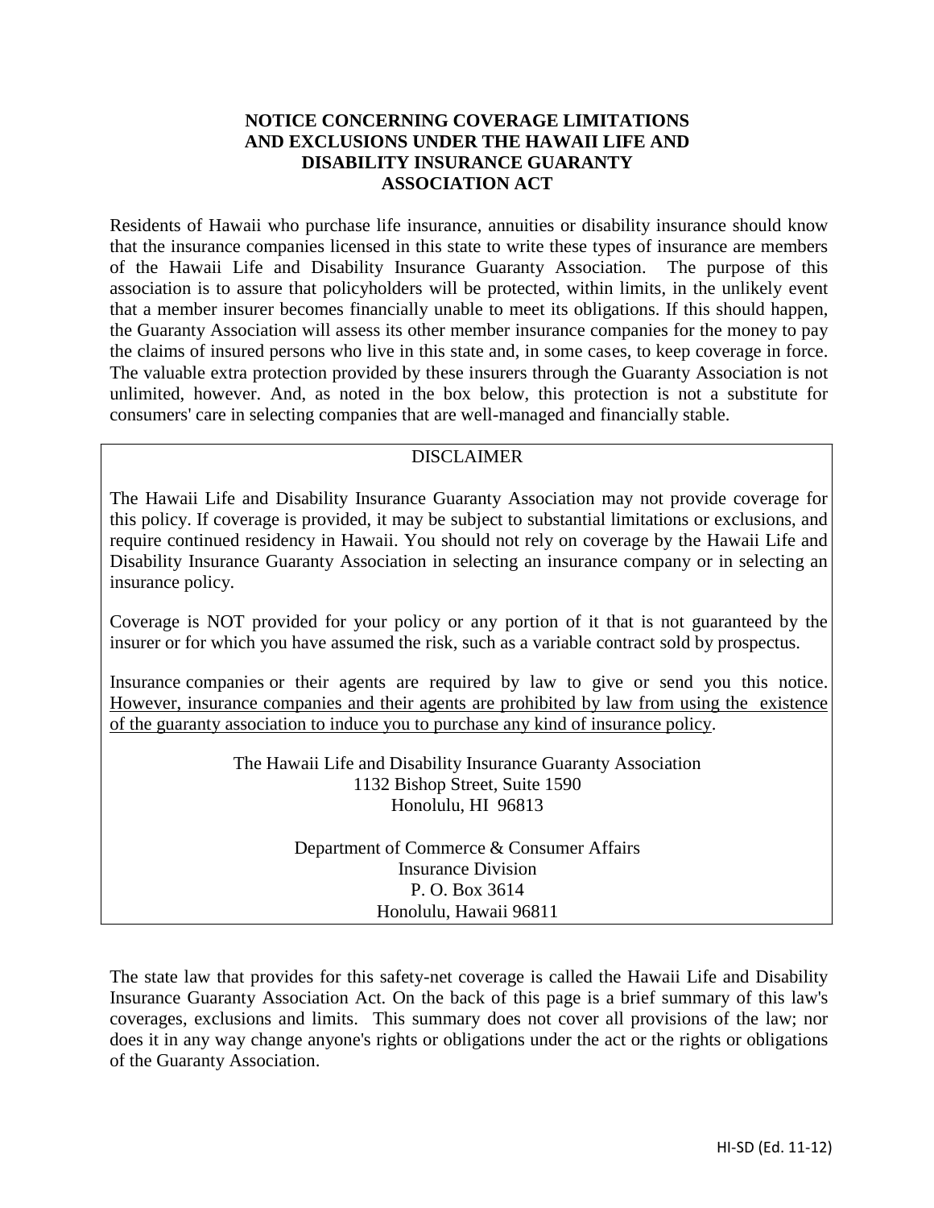## NOTICE CONCERNING COVERAGE LIMITATIONS AND EXCLUSIONS UNDER THE HAWAII LIFE AND DISABILITY INSURANCE GUARANTY ASSOCIATION ACT

Residents of Hawaii who purchase life insurance, annuities or disability insurance should know that the insurance companies licensed in this state to write these types of insurance are members of the Hawaii Life and Disability Insurance Guaranty Association. The purpose of this association is to assure that policyholders will be protected, within limits, in the unlikely event that a member insurer becomes financially unable to meet its obligations. If this should happen, the Guaranty Association will assess its other member insurance companies for the money to pay the claims of insured persons who live in this state and, in some cases, to keep coverage in force. The valuable extra protection provided by these insurers through the Guaranty Association is not unlimited, however. And, as noted in the box below, this protection is not a substitute for consumers' care in selecting companies that are well-managed and financially stable.

DISCLAIMER

The Hawaii Life and Disability Insurance Guaranty Association may not provide coverage for this policy. If coverage is provided, it may be subject to substantial limitations or exclusions, and require continued residency in Hawaii. You should not rely on coverage by the Hawaii Life and Disability Insurance Guaranty Association in selecting an insurance company or in selecting an insurance policy.

Coverage is NOT provided for your policy or any portion of it that is not guaranteed by the insurer or for which you have assumed the risk, such as a variable contract sold by prospectus.

Insurance companies or their agents are required by law to give or send you this notice. <u>However, insurance companies and their agents are prohibited by law from using the existence of the guaranty association to induce you to purchase any kind of insurance policy</u>.

The Hawaii Life and Disability Insurance Guaranty Association
1132 Bishop Street, Suite 1590
Honolulu, HI 96813

Department of Commerce & Consumer Affairs
Insurance Division
P. O. Box 3614
Honolulu, Hawaii 96811

The state law that provides for this safety-net coverage is called the Hawaii Life and Disability Insurance Guaranty Association Act. On the back of this page is a brief summary of this law's coverages, exclusions and limits. This summary does not cover all provisions of the law; nor does it in any way change anyone's rights or obligations under the act or the rights or obligations of the Guaranty Association.

HI-SD (Ed. 11-12)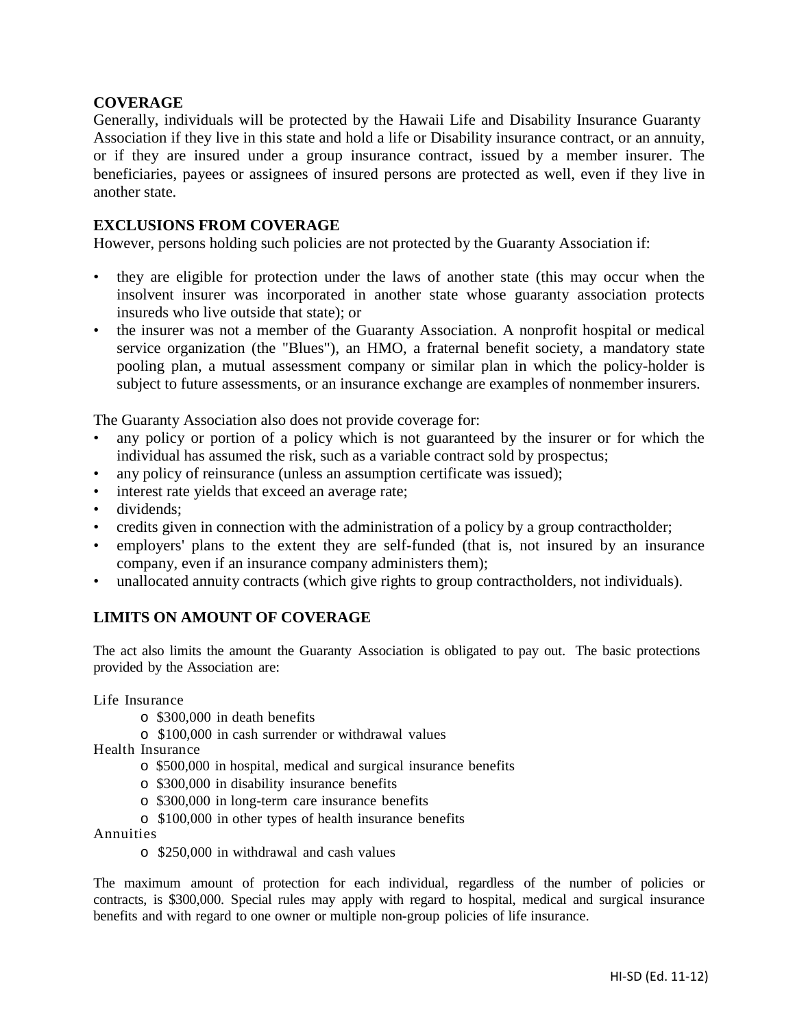## COVERAGE

Generally, individuals will be protected by the Hawaii Life and Disability Insurance Guaranty Association if they live in this state and hold a life or Disability insurance contract, or an annuity, or if they are insured under a group insurance contract, issued by a member insurer. The beneficiaries, payees or assignees of insured persons are protected as well, even if they live in another state.

## EXCLUSIONS FROM COVERAGE

However, persons holding such policies are not protected by the Guaranty Association if:

- they are eligible for protection under the laws of another state (this may occur when the insolvent insurer was incorporated in another state whose guaranty association protects insureds who live outside that state); or
- the insurer was not a member of the Guaranty Association. A nonprofit hospital or medical service organization (the "Blues"), an HMO, a fraternal benefit society, a mandatory state pooling plan, a mutual assessment company or similar plan in which the policy-holder is subject to future assessments, or an insurance exchange are examples of nonmember insurers.

The Guaranty Association also does not provide coverage for:

- any policy or portion of a policy which is not guaranteed by the insurer or for which the individual has assumed the risk, such as a variable contract sold by prospectus;
- any policy of reinsurance (unless an assumption certificate was issued);
- interest rate yields that exceed an average rate;
- dividends;
- credits given in connection with the administration of a policy by a group contractholder;
- employers' plans to the extent they are self-funded (that is, not insured by an insurance company, even if an insurance company administers them);
- unallocated annuity contracts (which give rights to group contractholders, not individuals).

## LIMITS ON AMOUNT OF COVERAGE

The act also limits the amount the Guaranty Association is obligated to pay out. The basic protections provided by the Association are:

Life Insurance

- $300,000 in death benefits
- $100,000 in cash surrender or withdrawal values

Health Insurance

- $500,000 in hospital, medical and surgical insurance benefits
- $300,000 in disability insurance benefits
- $300,000 in long-term care insurance benefits
- $100,000 in other types of health insurance benefits

Annuities

- $250,000 in withdrawal and cash values

The maximum amount of protection for each individual, regardless of the number of policies or contracts, is $300,000. Special rules may apply with regard to hospital, medical and surgical insurance benefits and with regard to one owner or multiple non-group policies of life insurance.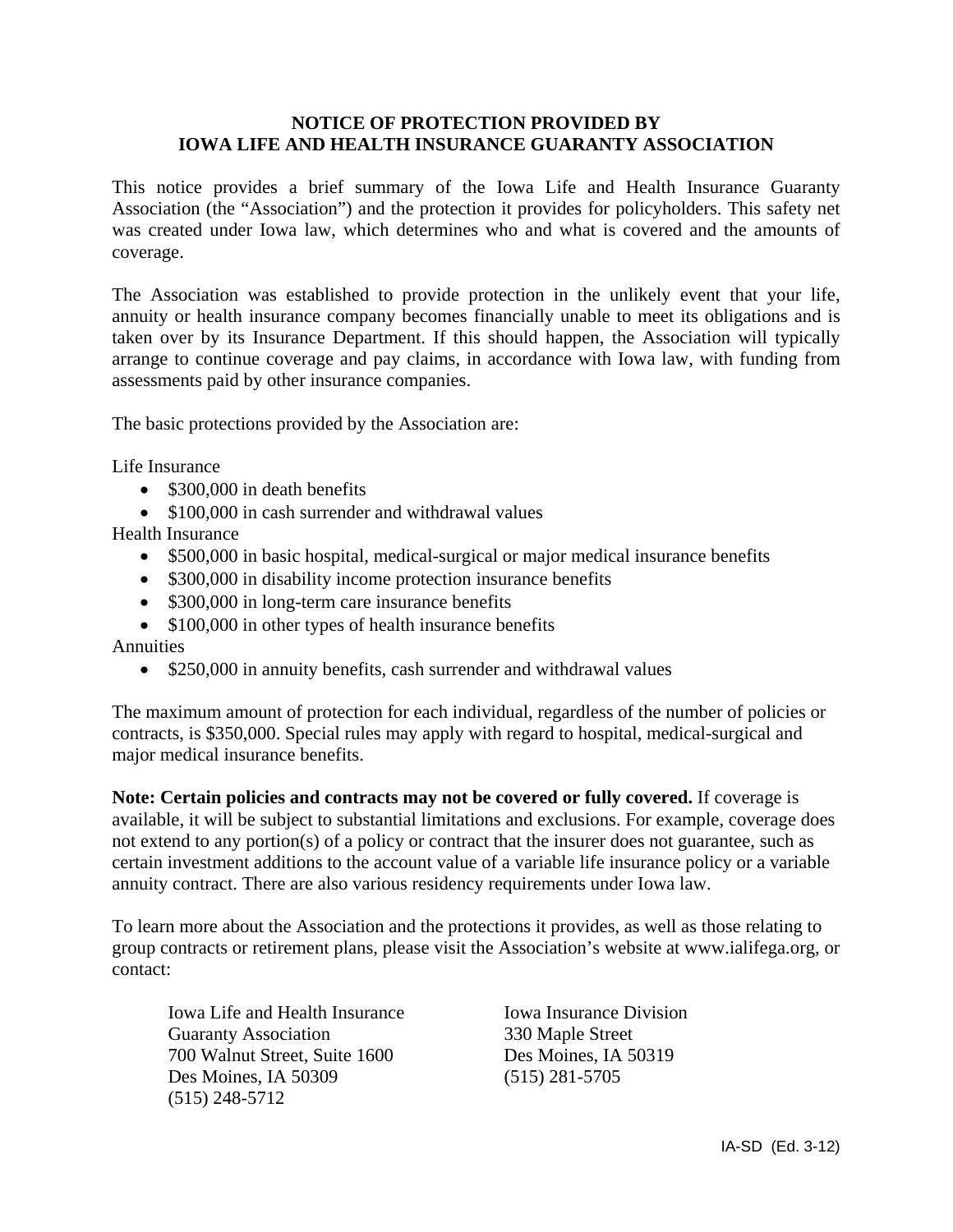# NOTICE OF PROTECTION PROVIDED BY IOWA LIFE AND HEALTH INSURANCE GUARANTY ASSOCIATION

This notice provides a brief summary of the Iowa Life and Health Insurance Guaranty Association (the "Association") and the protection it provides for policyholders. This safety net was created under Iowa law, which determines who and what is covered and the amounts of coverage.

The Association was established to provide protection in the unlikely event that your life, annuity or health insurance company becomes financially unable to meet its obligations and is taken over by its Insurance Department. If this should happen, the Association will typically arrange to continue coverage and pay claims, in accordance with Iowa law, with funding from assessments paid by other insurance companies.

The basic protections provided by the Association are:

Life Insurance

- $300,000 in death benefits
- $100,000 in cash surrender and withdrawal values

Health Insurance

- $500,000 in basic hospital, medical-surgical or major medical insurance benefits
- $300,000 in disability income protection insurance benefits
- $300,000 in long-term care insurance benefits
- $100,000 in other types of health insurance benefits

Annuities

- $250,000 in annuity benefits, cash surrender and withdrawal values

The maximum amount of protection for each individual, regardless of the number of policies or contracts, is $350,000. Special rules may apply with regard to hospital, medical-surgical and major medical insurance benefits.

**Note: Certain policies and contracts may not be covered or fully covered.** If coverage is available, it will be subject to substantial limitations and exclusions. For example, coverage does not extend to any portion(s) of a policy or contract that the insurer does not guarantee, such as certain investment additions to the account value of a variable life insurance policy or a variable annuity contract. There are also various residency requirements under Iowa law.

To learn more about the Association and the protections it provides, as well as those relating to group contracts or retirement plans, please visit the Association's website at www.ialifega.org, or contact:

Iowa Life and Health Insurance Guaranty Association
700 Walnut Street, Suite 1600
Des Moines, IA 50309
(515) 248-5712

Iowa Insurance Division
330 Maple Street
Des Moines, IA 50319
(515) 281-5705

IA-SD (Ed. 3-12)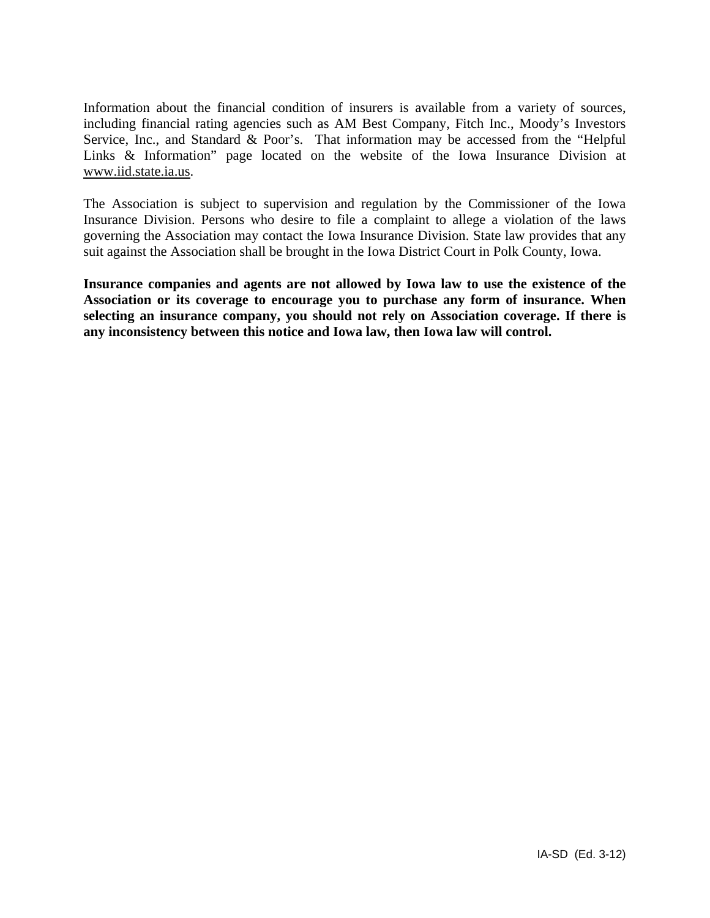Information about the financial condition of insurers is available from a variety of sources, including financial rating agencies such as AM Best Company, Fitch Inc., Moody's Investors Service, Inc., and Standard & Poor's. That information may be accessed from the "Helpful Links & Information" page located on the website of the Iowa Insurance Division at www.iid.state.ia.us.

The Association is subject to supervision and regulation by the Commissioner of the Iowa Insurance Division. Persons who desire to file a complaint to allege a violation of the laws governing the Association may contact the Iowa Insurance Division. State law provides that any suit against the Association shall be brought in the Iowa District Court in Polk County, Iowa.

**Insurance companies and agents are not allowed by Iowa law to use the existence of the Association or its coverage to encourage you to purchase any form of insurance. When selecting an insurance company, you should not rely on Association coverage. If there is any inconsistency between this notice and Iowa law, then Iowa law will control.**

IA-SD (Ed. 3-12)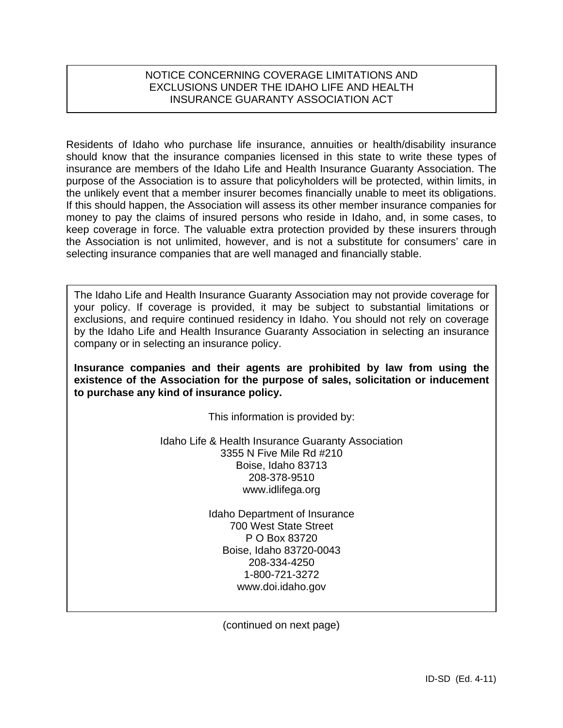# NOTICE CONCERNING COVERAGE LIMITATIONS AND EXCLUSIONS UNDER THE IDAHO LIFE AND HEALTH INSURANCE GUARANTY ASSOCIATION ACT

Residents of Idaho who purchase life insurance, annuities or health/disability insurance should know that the insurance companies licensed in this state to write these types of insurance are members of the Idaho Life and Health Insurance Guaranty Association. The purpose of the Association is to assure that policyholders will be protected, within limits, in the unlikely event that a member insurer becomes financially unable to meet its obligations. If this should happen, the Association will assess its other member insurance companies for money to pay the claims of insured persons who reside in Idaho, and, in some cases, to keep coverage in force. The valuable extra protection provided by these insurers through the Association is not unlimited, however, and is not a substitute for consumers' care in selecting insurance companies that are well managed and financially stable.

The Idaho Life and Health Insurance Guaranty Association may not provide coverage for your policy. If coverage is provided, it may be subject to substantial limitations or exclusions, and require continued residency in Idaho. You should not rely on coverage by the Idaho Life and Health Insurance Guaranty Association in selecting an insurance company or in selecting an insurance policy.

**Insurance companies and their agents are prohibited by law from using the existence of the Association for the purpose of sales, solicitation or inducement to purchase any kind of insurance policy.**

This information is provided by:

Idaho Life & Health Insurance Guaranty Association
3355 N Five Mile Rd #210
Boise, Idaho 83713
208-378-9510
www.idlifega.org

Idaho Department of Insurance
700 West State Street
P O Box 83720
Boise, Idaho 83720-0043
208-334-4250
1-800-721-3272
www.doi.idaho.gov

(continued on next page)

ID-SD (Ed. 4-11)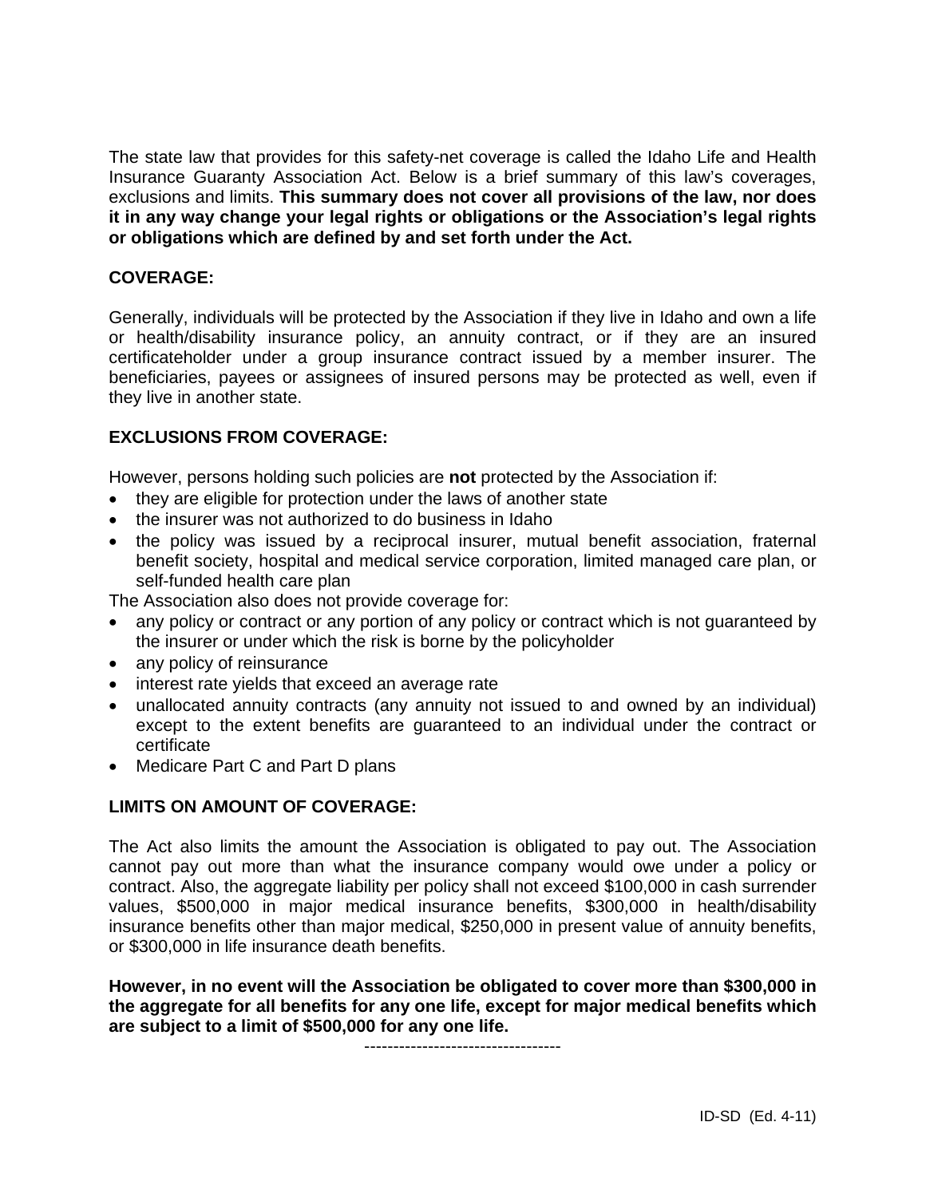The state law that provides for this safety-net coverage is called the Idaho Life and Health Insurance Guaranty Association Act. Below is a brief summary of this law's coverages, exclusions and limits. **This summary does not cover all provisions of the law, nor does it in any way change your legal rights or obligations or the Association's legal rights or obligations which are defined by and set forth under the Act.**

**COVERAGE:**

Generally, individuals will be protected by the Association if they live in Idaho and own a life or health/disability insurance policy, an annuity contract, or if they are an insured certificateholder under a group insurance contract issued by a member insurer. The beneficiaries, payees or assignees of insured persons may be protected as well, even if they live in another state.

**EXCLUSIONS FROM COVERAGE:**

However, persons holding such policies are **not** protected by the Association if:

- they are eligible for protection under the laws of another state
- the insurer was not authorized to do business in Idaho
- the policy was issued by a reciprocal insurer, mutual benefit association, fraternal benefit society, hospital and medical service corporation, limited managed care plan, or self-funded health care plan

The Association also does not provide coverage for:

- any policy or contract or any portion of any policy or contract which is not guaranteed by the insurer or under which the risk is borne by the policyholder
- any policy of reinsurance
- interest rate yields that exceed an average rate
- unallocated annuity contracts (any annuity not issued to and owned by an individual) except to the extent benefits are guaranteed to an individual under the contract or certificate
- Medicare Part C and Part D plans

**LIMITS ON AMOUNT OF COVERAGE:**

The Act also limits the amount the Association is obligated to pay out. The Association cannot pay out more than what the insurance company would owe under a policy or contract. Also, the aggregate liability per policy shall not exceed $100,000 in cash surrender values, $500,000 in major medical insurance benefits, $300,000 in health/disability insurance benefits other than major medical, $250,000 in present value of annuity benefits, or $300,000 in life insurance death benefits.

**However, in no event will the Association be obligated to cover more than $300,000 in the aggregate for all benefits for any one life, except for major medical benefits which are subject to a limit of $500,000 for any one life.**

----------------------------------

ID-SD (Ed. 4-11)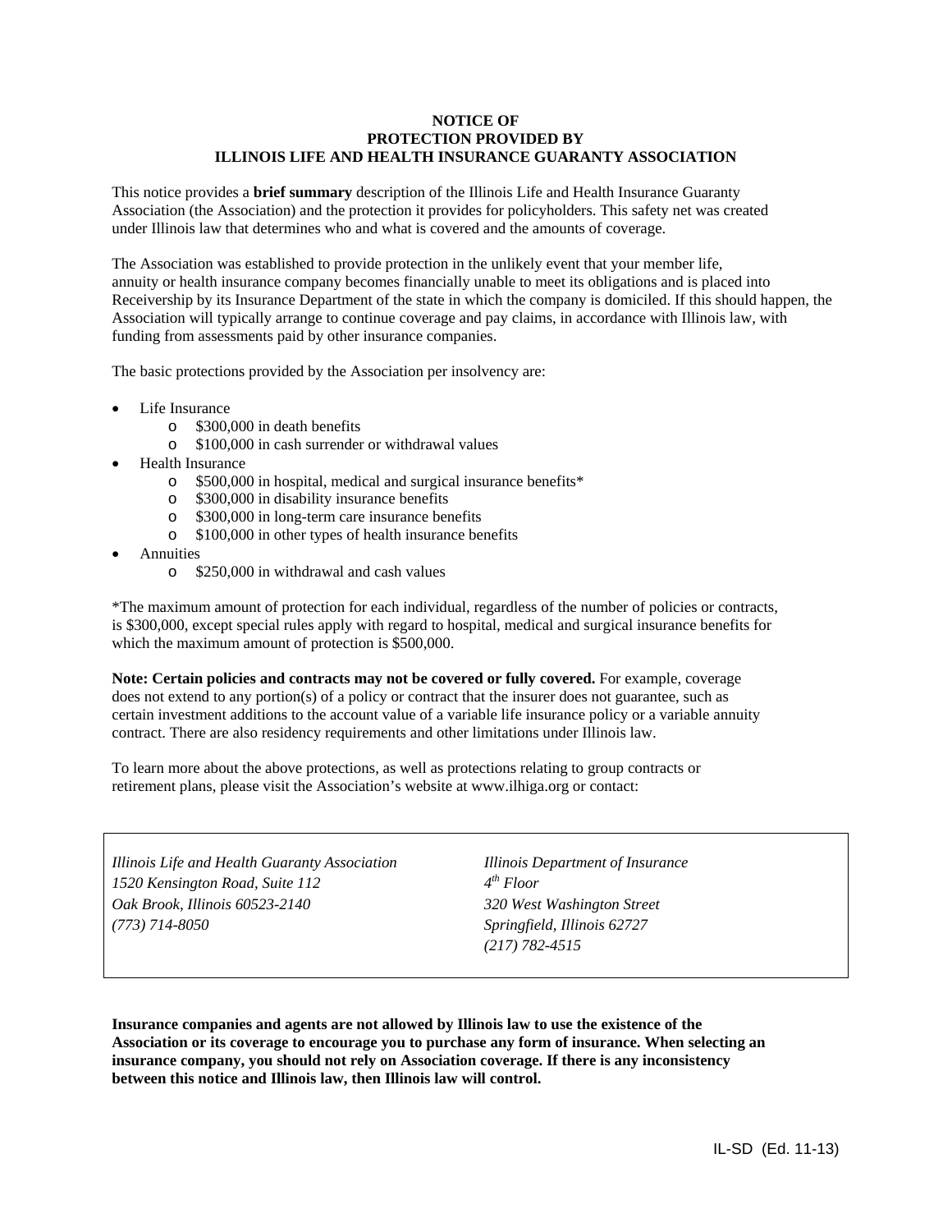**NOTICE OF**
**PROTECTION PROVIDED BY**
**ILLINOIS LIFE AND HEALTH INSURANCE GUARANTY ASSOCIATION**

This notice provides a **brief summary** description of the Illinois Life and Health Insurance Guaranty Association (the Association) and the protection it provides for policyholders. This safety net was created under Illinois law that determines who and what is covered and the amounts of coverage.

The Association was established to provide protection in the unlikely event that your member life, annuity or health insurance company becomes financially unable to meet its obligations and is placed into Receivership by its Insurance Department of the state in which the company is domiciled. If this should happen, the Association will typically arrange to continue coverage and pay claims, in accordance with Illinois law, with funding from assessments paid by other insurance companies.

The basic protections provided by the Association per insolvency are:

- Life Insurance
  - $300,000 in death benefits
  - $100,000 in cash surrender or withdrawal values
- Health Insurance
  - $500,000 in hospital, medical and surgical insurance benefits*
  - $300,000 in disability insurance benefits
  - $300,000 in long-term care insurance benefits
  - $100,000 in other types of health insurance benefits
- Annuities
  - $250,000 in withdrawal and cash values

*The maximum amount of protection for each individual, regardless of the number of policies or contracts, is $300,000, except special rules apply with regard to hospital, medical and surgical insurance benefits for which the maximum amount of protection is $500,000.

**Note: Certain policies and contracts may not be covered or fully covered.** For example, coverage does not extend to any portion(s) of a policy or contract that the insurer does not guarantee, such as certain investment additions to the account value of a variable life insurance policy or a variable annuity contract. There are also residency requirements and other limitations under Illinois law.

To learn more about the above protections, as well as protections relating to group contracts or retirement plans, please visit the Association's website at www.ilhiga.org or contact:

| | |
|---|---|
| *Illinois Life and Health Guaranty Association* | *Illinois Department of Insurance* |
| *1520 Kensington Road, Suite 112* | *4th Floor* |
| *Oak Brook, Illinois 60523-2140* | *320 West Washington Street* |
| *(773) 714-8050* | *Springfield, Illinois 62727* |
| | *(217) 782-4515* |

**Insurance companies and agents are not allowed by Illinois law to use the existence of the Association or its coverage to encourage you to purchase any form of insurance. When selecting an insurance company, you should not rely on Association coverage. If there is any inconsistency between this notice and Illinois law, then Illinois law will control.**

IL-SD (Ed. 11-13)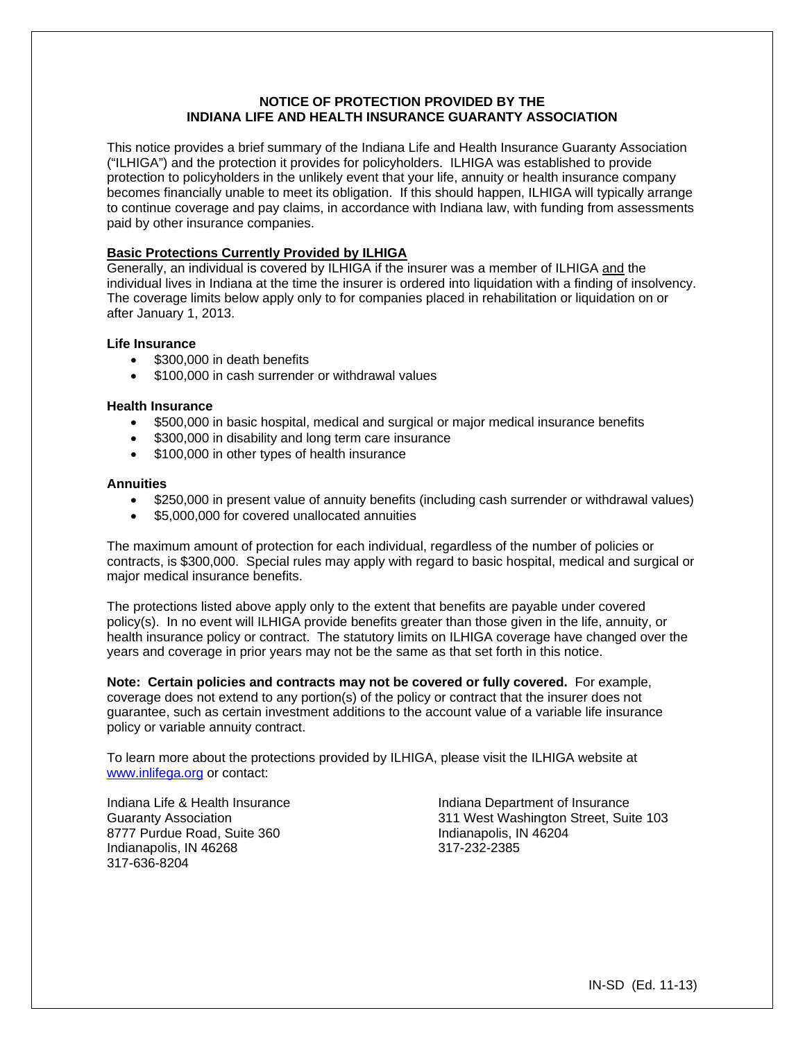# NOTICE OF PROTECTION PROVIDED BY THE INDIANA LIFE AND HEALTH INSURANCE GUARANTY ASSOCIATION

This notice provides a brief summary of the Indiana Life and Health Insurance Guaranty Association ("ILHIGA") and the protection it provides for policyholders. ILHIGA was established to provide protection to policyholders in the unlikely event that your life, annuity or health insurance company becomes financially unable to meet its obligation. If this should happen, ILHIGA will typically arrange to continue coverage and pay claims, in accordance with Indiana law, with funding from assessments paid by other insurance companies.

**Basic Protections Currently Provided by ILHIGA**

Generally, an individual is covered by ILHIGA if the insurer was a member of ILHIGA and the individual lives in Indiana at the time the insurer is ordered into liquidation with a finding of insolvency. The coverage limits below apply only to for companies placed in rehabilitation or liquidation on or after January 1, 2013.

**Life Insurance**

- $300,000 in death benefits
- $100,000 in cash surrender or withdrawal values

**Health Insurance**

- $500,000 in basic hospital, medical and surgical or major medical insurance benefits
- $300,000 in disability and long term care insurance
- $100,000 in other types of health insurance

**Annuities**

- $250,000 in present value of annuity benefits (including cash surrender or withdrawal values)
- $5,000,000 for covered unallocated annuities

The maximum amount of protection for each individual, regardless of the number of policies or contracts, is $300,000. Special rules may apply with regard to basic hospital, medical and surgical or major medical insurance benefits.

The protections listed above apply only to the extent that benefits are payable under covered policy(s). In no event will ILHIGA provide benefits greater than those given in the life, annuity, or health insurance policy or contract. The statutory limits on ILHIGA coverage have changed over the years and coverage in prior years may not be the same as that set forth in this notice.

**Note: Certain policies and contracts may not be covered or fully covered.** For example, coverage does not extend to any portion(s) of the policy or contract that the insurer does not guarantee, such as certain investment additions to the account value of a variable life insurance policy or variable annuity contract.

To learn more about the protections provided by ILHIGA, please visit the ILHIGA website at www.inlifega.org or contact:

Indiana Life & Health Insurance Guaranty Association
8777 Purdue Road, Suite 360
Indianapolis, IN 46268
317-636-8204

Indiana Department of Insurance
311 West Washington Street, Suite 103
Indianapolis, IN 46204
317-232-2385

IN-SD (Ed. 11-13)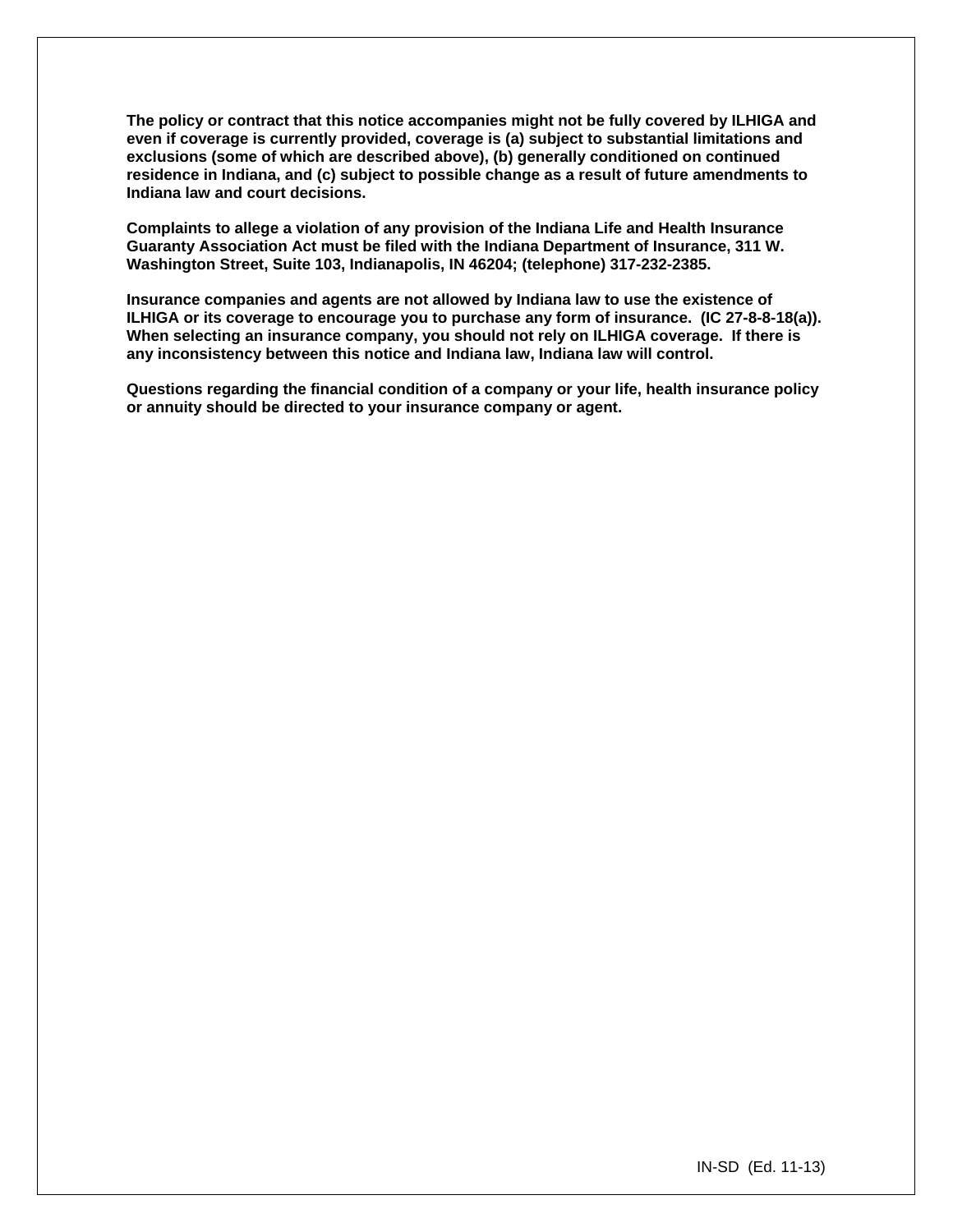**The policy or contract that this notice accompanies might not be fully covered by ILHIGA and even if coverage is currently provided, coverage is (a) subject to substantial limitations and exclusions (some of which are described above), (b) generally conditioned on continued residence in Indiana, and (c) subject to possible change as a result of future amendments to Indiana law and court decisions.**

**Complaints to allege a violation of any provision of the Indiana Life and Health Insurance Guaranty Association Act must be filed with the Indiana Department of Insurance, 311 W. Washington Street, Suite 103, Indianapolis, IN 46204; (telephone) 317-232-2385.**

**Insurance companies and agents are not allowed by Indiana law to use the existence of ILHIGA or its coverage to encourage you to purchase any form of insurance. (IC 27-8-8-18(a)). When selecting an insurance company, you should not rely on ILHIGA coverage. If there is any inconsistency between this notice and Indiana law, Indiana law will control.**

**Questions regarding the financial condition of a company or your life, health insurance policy or annuity should be directed to your insurance company or agent.**

IN-SD (Ed. 11-13)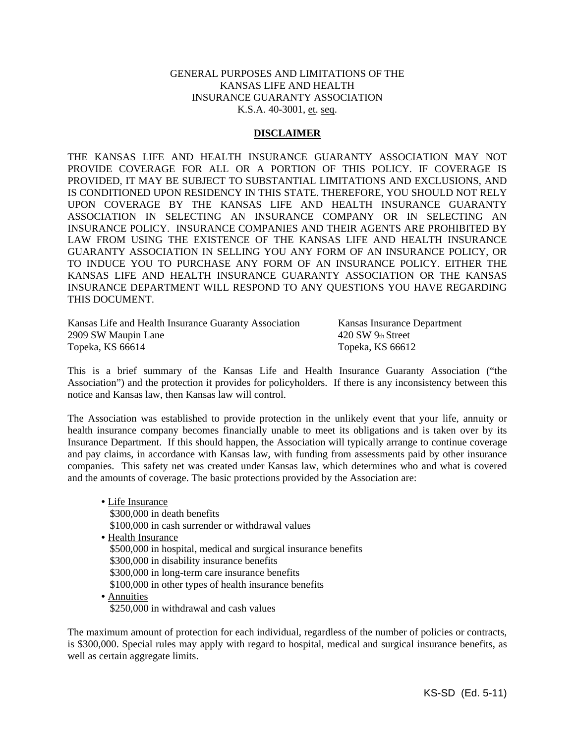GENERAL PURPOSES AND LIMITATIONS OF THE
KANSAS LIFE AND HEALTH
INSURANCE GUARANTY ASSOCIATION
K.S.A. 40-3001, et. seq.

**DISCLAIMER**

THE KANSAS LIFE AND HEALTH INSURANCE GUARANTY ASSOCIATION MAY NOT PROVIDE COVERAGE FOR ALL OR A PORTION OF THIS POLICY. IF COVERAGE IS PROVIDED, IT MAY BE SUBJECT TO SUBSTANTIAL LIMITATIONS AND EXCLUSIONS, AND IS CONDITIONED UPON RESIDENCY IN THIS STATE. THEREFORE, YOU SHOULD NOT RELY UPON COVERAGE BY THE KANSAS LIFE AND HEALTH INSURANCE GUARANTY ASSOCIATION IN SELECTING AN INSURANCE COMPANY OR IN SELECTING AN INSURANCE POLICY. INSURANCE COMPANIES AND THEIR AGENTS ARE PROHIBITED BY LAW FROM USING THE EXISTENCE OF THE KANSAS LIFE AND HEALTH INSURANCE GUARANTY ASSOCIATION IN SELLING YOU ANY FORM OF AN INSURANCE POLICY, OR TO INDUCE YOU TO PURCHASE ANY FORM OF AN INSURANCE POLICY. EITHER THE KANSAS LIFE AND HEALTH INSURANCE GUARANTY ASSOCIATION OR THE KANSAS INSURANCE DEPARTMENT WILL RESPOND TO ANY QUESTIONS YOU HAVE REGARDING THIS DOCUMENT.

Kansas Life and Health Insurance Guaranty Association
2909 SW Maupin Lane
Topeka, KS 66614

Kansas Insurance Department
420 SW 9th Street
Topeka, KS 66612

This is a brief summary of the Kansas Life and Health Insurance Guaranty Association ("the Association") and the protection it provides for policyholders. If there is any inconsistency between this notice and Kansas law, then Kansas law will control.

The Association was established to provide protection in the unlikely event that your life, annuity or health insurance company becomes financially unable to meet its obligations and is taken over by its Insurance Department. If this should happen, the Association will typically arrange to continue coverage and pay claims, in accordance with Kansas law, with funding from assessments paid by other insurance companies. This safety net was created under Kansas law, which determines who and what is covered and the amounts of coverage. The basic protections provided by the Association are:

- Life Insurance
  - $300,000 in death benefits
  - $100,000 in cash surrender or withdrawal values
- Health Insurance
  - $500,000 in hospital, medical and surgical insurance benefits
  - $300,000 in disability insurance benefits
  - $300,000 in long-term care insurance benefits
  - $100,000 in other types of health insurance benefits
- Annuities
  - $250,000 in withdrawal and cash values

The maximum amount of protection for each individual, regardless of the number of policies or contracts, is $300,000. Special rules may apply with regard to hospital, medical and surgical insurance benefits, as well as certain aggregate limits.

KS-SD (Ed. 5-11)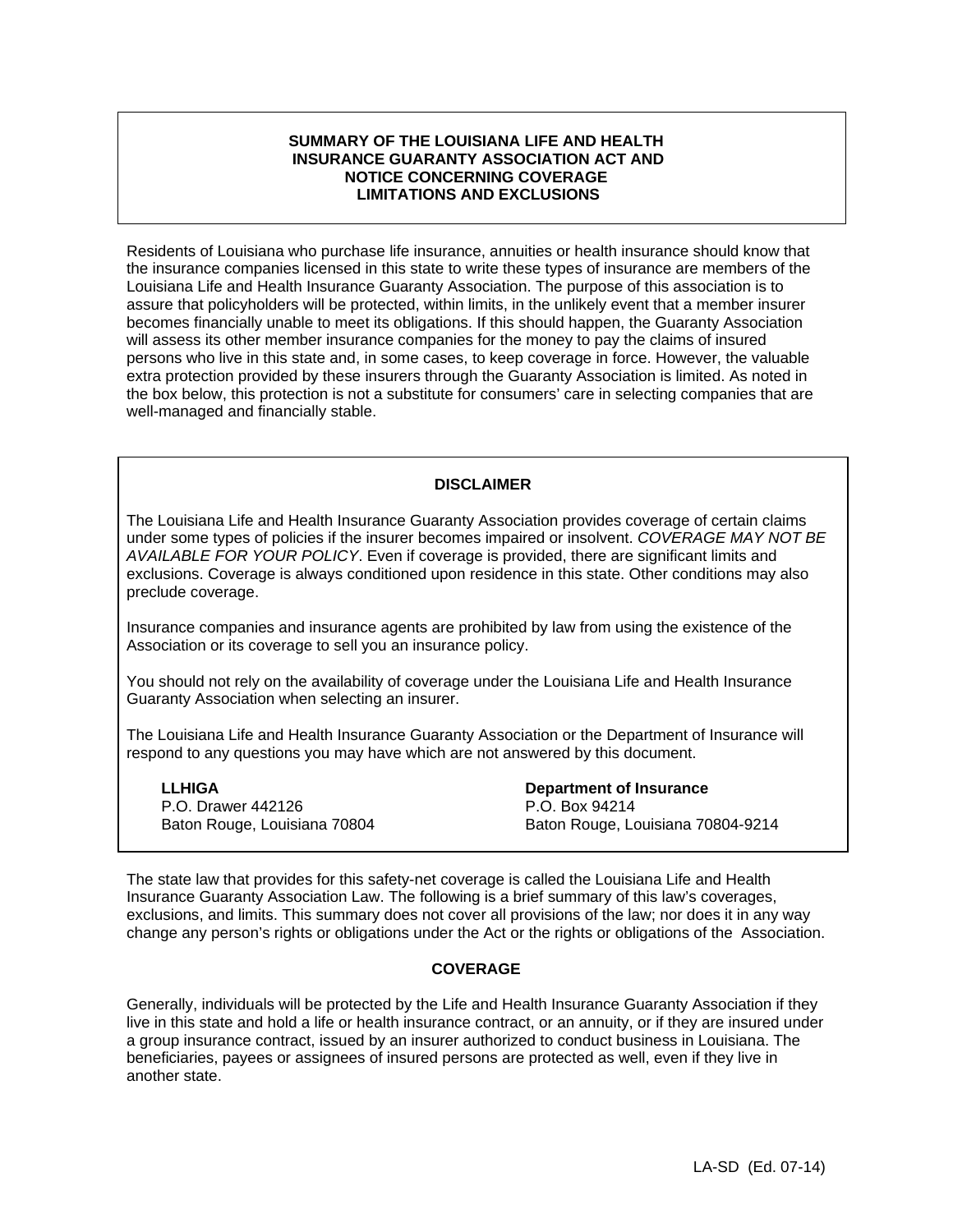## SUMMARY OF THE LOUISIANA LIFE AND HEALTH INSURANCE GUARANTY ASSOCIATION ACT AND NOTICE CONCERNING COVERAGE LIMITATIONS AND EXCLUSIONS

Residents of Louisiana who purchase life insurance, annuities or health insurance should know that the insurance companies licensed in this state to write these types of insurance are members of the Louisiana Life and Health Insurance Guaranty Association. The purpose of this association is to assure that policyholders will be protected, within limits, in the unlikely event that a member insurer becomes financially unable to meet its obligations. If this should happen, the Guaranty Association will assess its other member insurance companies for the money to pay the claims of insured persons who live in this state and, in some cases, to keep coverage in force. However, the valuable extra protection provided by these insurers through the Guaranty Association is limited. As noted in the box below, this protection is not a substitute for consumers' care in selecting companies that are well-managed and financially stable.

### DISCLAIMER

The Louisiana Life and Health Insurance Guaranty Association provides coverage of certain claims under some types of policies if the insurer becomes impaired or insolvent. *COVERAGE MAY NOT BE AVAILABLE FOR YOUR POLICY*. Even if coverage is provided, there are significant limits and exclusions. Coverage is always conditioned upon residence in this state. Other conditions may also preclude coverage.

Insurance companies and insurance agents are prohibited by law from using the existence of the Association or its coverage to sell you an insurance policy.

You should not rely on the availability of coverage under the Louisiana Life and Health Insurance Guaranty Association when selecting an insurer.

The Louisiana Life and Health Insurance Guaranty Association or the Department of Insurance will respond to any questions you may have which are not answered by this document.

**LLHIGA**
P.O. Drawer 442126
Baton Rouge, Louisiana 70804

**Department of Insurance**
P.O. Box 94214
Baton Rouge, Louisiana 70804-9214

The state law that provides for this safety-net coverage is called the Louisiana Life and Health Insurance Guaranty Association Law. The following is a brief summary of this law's coverages, exclusions, and limits. This summary does not cover all provisions of the law; nor does it in any way change any person's rights or obligations under the Act or the rights or obligations of the Association.

### COVERAGE

Generally, individuals will be protected by the Life and Health Insurance Guaranty Association if they live in this state and hold a life or health insurance contract, or an annuity, or if they are insured under a group insurance contract, issued by an insurer authorized to conduct business in Louisiana. The beneficiaries, payees or assignees of insured persons are protected as well, even if they live in another state.

LA-SD (Ed. 07-14)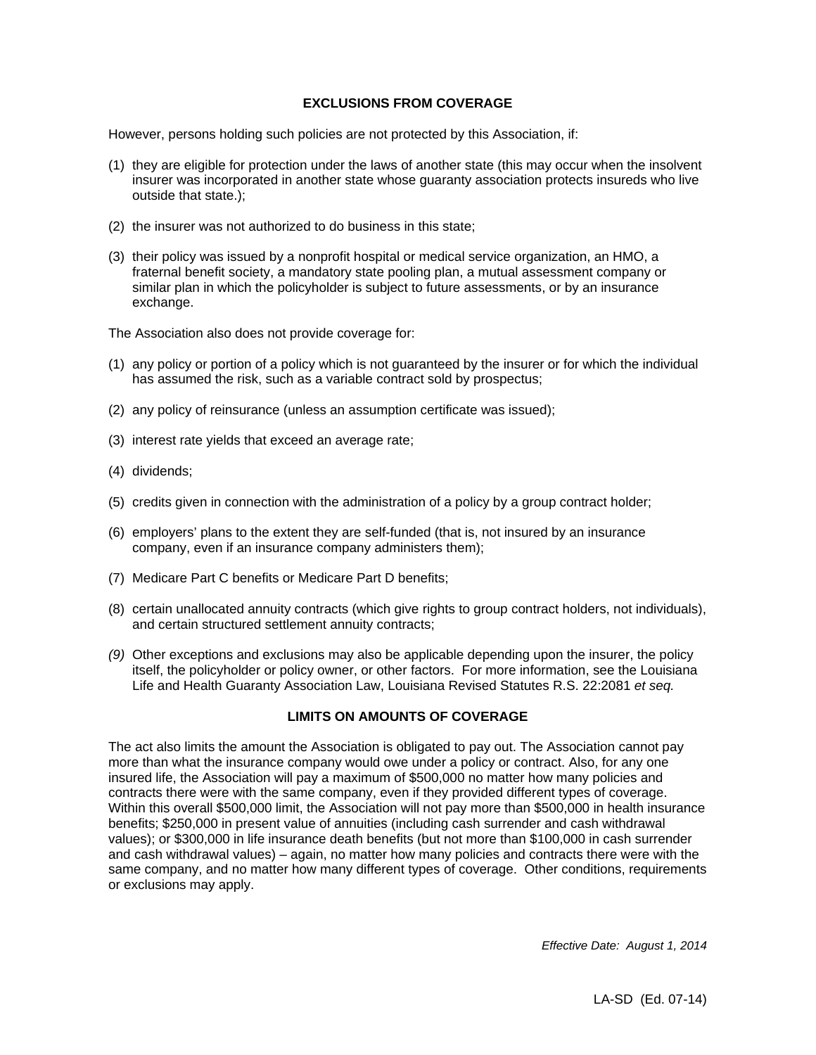## EXCLUSIONS FROM COVERAGE

However, persons holding such policies are not protected by this Association, if:

(1) they are eligible for protection under the laws of another state (this may occur when the insolvent insurer was incorporated in another state whose guaranty association protects insureds who live outside that state.);

(2) the insurer was not authorized to do business in this state;

(3) their policy was issued by a nonprofit hospital or medical service organization, an HMO, a fraternal benefit society, a mandatory state pooling plan, a mutual assessment company or similar plan in which the policyholder is subject to future assessments, or by an insurance exchange.

The Association also does not provide coverage for:

(1) any policy or portion of a policy which is not guaranteed by the insurer or for which the individual has assumed the risk, such as a variable contract sold by prospectus;

(2) any policy of reinsurance (unless an assumption certificate was issued);

(3) interest rate yields that exceed an average rate;

(4) dividends;

(5) credits given in connection with the administration of a policy by a group contract holder;

(6) employers' plans to the extent they are self-funded (that is, not insured by an insurance company, even if an insurance company administers them);

(7) Medicare Part C benefits or Medicare Part D benefits;

(8) certain unallocated annuity contracts (which give rights to group contract holders, not individuals), and certain structured settlement annuity contracts;

*(9)* Other exceptions and exclusions may also be applicable depending upon the insurer, the policy itself, the policyholder or policy owner, or other factors. For more information, see the Louisiana Life and Health Guaranty Association Law, Louisiana Revised Statutes R.S. 22:2081 *et seq.*

## LIMITS ON AMOUNTS OF COVERAGE

The act also limits the amount the Association is obligated to pay out. The Association cannot pay more than what the insurance company would owe under a policy or contract. Also, for any one insured life, the Association will pay a maximum of $500,000 no matter how many policies and contracts there were with the same company, even if they provided different types of coverage. Within this overall $500,000 limit, the Association will not pay more than $500,000 in health insurance benefits; $250,000 in present value of annuities (including cash surrender and cash withdrawal values); or $300,000 in life insurance death benefits (but not more than $100,000 in cash surrender and cash withdrawal values) – again, no matter how many policies and contracts there were with the same company, and no matter how many different types of coverage. Other conditions, requirements or exclusions may apply.

*Effective Date: August 1, 2014*

LA-SD (Ed. 07-14)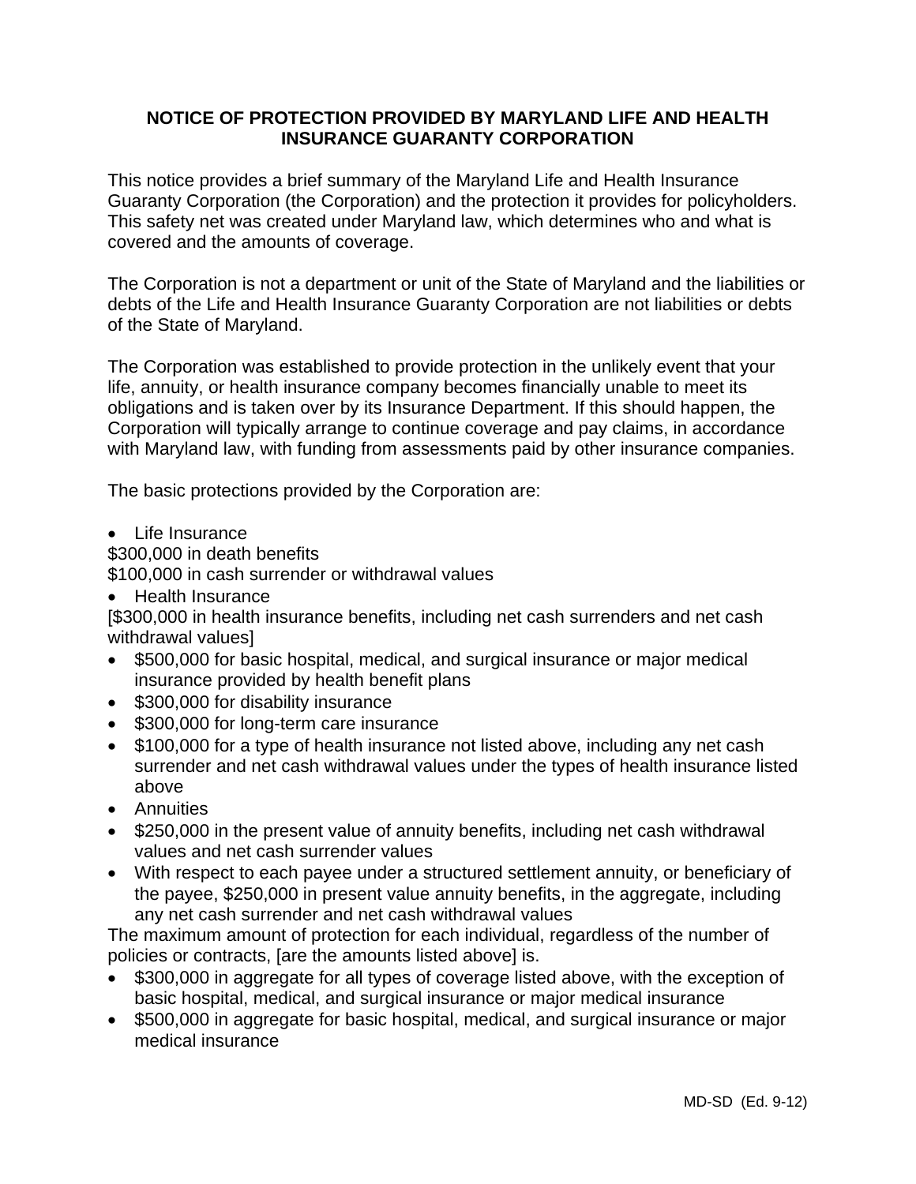## NOTICE OF PROTECTION PROVIDED BY MARYLAND LIFE AND HEALTH INSURANCE GUARANTY CORPORATION

This notice provides a brief summary of the Maryland Life and Health Insurance Guaranty Corporation (the Corporation) and the protection it provides for policyholders. This safety net was created under Maryland law, which determines who and what is covered and the amounts of coverage.

The Corporation is not a department or unit of the State of Maryland and the liabilities or debts of the Life and Health Insurance Guaranty Corporation are not liabilities or debts of the State of Maryland.

The Corporation was established to provide protection in the unlikely event that your life, annuity, or health insurance company becomes financially unable to meet its obligations and is taken over by its Insurance Department. If this should happen, the Corporation will typically arrange to continue coverage and pay claims, in accordance with Maryland law, with funding from assessments paid by other insurance companies.

The basic protections provided by the Corporation are:

- Life Insurance

$300,000 in death benefits
$100,000 in cash surrender or withdrawal values

- Health Insurance

[$300,000 in health insurance benefits, including net cash surrenders and net cash withdrawal values]

- $500,000 for basic hospital, medical, and surgical insurance or major medical insurance provided by health benefit plans
- $300,000 for disability insurance
- $300,000 for long-term care insurance
- $100,000 for a type of health insurance not listed above, including any net cash surrender and net cash withdrawal values under the types of health insurance listed above
- Annuities
- $250,000 in the present value of annuity benefits, including net cash withdrawal values and net cash surrender values
- With respect to each payee under a structured settlement annuity, or beneficiary of the payee, $250,000 in present value annuity benefits, in the aggregate, including any net cash surrender and net cash withdrawal values

The maximum amount of protection for each individual, regardless of the number of policies or contracts, [are the amounts listed above] is.

- $300,000 in aggregate for all types of coverage listed above, with the exception of basic hospital, medical, and surgical insurance or major medical insurance
- $500,000 in aggregate for basic hospital, medical, and surgical insurance or major medical insurance

MD-SD (Ed. 9-12)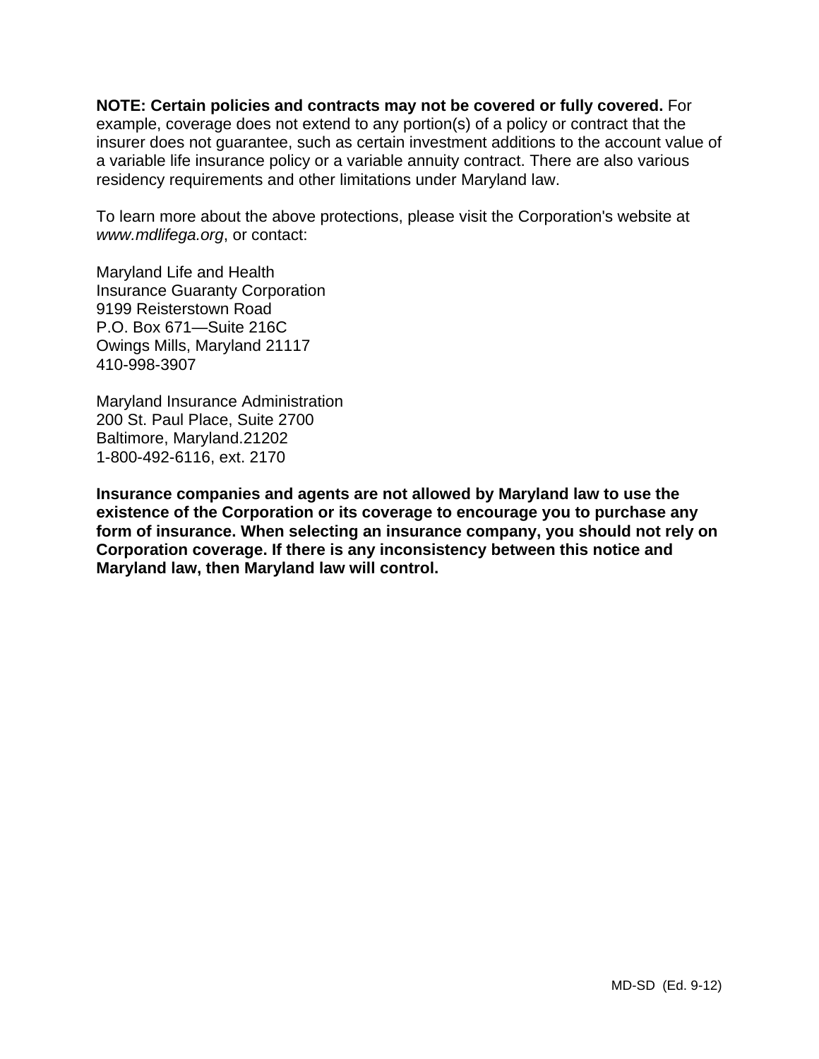**NOTE: Certain policies and contracts may not be covered or fully covered.** For example, coverage does not extend to any portion(s) of a policy or contract that the insurer does not guarantee, such as certain investment additions to the account value of a variable life insurance policy or a variable annuity contract. There are also various residency requirements and other limitations under Maryland law.

To learn more about the above protections, please visit the Corporation's website at *www.mdlifega.org*, or contact:

Maryland Life and Health
Insurance Guaranty Corporation
9199 Reisterstown Road
P.O. Box 671—Suite 216C
Owings Mills, Maryland 21117
410-998-3907

Maryland Insurance Administration
200 St. Paul Place, Suite 2700
Baltimore, Maryland.21202
1-800-492-6116, ext. 2170

**Insurance companies and agents are not allowed by Maryland law to use the existence of the Corporation or its coverage to encourage you to purchase any form of insurance. When selecting an insurance company, you should not rely on Corporation coverage. If there is any inconsistency between this notice and Maryland law, then Maryland law will control.**

MD-SD (Ed. 9-12)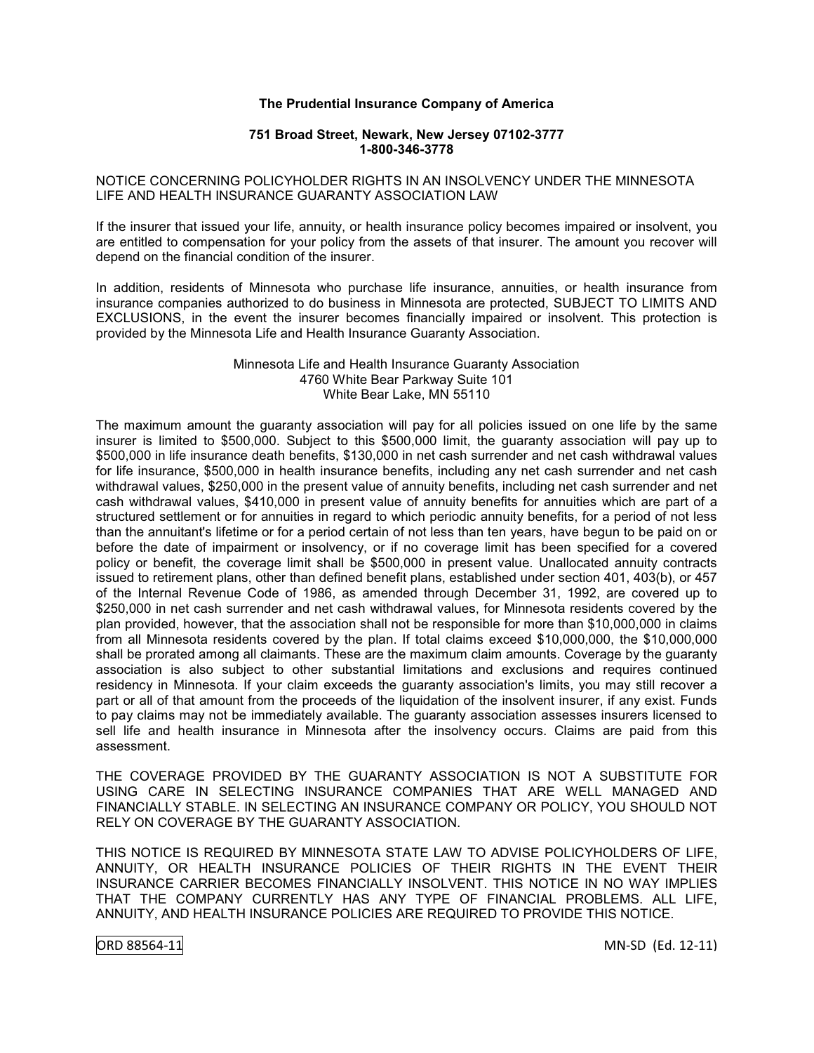**The Prudential Insurance Company of America**

**751 Broad Street, Newark, New Jersey 07102-3777**
**1-800-346-3778**

NOTICE CONCERNING POLICYHOLDER RIGHTS IN AN INSOLVENCY UNDER THE MINNESOTA LIFE AND HEALTH INSURANCE GUARANTY ASSOCIATION LAW

If the insurer that issued your life, annuity, or health insurance policy becomes impaired or insolvent, you are entitled to compensation for your policy from the assets of that insurer. The amount you recover will depend on the financial condition of the insurer.

In addition, residents of Minnesota who purchase life insurance, annuities, or health insurance from insurance companies authorized to do business in Minnesota are protected, SUBJECT TO LIMITS AND EXCLUSIONS, in the event the insurer becomes financially impaired or insolvent. This protection is provided by the Minnesota Life and Health Insurance Guaranty Association.

Minnesota Life and Health Insurance Guaranty Association
4760 White Bear Parkway Suite 101
White Bear Lake, MN 55110

The maximum amount the guaranty association will pay for all policies issued on one life by the same insurer is limited to $500,000. Subject to this $500,000 limit, the guaranty association will pay up to $500,000 in life insurance death benefits, $130,000 in net cash surrender and net cash withdrawal values for life insurance, $500,000 in health insurance benefits, including any net cash surrender and net cash withdrawal values, $250,000 in the present value of annuity benefits, including net cash surrender and net cash withdrawal values, $410,000 in present value of annuity benefits for annuities which are part of a structured settlement or for annuities in regard to which periodic annuity benefits, for a period of not less than the annuitant's lifetime or for a period certain of not less than ten years, have begun to be paid on or before the date of impairment or insolvency, or if no coverage limit has been specified for a covered policy or benefit, the coverage limit shall be $500,000 in present value. Unallocated annuity contracts issued to retirement plans, other than defined benefit plans, established under section 401, 403(b), or 457 of the Internal Revenue Code of 1986, as amended through December 31, 1992, are covered up to $250,000 in net cash surrender and net cash withdrawal values, for Minnesota residents covered by the plan provided, however, that the association shall not be responsible for more than $10,000,000 in claims from all Minnesota residents covered by the plan. If total claims exceed $10,000,000, the $10,000,000 shall be prorated among all claimants. These are the maximum claim amounts. Coverage by the guaranty association is also subject to other substantial limitations and exclusions and requires continued residency in Minnesota. If your claim exceeds the guaranty association's limits, you may still recover a part or all of that amount from the proceeds of the liquidation of the insolvent insurer, if any exist. Funds to pay claims may not be immediately available. The guaranty association assesses insurers licensed to sell life and health insurance in Minnesota after the insolvency occurs. Claims are paid from this assessment.

THE COVERAGE PROVIDED BY THE GUARANTY ASSOCIATION IS NOT A SUBSTITUTE FOR USING CARE IN SELECTING INSURANCE COMPANIES THAT ARE WELL MANAGED AND FINANCIALLY STABLE. IN SELECTING AN INSURANCE COMPANY OR POLICY, YOU SHOULD NOT RELY ON COVERAGE BY THE GUARANTY ASSOCIATION.

THIS NOTICE IS REQUIRED BY MINNESOTA STATE LAW TO ADVISE POLICYHOLDERS OF LIFE, ANNUITY, OR HEALTH INSURANCE POLICIES OF THEIR RIGHTS IN THE EVENT THEIR INSURANCE CARRIER BECOMES FINANCIALLY INSOLVENT. THIS NOTICE IN NO WAY IMPLIES THAT THE COMPANY CURRENTLY HAS ANY TYPE OF FINANCIAL PROBLEMS. ALL LIFE, ANNUITY, AND HEALTH INSURANCE POLICIES ARE REQUIRED TO PROVIDE THIS NOTICE.

ORD 88564-11 MN-SD (Ed. 12-11)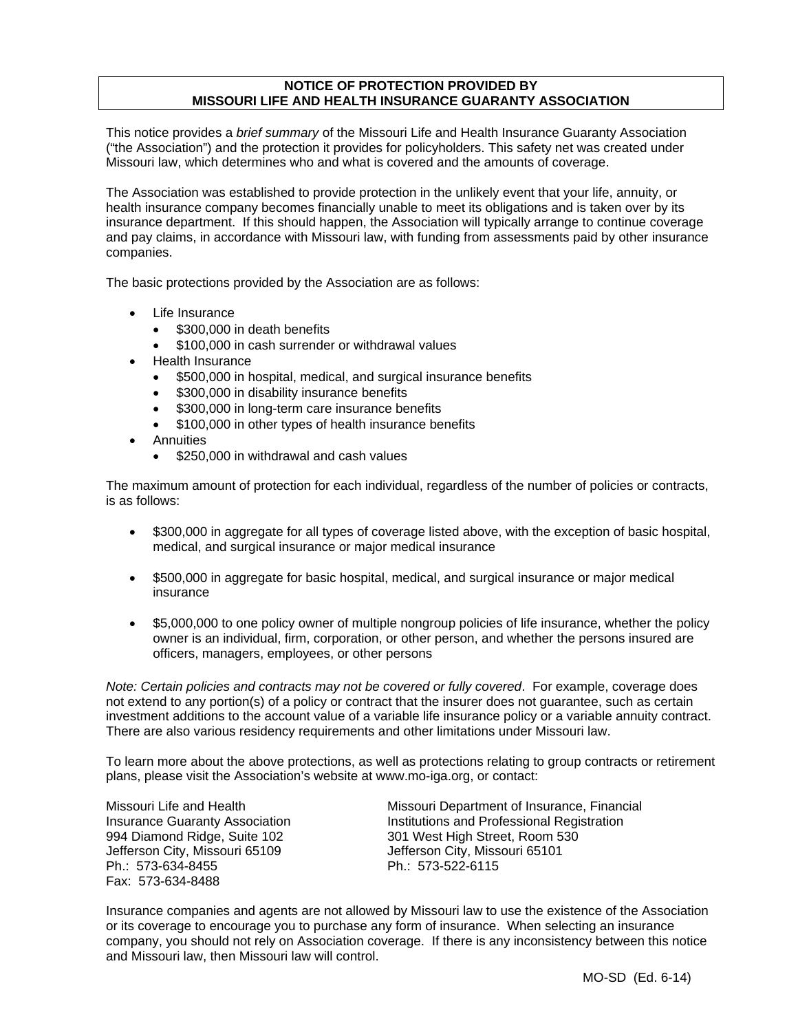## NOTICE OF PROTECTION PROVIDED BY MISSOURI LIFE AND HEALTH INSURANCE GUARANTY ASSOCIATION

This notice provides a *brief summary* of the Missouri Life and Health Insurance Guaranty Association ("the Association") and the protection it provides for policyholders. This safety net was created under Missouri law, which determines who and what is covered and the amounts of coverage.

The Association was established to provide protection in the unlikely event that your life, annuity, or health insurance company becomes financially unable to meet its obligations and is taken over by its insurance department. If this should happen, the Association will typically arrange to continue coverage and pay claims, in accordance with Missouri law, with funding from assessments paid by other insurance companies.

The basic protections provided by the Association are as follows:

- Life Insurance
  - $300,000 in death benefits
  - $100,000 in cash surrender or withdrawal values
- Health Insurance
  - $500,000 in hospital, medical, and surgical insurance benefits
  - $300,000 in disability insurance benefits
  - $300,000 in long-term care insurance benefits
  - $100,000 in other types of health insurance benefits
- Annuities
  - $250,000 in withdrawal and cash values

The maximum amount of protection for each individual, regardless of the number of policies or contracts, is as follows:

- $300,000 in aggregate for all types of coverage listed above, with the exception of basic hospital, medical, and surgical insurance or major medical insurance
- $500,000 in aggregate for basic hospital, medical, and surgical insurance or major medical insurance
- $5,000,000 to one policy owner of multiple nongroup policies of life insurance, whether the policy owner is an individual, firm, corporation, or other person, and whether the persons insured are officers, managers, employees, or other persons

*Note: Certain policies and contracts may not be covered or fully covered*. For example, coverage does not extend to any portion(s) of a policy or contract that the insurer does not guarantee, such as certain investment additions to the account value of a variable life insurance policy or a variable annuity contract. There are also various residency requirements and other limitations under Missouri law.

To learn more about the above protections, as well as protections relating to group contracts or retirement plans, please visit the Association's website at www.mo-iga.org, or contact:

Missouri Life and Health
Insurance Guaranty Association
994 Diamond Ridge, Suite 102
Jefferson City, Missouri 65109
Ph.: 573-634-8455
Fax: 573-634-8488

Missouri Department of Insurance, Financial
Institutions and Professional Registration
301 West High Street, Room 530
Jefferson City, Missouri 65101
Ph.: 573-522-6115

Insurance companies and agents are not allowed by Missouri law to use the existence of the Association or its coverage to encourage you to purchase any form of insurance. When selecting an insurance company, you should not rely on Association coverage. If there is any inconsistency between this notice and Missouri law, then Missouri law will control.

MO-SD (Ed. 6-14)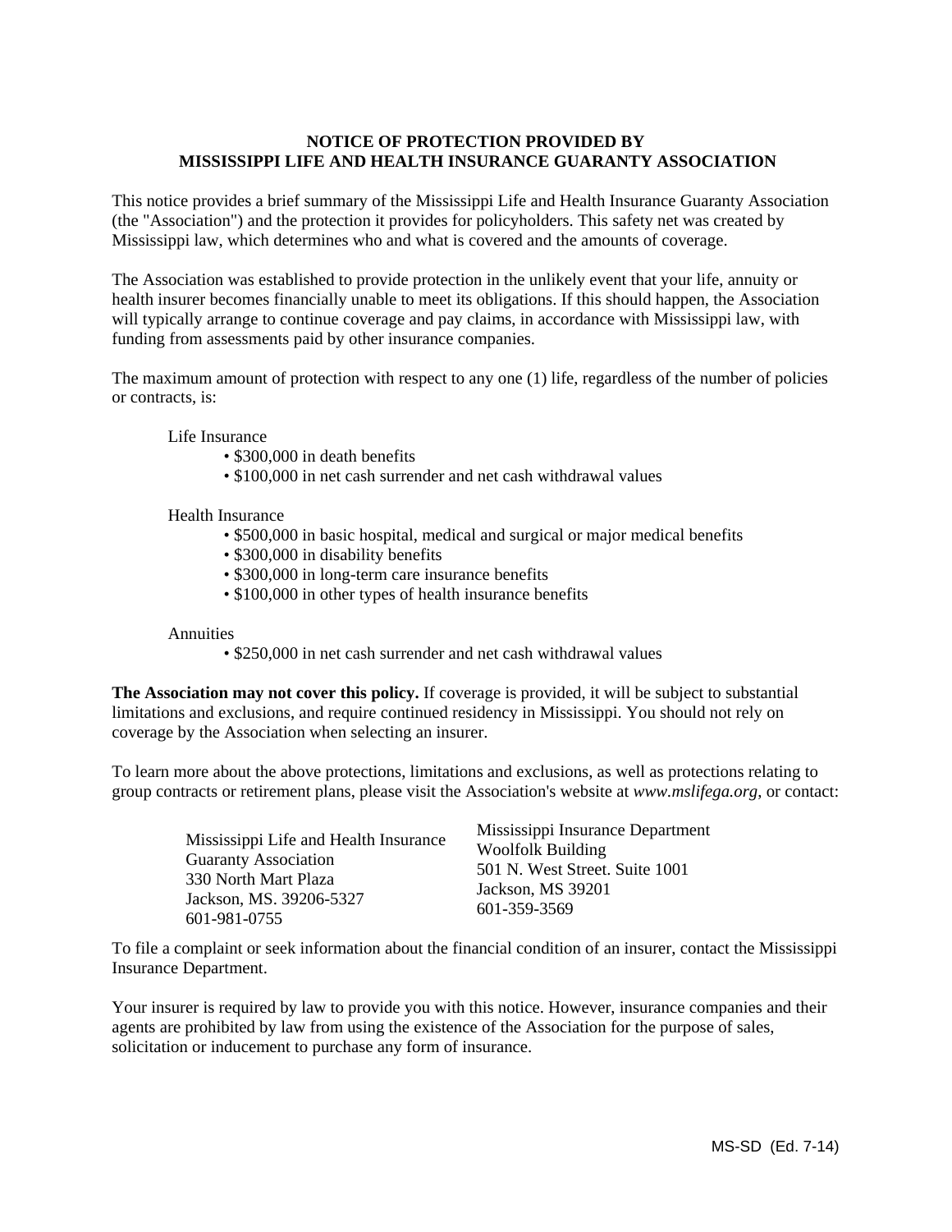## NOTICE OF PROTECTION PROVIDED BY MISSISSIPPI LIFE AND HEALTH INSURANCE GUARANTY ASSOCIATION

This notice provides a brief summary of the Mississippi Life and Health Insurance Guaranty Association (the "Association") and the protection it provides for policyholders. This safety net was created by Mississippi law, which determines who and what is covered and the amounts of coverage.

The Association was established to provide protection in the unlikely event that your life, annuity or health insurer becomes financially unable to meet its obligations. If this should happen, the Association will typically arrange to continue coverage and pay claims, in accordance with Mississippi law, with funding from assessments paid by other insurance companies.

The maximum amount of protection with respect to any one (1) life, regardless of the number of policies or contracts, is:

Life Insurance

- $300,000 in death benefits
- $100,000 in net cash surrender and net cash withdrawal values

Health Insurance

- $500,000 in basic hospital, medical and surgical or major medical benefits
- $300,000 in disability benefits
- $300,000 in long-term care insurance benefits
- $100,000 in other types of health insurance benefits

Annuities

- $250,000 in net cash surrender and net cash withdrawal values

**The Association may not cover this policy.** If coverage is provided, it will be subject to substantial limitations and exclusions, and require continued residency in Mississippi. You should not rely on coverage by the Association when selecting an insurer.

To learn more about the above protections, limitations and exclusions, as well as protections relating to group contracts or retirement plans, please visit the Association's website at *www.mslifega.org*, or contact:

Mississippi Life and Health Insurance Guaranty Association
330 North Mart Plaza
Jackson, MS. 39206-5327
601-981-0755

Mississippi Insurance Department
Woolfolk Building
501 N. West Street. Suite 1001
Jackson, MS 39201
601-359-3569

To file a complaint or seek information about the financial condition of an insurer, contact the Mississippi Insurance Department.

Your insurer is required by law to provide you with this notice. However, insurance companies and their agents are prohibited by law from using the existence of the Association for the purpose of sales, solicitation or inducement to purchase any form of insurance.

MS-SD (Ed. 7-14)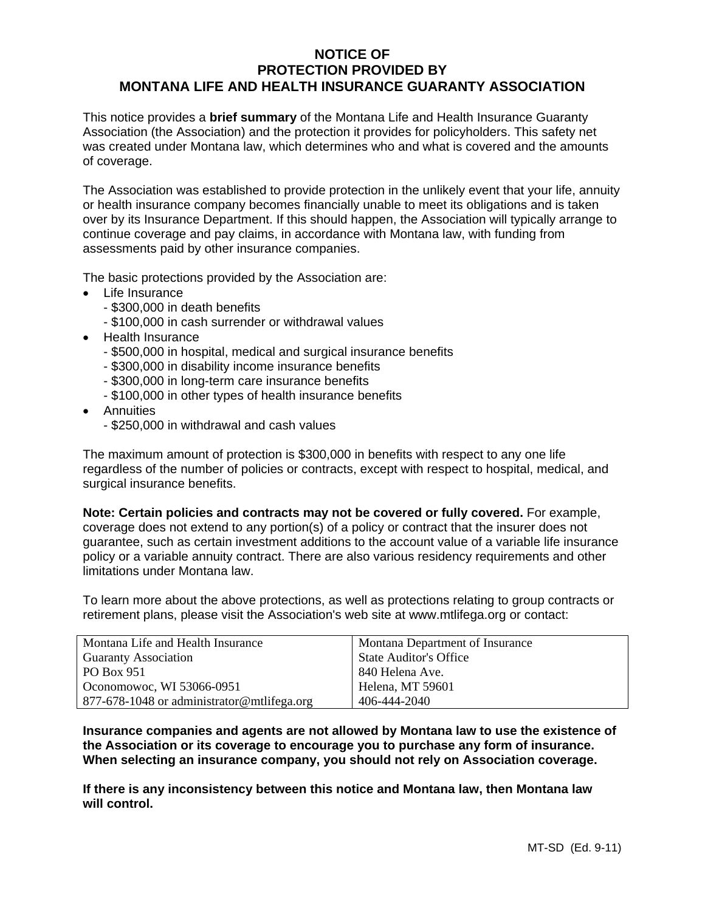# NOTICE OF PROTECTION PROVIDED BY MONTANA LIFE AND HEALTH INSURANCE GUARANTY ASSOCIATION

This notice provides a **brief summary** of the Montana Life and Health Insurance Guaranty Association (the Association) and the protection it provides for policyholders. This safety net was created under Montana law, which determines who and what is covered and the amounts of coverage.

The Association was established to provide protection in the unlikely event that your life, annuity or health insurance company becomes financially unable to meet its obligations and is taken over by its Insurance Department. If this should happen, the Association will typically arrange to continue coverage and pay claims, in accordance with Montana law, with funding from assessments paid by other insurance companies.

The basic protections provided by the Association are:

- Life Insurance
  - $300,000 in death benefits
  - $100,000 in cash surrender or withdrawal values
- Health Insurance
  - $500,000 in hospital, medical and surgical insurance benefits
  - $300,000 in disability income insurance benefits
  - $300,000 in long-term care insurance benefits
  - $100,000 in other types of health insurance benefits
- Annuities
  - $250,000 in withdrawal and cash values

The maximum amount of protection is $300,000 in benefits with respect to any one life regardless of the number of policies or contracts, except with respect to hospital, medical, and surgical insurance benefits.

**Note: Certain policies and contracts may not be covered or fully covered.** For example, coverage does not extend to any portion(s) of a policy or contract that the insurer does not guarantee, such as certain investment additions to the account value of a variable life insurance policy or a variable annuity contract. There are also various residency requirements and other limitations under Montana law.

To learn more about the above protections, as well as protections relating to group contracts or retirement plans, please visit the Association's web site at www.mtlifega.org or contact:

| Montana Life and Health Insurance Guaranty Association | Montana Department of Insurance |
|---|---|
| PO Box 951 | State Auditor's Office |
| Oconomowoc, WI 53066-0951 | 840 Helena Ave. |
| 877-678-1048 or administrator@mtlifega.org | Helena, MT 59601 |
| | 406-444-2040 |

**Insurance companies and agents are not allowed by Montana law to use the existence of the Association or its coverage to encourage you to purchase any form of insurance. When selecting an insurance company, you should not rely on Association coverage.**

**If there is any inconsistency between this notice and Montana law, then Montana law will control.**

MT-SD (Ed. 9-11)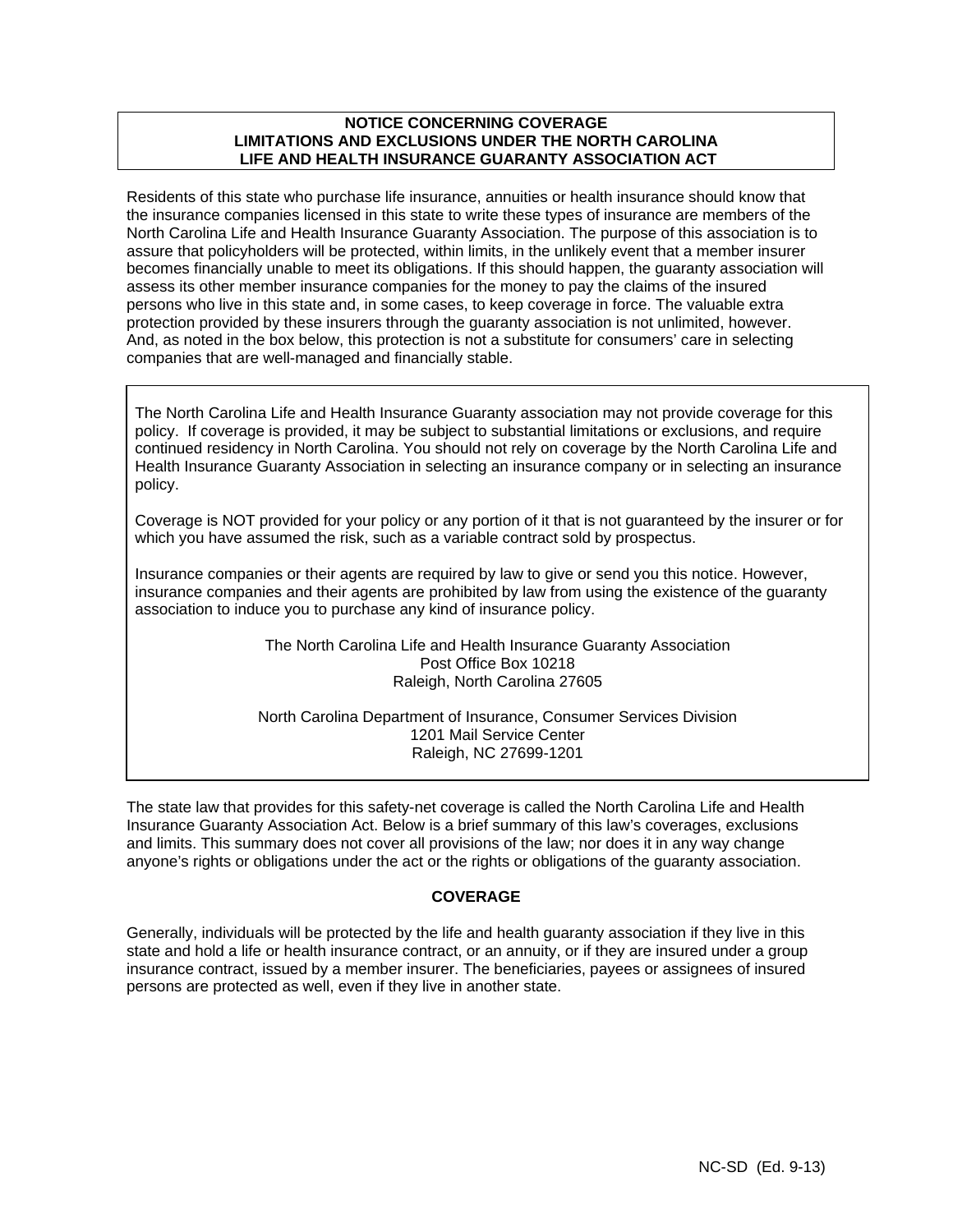## NOTICE CONCERNING COVERAGE LIMITATIONS AND EXCLUSIONS UNDER THE NORTH CAROLINA LIFE AND HEALTH INSURANCE GUARANTY ASSOCIATION ACT

Residents of this state who purchase life insurance, annuities or health insurance should know that the insurance companies licensed in this state to write these types of insurance are members of the North Carolina Life and Health Insurance Guaranty Association. The purpose of this association is to assure that policyholders will be protected, within limits, in the unlikely event that a member insurer becomes financially unable to meet its obligations. If this should happen, the guaranty association will assess its other member insurance companies for the money to pay the claims of the insured persons who live in this state and, in some cases, to keep coverage in force. The valuable extra protection provided by these insurers through the guaranty association is not unlimited, however. And, as noted in the box below, this protection is not a substitute for consumers' care in selecting companies that are well-managed and financially stable.

The North Carolina Life and Health Insurance Guaranty association may not provide coverage for this policy. If coverage is provided, it may be subject to substantial limitations or exclusions, and require continued residency in North Carolina. You should not rely on coverage by the North Carolina Life and Health Insurance Guaranty Association in selecting an insurance company or in selecting an insurance policy.

Coverage is NOT provided for your policy or any portion of it that is not guaranteed by the insurer or for which you have assumed the risk, such as a variable contract sold by prospectus.

Insurance companies or their agents are required by law to give or send you this notice. However, insurance companies and their agents are prohibited by law from using the existence of the guaranty association to induce you to purchase any kind of insurance policy.

The North Carolina Life and Health Insurance Guaranty Association
Post Office Box 10218
Raleigh, North Carolina 27605

North Carolina Department of Insurance, Consumer Services Division
1201 Mail Service Center
Raleigh, NC 27699-1201

The state law that provides for this safety-net coverage is called the North Carolina Life and Health Insurance Guaranty Association Act. Below is a brief summary of this law's coverages, exclusions and limits. This summary does not cover all provisions of the law; nor does it in any way change anyone's rights or obligations under the act or the rights or obligations of the guaranty association.

### COVERAGE

Generally, individuals will be protected by the life and health guaranty association if they live in this state and hold a life or health insurance contract, or an annuity, or if they are insured under a group insurance contract, issued by a member insurer. The beneficiaries, payees or assignees of insured persons are protected as well, even if they live in another state.

NC-SD (Ed. 9-13)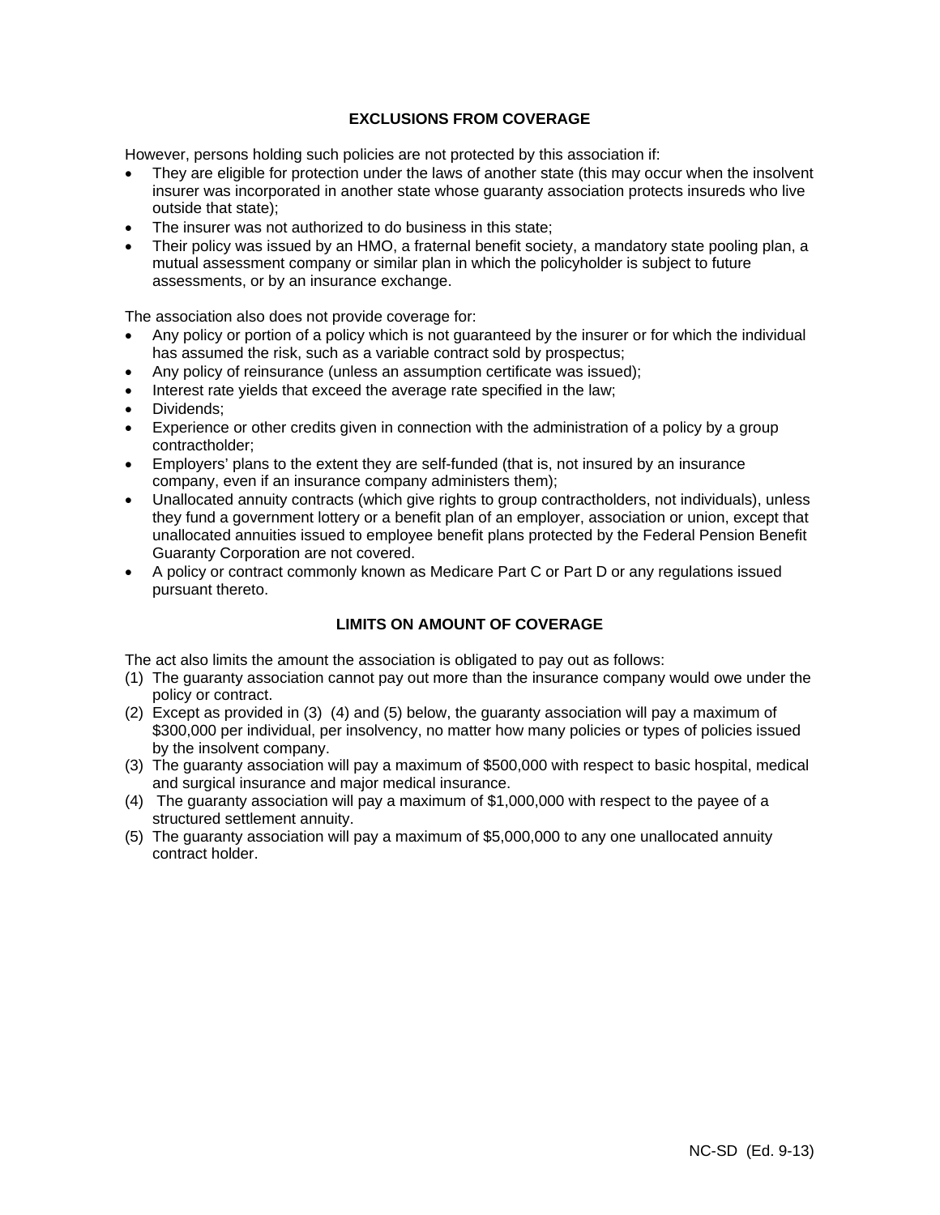## EXCLUSIONS FROM COVERAGE

However, persons holding such policies are not protected by this association if:

- They are eligible for protection under the laws of another state (this may occur when the insolvent insurer was incorporated in another state whose guaranty association protects insureds who live outside that state);
- The insurer was not authorized to do business in this state;
- Their policy was issued by an HMO, a fraternal benefit society, a mandatory state pooling plan, a mutual assessment company or similar plan in which the policyholder is subject to future assessments, or by an insurance exchange.

The association also does not provide coverage for:

- Any policy or portion of a policy which is not guaranteed by the insurer or for which the individual has assumed the risk, such as a variable contract sold by prospectus;
- Any policy of reinsurance (unless an assumption certificate was issued);
- Interest rate yields that exceed the average rate specified in the law;
- Dividends;
- Experience or other credits given in connection with the administration of a policy by a group contractholder;
- Employers' plans to the extent they are self-funded (that is, not insured by an insurance company, even if an insurance company administers them);
- Unallocated annuity contracts (which give rights to group contractholders, not individuals), unless they fund a government lottery or a benefit plan of an employer, association or union, except that unallocated annuities issued to employee benefit plans protected by the Federal Pension Benefit Guaranty Corporation are not covered.
- A policy or contract commonly known as Medicare Part C or Part D or any regulations issued pursuant thereto.

## LIMITS ON AMOUNT OF COVERAGE

The act also limits the amount the association is obligated to pay out as follows:

(1) The guaranty association cannot pay out more than the insurance company would owe under the policy or contract.
(2) Except as provided in (3) (4) and (5) below, the guaranty association will pay a maximum of $300,000 per individual, per insolvency, no matter how many policies or types of policies issued by the insolvent company.
(3) The guaranty association will pay a maximum of $500,000 with respect to basic hospital, medical and surgical insurance and major medical insurance.
(4) The guaranty association will pay a maximum of $1,000,000 with respect to the payee of a structured settlement annuity.
(5) The guaranty association will pay a maximum of $5,000,000 to any one unallocated annuity contract holder.

NC-SD (Ed. 9-13)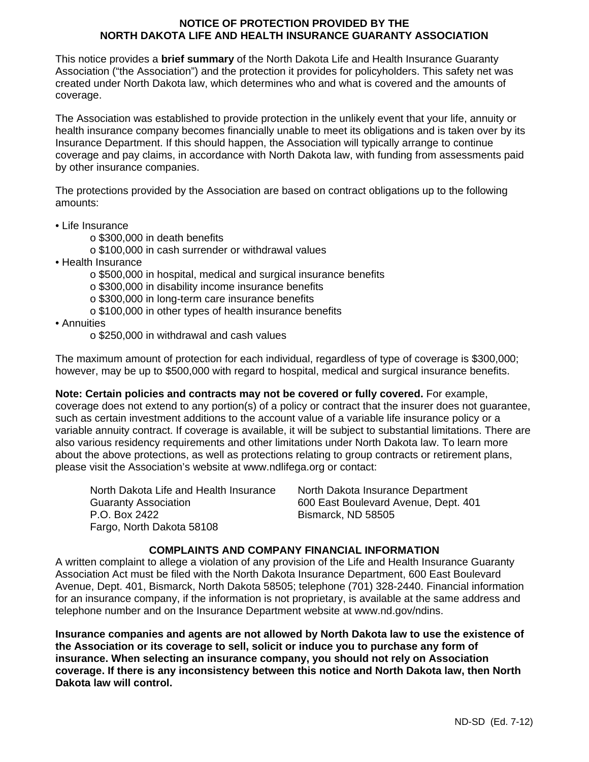## NOTICE OF PROTECTION PROVIDED BY THE NORTH DAKOTA LIFE AND HEALTH INSURANCE GUARANTY ASSOCIATION

This notice provides a **brief summary** of the North Dakota Life and Health Insurance Guaranty Association ("the Association") and the protection it provides for policyholders. This safety net was created under North Dakota law, which determines who and what is covered and the amounts of coverage.

The Association was established to provide protection in the unlikely event that your life, annuity or health insurance company becomes financially unable to meet its obligations and is taken over by its Insurance Department. If this should happen, the Association will typically arrange to continue coverage and pay claims, in accordance with North Dakota law, with funding from assessments paid by other insurance companies.

The protections provided by the Association are based on contract obligations up to the following amounts:

- Life Insurance
  - $300,000 in death benefits
  - $100,000 in cash surrender or withdrawal values
- Health Insurance
  - $500,000 in hospital, medical and surgical insurance benefits
  - $300,000 in disability income insurance benefits
  - $300,000 in long-term care insurance benefits
  - $100,000 in other types of health insurance benefits
- Annuities
  - $250,000 in withdrawal and cash values

The maximum amount of protection for each individual, regardless of type of coverage is $300,000; however, may be up to $500,000 with regard to hospital, medical and surgical insurance benefits.

**Note: Certain policies and contracts may not be covered or fully covered.** For example, coverage does not extend to any portion(s) of a policy or contract that the insurer does not guarantee, such as certain investment additions to the account value of a variable life insurance policy or a variable annuity contract. If coverage is available, it will be subject to substantial limitations. There are also various residency requirements and other limitations under North Dakota law. To learn more about the above protections, as well as protections relating to group contracts or retirement plans, please visit the Association's website at www.ndlifega.org or contact:

North Dakota Life and Health Insurance Guaranty Association
P.O. Box 2422
Fargo, North Dakota 58108

North Dakota Insurance Department
600 East Boulevard Avenue, Dept. 401
Bismarck, ND 58505

### COMPLAINTS AND COMPANY FINANCIAL INFORMATION

A written complaint to allege a violation of any provision of the Life and Health Insurance Guaranty Association Act must be filed with the North Dakota Insurance Department, 600 East Boulevard Avenue, Dept. 401, Bismarck, North Dakota 58505; telephone (701) 328-2440. Financial information for an insurance company, if the information is not proprietary, is available at the same address and telephone number and on the Insurance Department website at www.nd.gov/ndins.

**Insurance companies and agents are not allowed by North Dakota law to use the existence of the Association or its coverage to sell, solicit or induce you to purchase any form of insurance. When selecting an insurance company, you should not rely on Association coverage. If there is any inconsistency between this notice and North Dakota law, then North Dakota law will control.**

ND-SD (Ed. 7-12)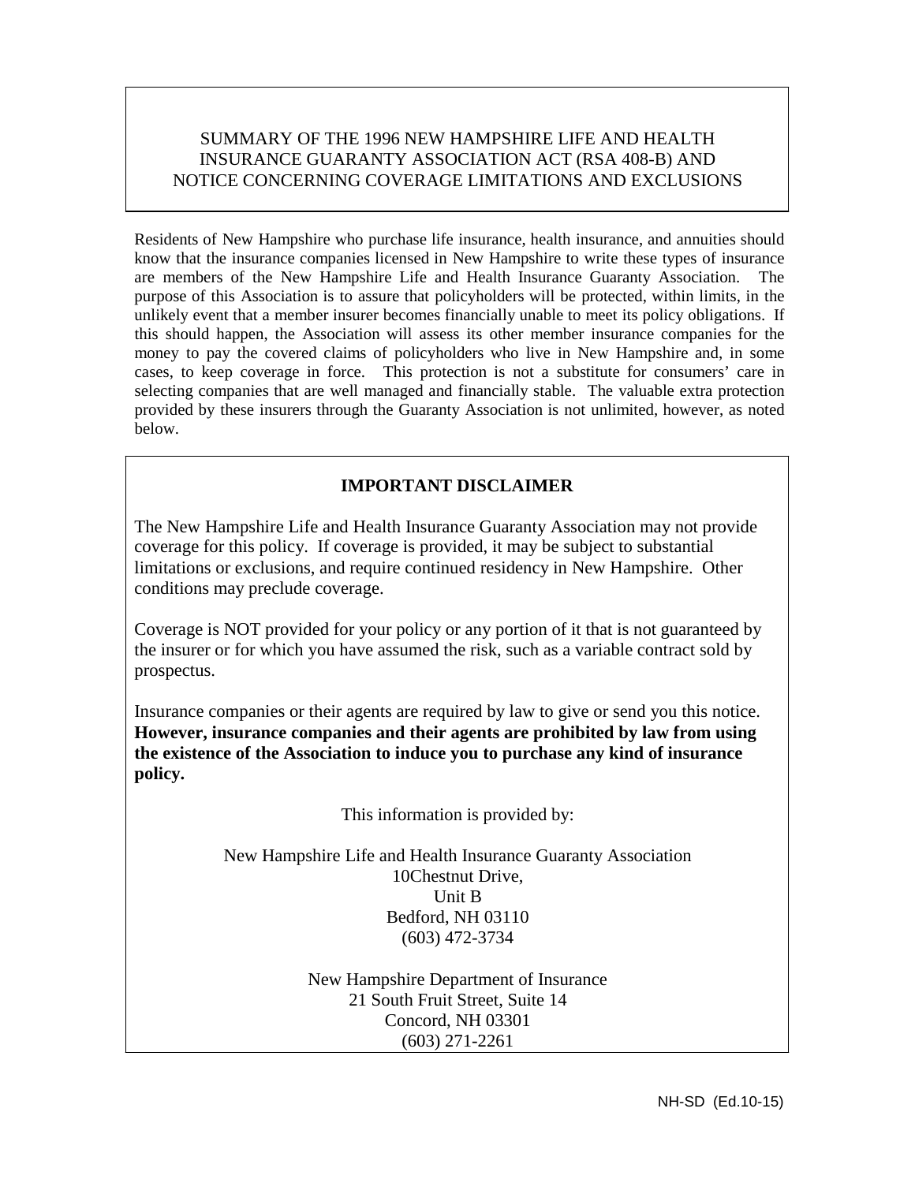# SUMMARY OF THE 1996 NEW HAMPSHIRE LIFE AND HEALTH INSURANCE GUARANTY ASSOCIATION ACT (RSA 408-B) AND NOTICE CONCERNING COVERAGE LIMITATIONS AND EXCLUSIONS

Residents of New Hampshire who purchase life insurance, health insurance, and annuities should know that the insurance companies licensed in New Hampshire to write these types of insurance are members of the New Hampshire Life and Health Insurance Guaranty Association. The purpose of this Association is to assure that policyholders will be protected, within limits, in the unlikely event that a member insurer becomes financially unable to meet its policy obligations. If this should happen, the Association will assess its other member insurance companies for the money to pay the covered claims of policyholders who live in New Hampshire and, in some cases, to keep coverage in force. This protection is not a substitute for consumers' care in selecting companies that are well managed and financially stable. The valuable extra protection provided by these insurers through the Guaranty Association is not unlimited, however, as noted below.

## IMPORTANT DISCLAIMER

The New Hampshire Life and Health Insurance Guaranty Association may not provide coverage for this policy. If coverage is provided, it may be subject to substantial limitations or exclusions, and require continued residency in New Hampshire. Other conditions may preclude coverage.

Coverage is NOT provided for your policy or any portion of it that is not guaranteed by the insurer or for which you have assumed the risk, such as a variable contract sold by prospectus.

Insurance companies or their agents are required by law to give or send you this notice. **However, insurance companies and their agents are prohibited by law from using the existence of the Association to induce you to purchase any kind of insurance policy.**

This information is provided by:

New Hampshire Life and Health Insurance Guaranty Association
10Chestnut Drive,
Unit B
Bedford, NH 03110
(603) 472-3734

New Hampshire Department of Insurance
21 South Fruit Street, Suite 14
Concord, NH 03301
(603) 271-2261

NH-SD (Ed.10-15)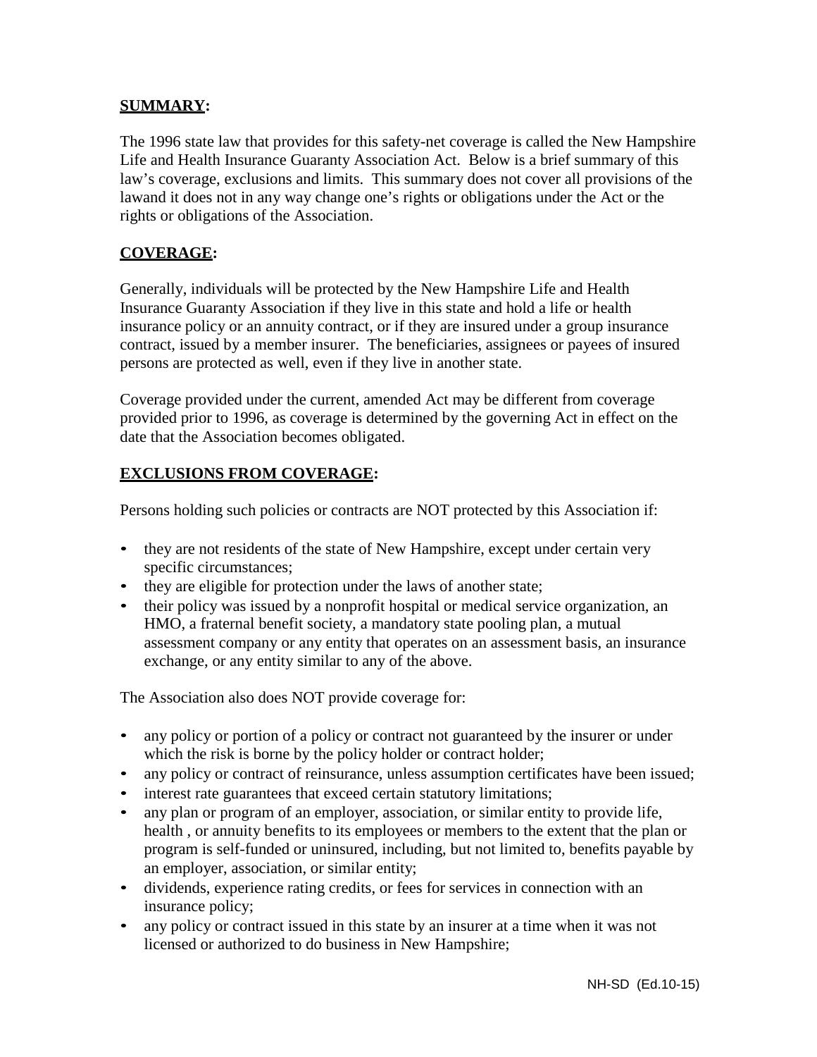**SUMMARY:**

The 1996 state law that provides for this safety-net coverage is called the New Hampshire Life and Health Insurance Guaranty Association Act. Below is a brief summary of this law's coverage, exclusions and limits. This summary does not cover all provisions of the lawand it does not in any way change one's rights or obligations under the Act or the rights or obligations of the Association.

**COVERAGE:**

Generally, individuals will be protected by the New Hampshire Life and Health Insurance Guaranty Association if they live in this state and hold a life or health insurance policy or an annuity contract, or if they are insured under a group insurance contract, issued by a member insurer. The beneficiaries, assignees or payees of insured persons are protected as well, even if they live in another state.

Coverage provided under the current, amended Act may be different from coverage provided prior to 1996, as coverage is determined by the governing Act in effect on the date that the Association becomes obligated.

**EXCLUSIONS FROM COVERAGE:**

Persons holding such policies or contracts are NOT protected by this Association if:

- they are not residents of the state of New Hampshire, except under certain very specific circumstances;
- they are eligible for protection under the laws of another state;
- their policy was issued by a nonprofit hospital or medical service organization, an HMO, a fraternal benefit society, a mandatory state pooling plan, a mutual assessment company or any entity that operates on an assessment basis, an insurance exchange, or any entity similar to any of the above.

The Association also does NOT provide coverage for:

- any policy or portion of a policy or contract not guaranteed by the insurer or under which the risk is borne by the policy holder or contract holder;
- any policy or contract of reinsurance, unless assumption certificates have been issued;
- interest rate guarantees that exceed certain statutory limitations;
- any plan or program of an employer, association, or similar entity to provide life, health , or annuity benefits to its employees or members to the extent that the plan or program is self-funded or uninsured, including, but not limited to, benefits payable by an employer, association, or similar entity;
- dividends, experience rating credits, or fees for services in connection with an insurance policy;
- any policy or contract issued in this state by an insurer at a time when it was not licensed or authorized to do business in New Hampshire;

NH-SD (Ed.10-15)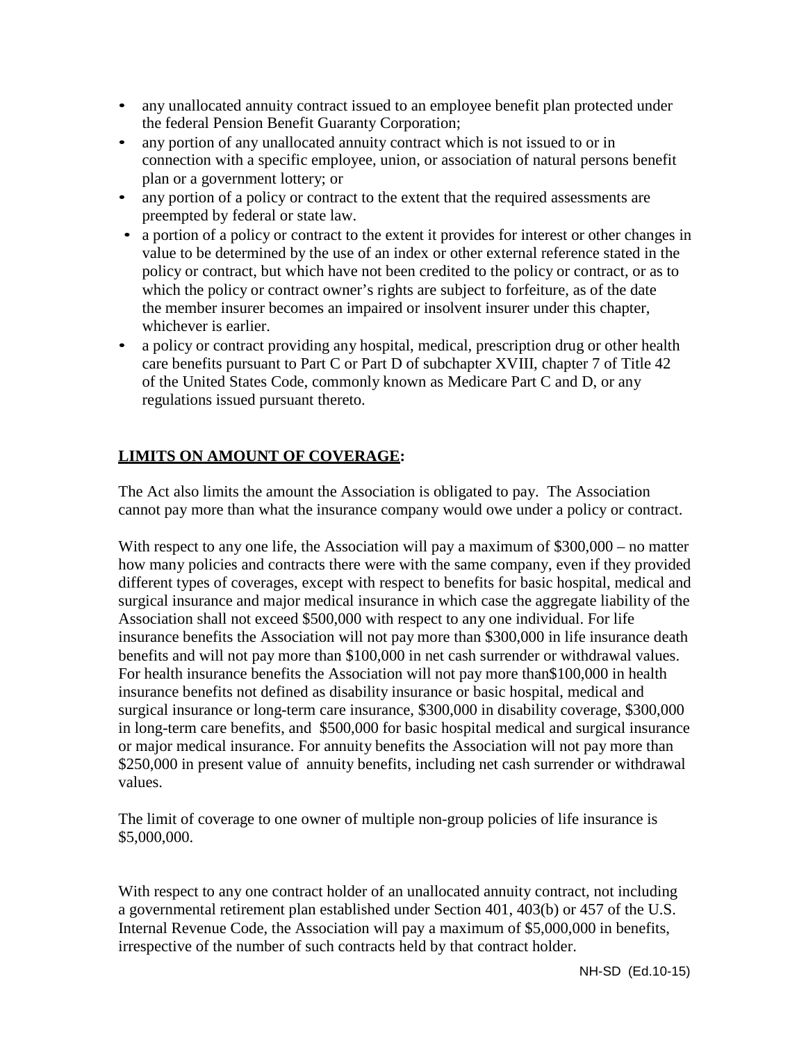- any unallocated annuity contract issued to an employee benefit plan protected under the federal Pension Benefit Guaranty Corporation;
- any portion of any unallocated annuity contract which is not issued to or in connection with a specific employee, union, or association of natural persons benefit plan or a government lottery; or
- any portion of a policy or contract to the extent that the required assessments are preempted by federal or state law.
- a portion of a policy or contract to the extent it provides for interest or other changes in value to be determined by the use of an index or other external reference stated in the policy or contract, but which have not been credited to the policy or contract, or as to which the policy or contract owner's rights are subject to forfeiture, as of the date the member insurer becomes an impaired or insolvent insurer under this chapter, whichever is earlier.
- a policy or contract providing any hospital, medical, prescription drug or other health care benefits pursuant to Part C or Part D of subchapter XVIII, chapter 7 of Title 42 of the United States Code, commonly known as Medicare Part C and D, or any regulations issued pursuant thereto.

**LIMITS ON AMOUNT OF COVERAGE:**

The Act also limits the amount the Association is obligated to pay. The Association cannot pay more than what the insurance company would owe under a policy or contract.

With respect to any one life, the Association will pay a maximum of $300,000 – no matter how many policies and contracts there were with the same company, even if they provided different types of coverages, except with respect to benefits for basic hospital, medical and surgical insurance and major medical insurance in which case the aggregate liability of the Association shall not exceed $500,000 with respect to any one individual. For life insurance benefits the Association will not pay more than $300,000 in life insurance death benefits and will not pay more than $100,000 in net cash surrender or withdrawal values. For health insurance benefits the Association will not pay more than$100,000 in health insurance benefits not defined as disability insurance or basic hospital, medical and surgical insurance or long-term care insurance, $300,000 in disability coverage, $300,000 in long-term care benefits, and $500,000 for basic hospital medical and surgical insurance or major medical insurance. For annuity benefits the Association will not pay more than $250,000 in present value of annuity benefits, including net cash surrender or withdrawal values.

The limit of coverage to one owner of multiple non-group policies of life insurance is $5,000,000.

With respect to any one contract holder of an unallocated annuity contract, not including a governmental retirement plan established under Section 401, 403(b) or 457 of the U.S. Internal Revenue Code, the Association will pay a maximum of $5,000,000 in benefits, irrespective of the number of such contracts held by that contract holder.

NH-SD (Ed.10-15)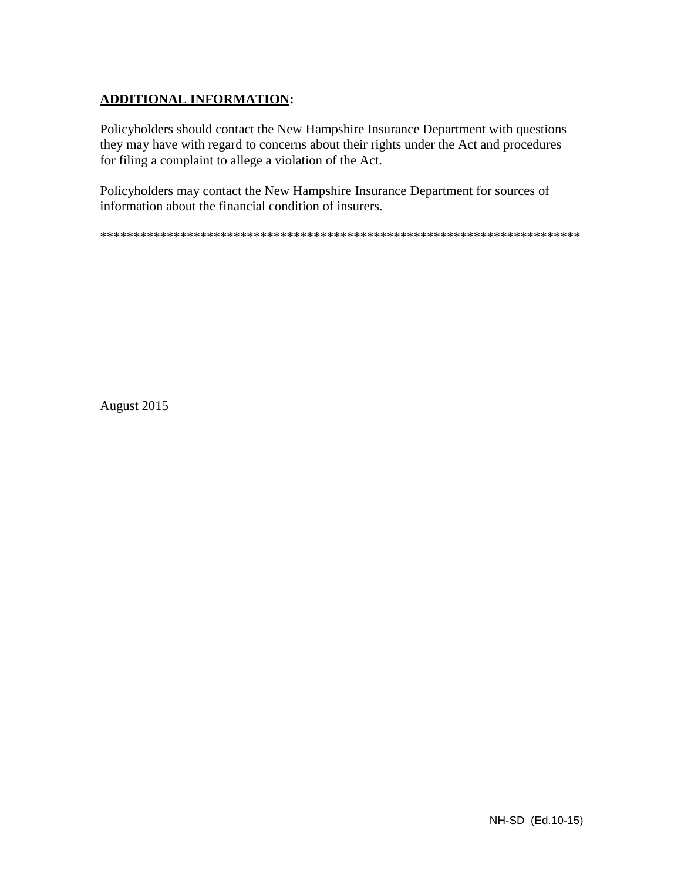**<u>ADDITIONAL INFORMATION</u>:**

Policyholders should contact the New Hampshire Insurance Department with questions they may have with regard to concerns about their rights under the Act and procedures for filing a complaint to allege a violation of the Act.

Policyholders may contact the New Hampshire Insurance Department for sources of information about the financial condition of insurers.

**************************************************************************

August 2015

NH-SD (Ed.10-15)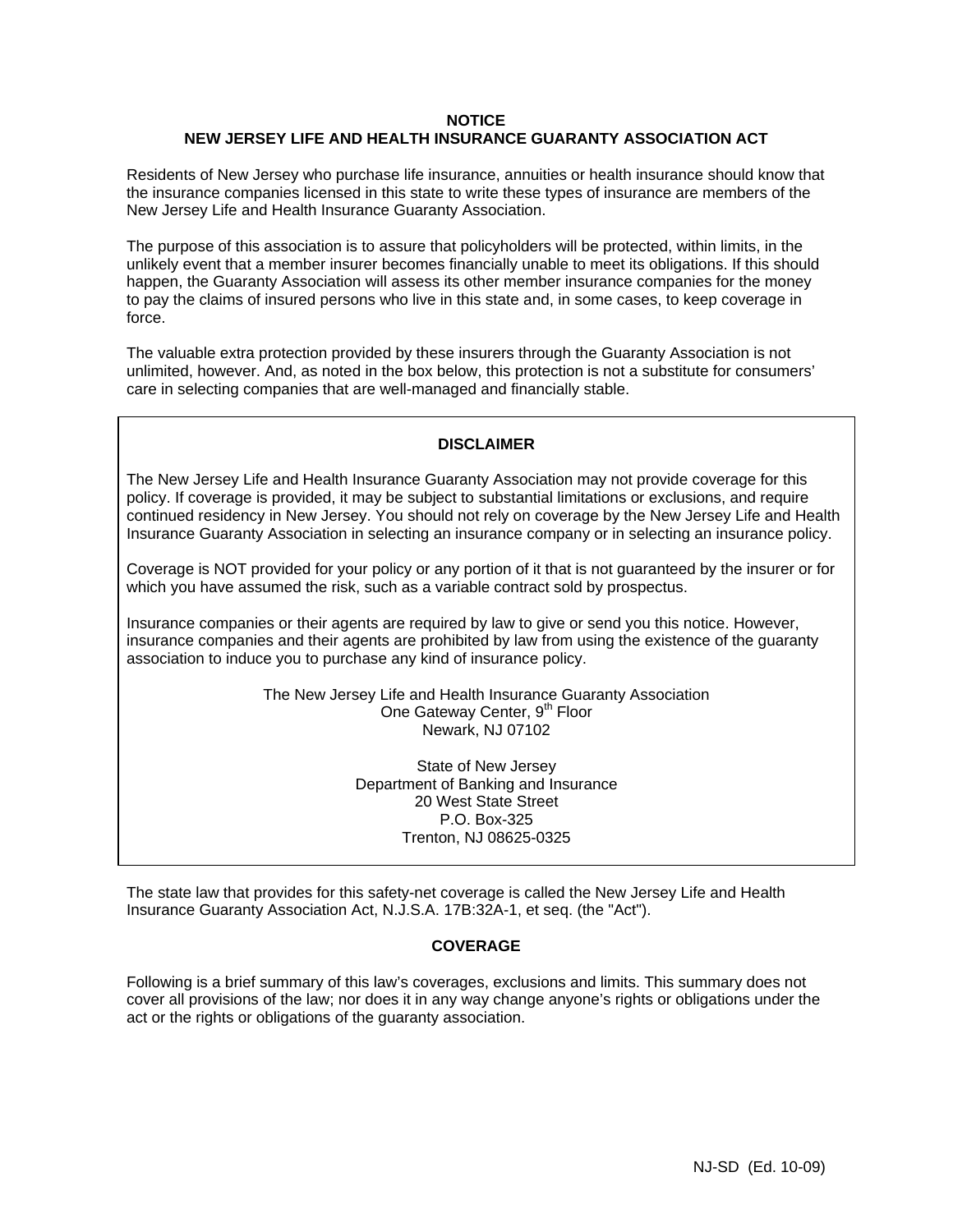**NOTICE**
**NEW JERSEY LIFE AND HEALTH INSURANCE GUARANTY ASSOCIATION ACT**

Residents of New Jersey who purchase life insurance, annuities or health insurance should know that the insurance companies licensed in this state to write these types of insurance are members of the New Jersey Life and Health Insurance Guaranty Association.

The purpose of this association is to assure that policyholders will be protected, within limits, in the unlikely event that a member insurer becomes financially unable to meet its obligations. If this should happen, the Guaranty Association will assess its other member insurance companies for the money to pay the claims of insured persons who live in this state and, in some cases, to keep coverage in force.

The valuable extra protection provided by these insurers through the Guaranty Association is not unlimited, however. And, as noted in the box below, this protection is not a substitute for consumers' care in selecting companies that are well-managed and financially stable.

**DISCLAIMER**

The New Jersey Life and Health Insurance Guaranty Association may not provide coverage for this policy. If coverage is provided, it may be subject to substantial limitations or exclusions, and require continued residency in New Jersey. You should not rely on coverage by the New Jersey Life and Health Insurance Guaranty Association in selecting an insurance company or in selecting an insurance policy.

Coverage is NOT provided for your policy or any portion of it that is not guaranteed by the insurer or for which you have assumed the risk, such as a variable contract sold by prospectus.

Insurance companies or their agents are required by law to give or send you this notice. However, insurance companies and their agents are prohibited by law from using the existence of the guaranty association to induce you to purchase any kind of insurance policy.

The New Jersey Life and Health Insurance Guaranty Association
One Gateway Center, 9th Floor
Newark, NJ 07102

State of New Jersey
Department of Banking and Insurance
20 West State Street
P.O. Box-325
Trenton, NJ 08625-0325

The state law that provides for this safety-net coverage is called the New Jersey Life and Health Insurance Guaranty Association Act, N.J.S.A. 17B:32A-1, et seq. (the "Act").

**COVERAGE**

Following is a brief summary of this law's coverages, exclusions and limits. This summary does not cover all provisions of the law; nor does it in any way change anyone's rights or obligations under the act or the rights or obligations of the guaranty association.

NJ-SD (Ed. 10-09)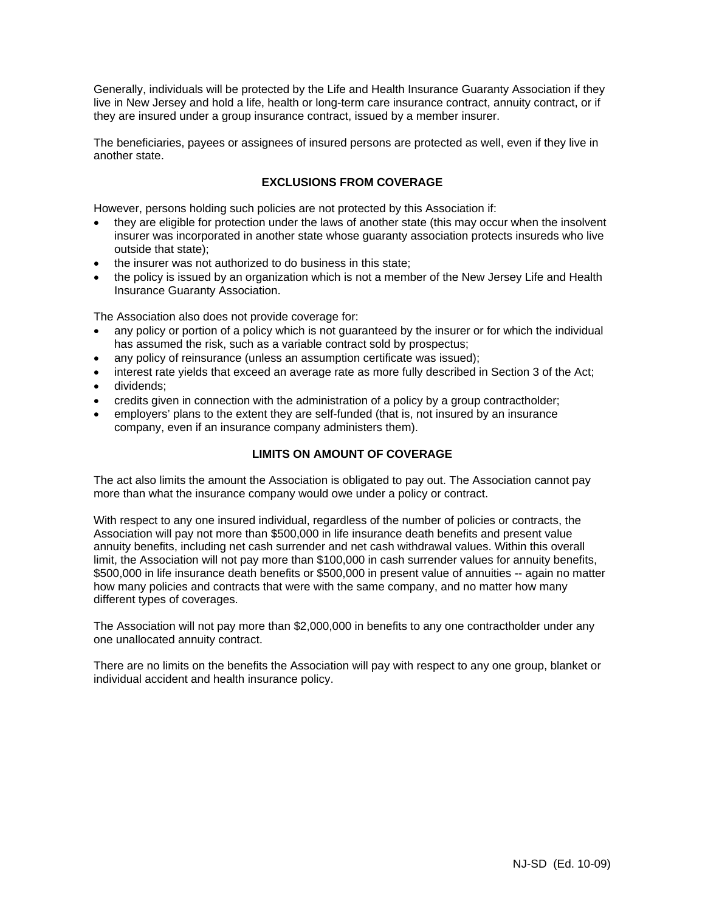Generally, individuals will be protected by the Life and Health Insurance Guaranty Association if they live in New Jersey and hold a life, health or long-term care insurance contract, annuity contract, or if they are insured under a group insurance contract, issued by a member insurer.

The beneficiaries, payees or assignees of insured persons are protected as well, even if they live in another state.

## EXCLUSIONS FROM COVERAGE

However, persons holding such policies are not protected by this Association if:

- they are eligible for protection under the laws of another state (this may occur when the insolvent insurer was incorporated in another state whose guaranty association protects insureds who live outside that state);
- the insurer was not authorized to do business in this state;
- the policy is issued by an organization which is not a member of the New Jersey Life and Health Insurance Guaranty Association.

The Association also does not provide coverage for:

- any policy or portion of a policy which is not guaranteed by the insurer or for which the individual has assumed the risk, such as a variable contract sold by prospectus;
- any policy of reinsurance (unless an assumption certificate was issued);
- interest rate yields that exceed an average rate as more fully described in Section 3 of the Act;
- dividends;
- credits given in connection with the administration of a policy by a group contractholder;
- employers' plans to the extent they are self-funded (that is, not insured by an insurance company, even if an insurance company administers them).

## LIMITS ON AMOUNT OF COVERAGE

The act also limits the amount the Association is obligated to pay out. The Association cannot pay more than what the insurance company would owe under a policy or contract.

With respect to any one insured individual, regardless of the number of policies or contracts, the Association will pay not more than $500,000 in life insurance death benefits and present value annuity benefits, including net cash surrender and net cash withdrawal values. Within this overall limit, the Association will not pay more than $100,000 in cash surrender values for annuity benefits, $500,000 in life insurance death benefits or $500,000 in present value of annuities -- again no matter how many policies and contracts that were with the same company, and no matter how many different types of coverages.

The Association will not pay more than $2,000,000 in benefits to any one contractholder under any one unallocated annuity contract.

There are no limits on the benefits the Association will pay with respect to any one group, blanket or individual accident and health insurance policy.

NJ-SD (Ed. 10-09)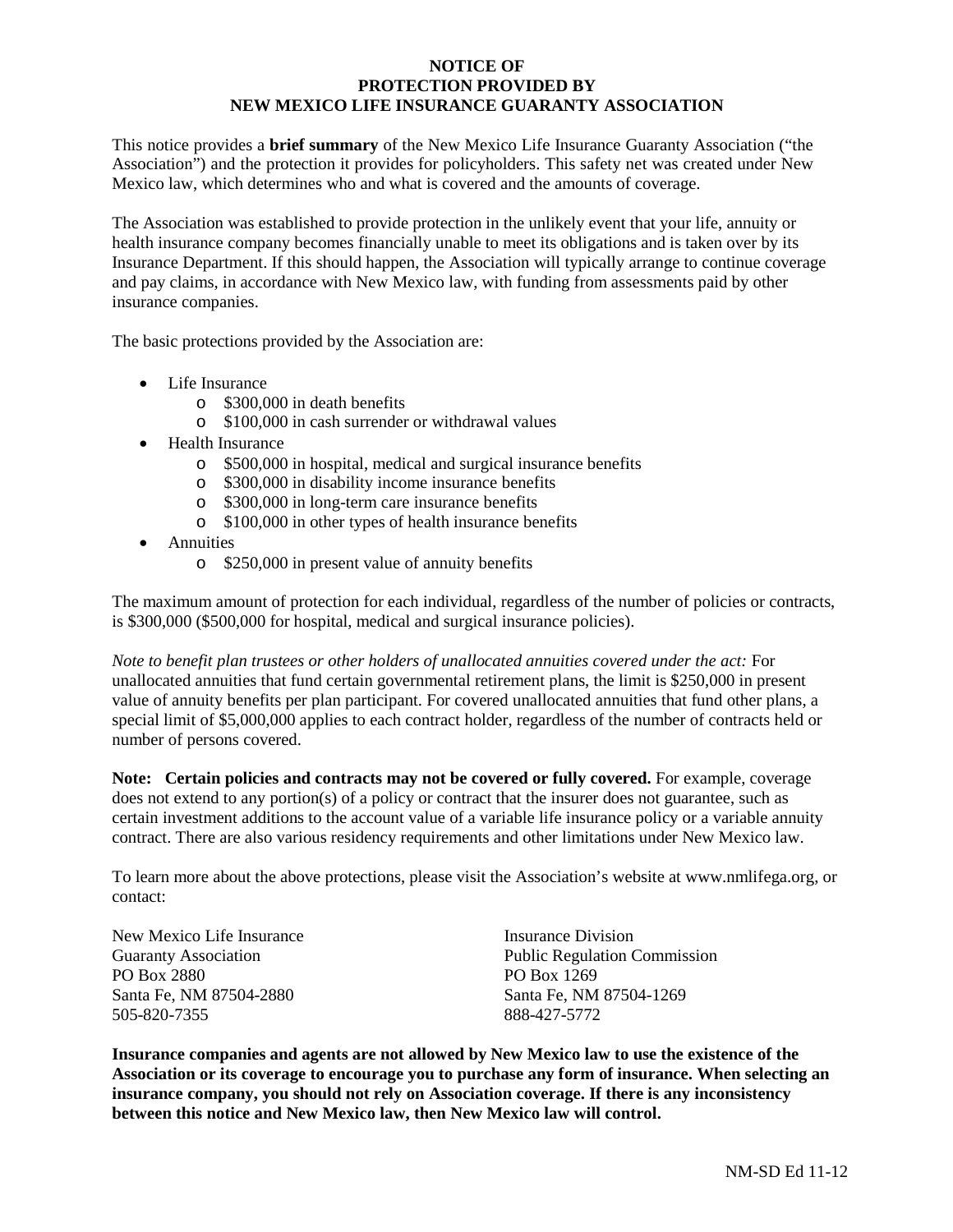# NOTICE OF PROTECTION PROVIDED BY NEW MEXICO LIFE INSURANCE GUARANTY ASSOCIATION

This notice provides a **brief summary** of the New Mexico Life Insurance Guaranty Association ("the Association") and the protection it provides for policyholders. This safety net was created under New Mexico law, which determines who and what is covered and the amounts of coverage.

The Association was established to provide protection in the unlikely event that your life, annuity or health insurance company becomes financially unable to meet its obligations and is taken over by its Insurance Department. If this should happen, the Association will typically arrange to continue coverage and pay claims, in accordance with New Mexico law, with funding from assessments paid by other insurance companies.

The basic protections provided by the Association are:

- Life Insurance
  - $300,000 in death benefits
  - $100,000 in cash surrender or withdrawal values
- Health Insurance
  - $500,000 in hospital, medical and surgical insurance benefits
  - $300,000 in disability income insurance benefits
  - $300,000 in long-term care insurance benefits
  - $100,000 in other types of health insurance benefits
- Annuities
  - $250,000 in present value of annuity benefits

The maximum amount of protection for each individual, regardless of the number of policies or contracts, is $300,000 ($500,000 for hospital, medical and surgical insurance policies).

*Note to benefit plan trustees or other holders of unallocated annuities covered under the act:* For unallocated annuities that fund certain governmental retirement plans, the limit is $250,000 in present value of annuity benefits per plan participant. For covered unallocated annuities that fund other plans, a special limit of $5,000,000 applies to each contract holder, regardless of the number of contracts held or number of persons covered.

**Note: Certain policies and contracts may not be covered or fully covered.** For example, coverage does not extend to any portion(s) of a policy or contract that the insurer does not guarantee, such as certain investment additions to the account value of a variable life insurance policy or a variable annuity contract. There are also various residency requirements and other limitations under New Mexico law.

To learn more about the above protections, please visit the Association's website at www.nmlifega.org, or contact:

New Mexico Life Insurance Guaranty Association
PO Box 2880
Santa Fe, NM 87504-2880
505-820-7355

Insurance Division
Public Regulation Commission
PO Box 1269
Santa Fe, NM 87504-1269
888-427-5772

**Insurance companies and agents are not allowed by New Mexico law to use the existence of the Association or its coverage to encourage you to purchase any form of insurance. When selecting an insurance company, you should not rely on Association coverage. If there is any inconsistency between this notice and New Mexico law, then New Mexico law will control.**

NM-SD Ed 11-12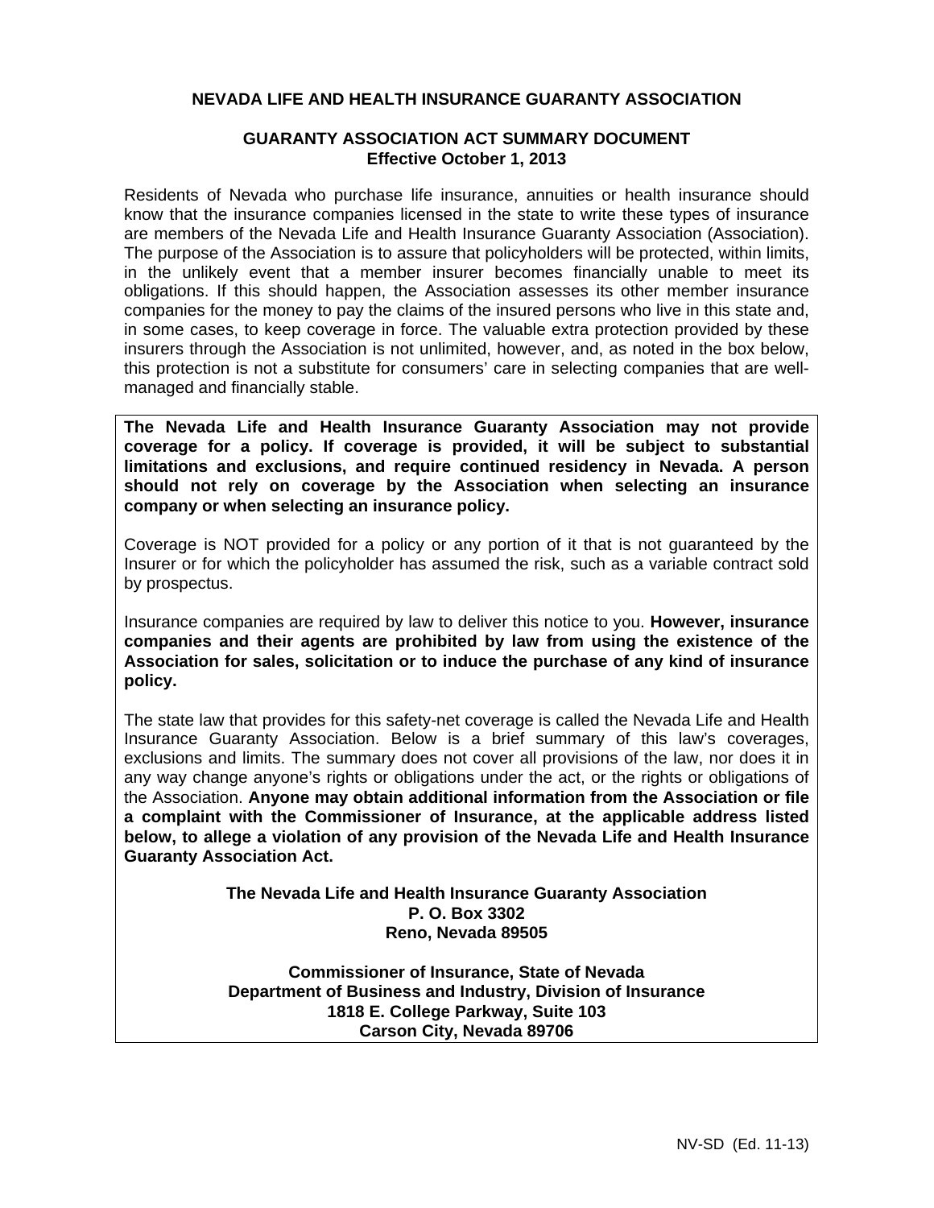## NEVADA LIFE AND HEALTH INSURANCE GUARANTY ASSOCIATION

### GUARANTY ASSOCIATION ACT SUMMARY DOCUMENT
### Effective October 1, 2013

Residents of Nevada who purchase life insurance, annuities or health insurance should know that the insurance companies licensed in the state to write these types of insurance are members of the Nevada Life and Health Insurance Guaranty Association (Association). The purpose of the Association is to assure that policyholders will be protected, within limits, in the unlikely event that a member insurer becomes financially unable to meet its obligations. If this should happen, the Association assesses its other member insurance companies for the money to pay the claims of the insured persons who live in this state and, in some cases, to keep coverage in force. The valuable extra protection provided by these insurers through the Association is not unlimited, however, and, as noted in the box below, this protection is not a substitute for consumers' care in selecting companies that are well-managed and financially stable.

**The Nevada Life and Health Insurance Guaranty Association may not provide coverage for a policy. If coverage is provided, it will be subject to substantial limitations and exclusions, and require continued residency in Nevada. A person should not rely on coverage by the Association when selecting an insurance company or when selecting an insurance policy.**

Coverage is NOT provided for a policy or any portion of it that is not guaranteed by the Insurer or for which the policyholder has assumed the risk, such as a variable contract sold by prospectus.

Insurance companies are required by law to deliver this notice to you. **However, insurance companies and their agents are prohibited by law from using the existence of the Association for sales, solicitation or to induce the purchase of any kind of insurance policy.**

The state law that provides for this safety-net coverage is called the Nevada Life and Health Insurance Guaranty Association. Below is a brief summary of this law's coverages, exclusions and limits. The summary does not cover all provisions of the law, nor does it in any way change anyone's rights or obligations under the act, or the rights or obligations of the Association. **Anyone may obtain additional information from the Association or file a complaint with the Commissioner of Insurance, at the applicable address listed below, to allege a violation of any provision of the Nevada Life and Health Insurance Guaranty Association Act.**

**The Nevada Life and Health Insurance Guaranty Association**
**P. O. Box 3302**
**Reno, Nevada 89505**

**Commissioner of Insurance, State of Nevada**
**Department of Business and Industry, Division of Insurance**
**1818 E. College Parkway, Suite 103**
**Carson City, Nevada 89706**

NV-SD (Ed. 11-13)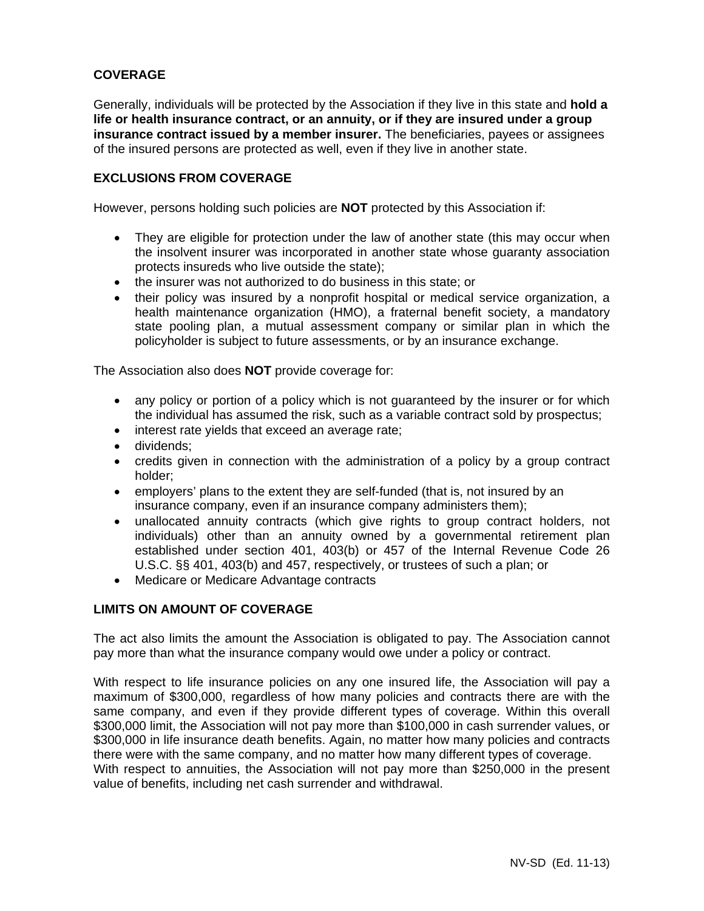## COVERAGE

Generally, individuals will be protected by the Association if they live in this state and **hold a life or health insurance contract, or an annuity, or if they are insured under a group insurance contract issued by a member insurer.** The beneficiaries, payees or assignees of the insured persons are protected as well, even if they live in another state.

## EXCLUSIONS FROM COVERAGE

However, persons holding such policies are **NOT** protected by this Association if:

- They are eligible for protection under the law of another state (this may occur when the insolvent insurer was incorporated in another state whose guaranty association protects insureds who live outside the state);
- the insurer was not authorized to do business in this state; or
- their policy was insured by a nonprofit hospital or medical service organization, a health maintenance organization (HMO), a fraternal benefit society, a mandatory state pooling plan, a mutual assessment company or similar plan in which the policyholder is subject to future assessments, or by an insurance exchange.

The Association also does **NOT** provide coverage for:

- any policy or portion of a policy which is not guaranteed by the insurer or for which the individual has assumed the risk, such as a variable contract sold by prospectus;
- interest rate yields that exceed an average rate;
- dividends;
- credits given in connection with the administration of a policy by a group contract holder;
- employers' plans to the extent they are self-funded (that is, not insured by an insurance company, even if an insurance company administers them);
- unallocated annuity contracts (which give rights to group contract holders, not individuals) other than an annuity owned by a governmental retirement plan established under section 401, 403(b) or 457 of the Internal Revenue Code 26 U.S.C. §§ 401, 403(b) and 457, respectively, or trustees of such a plan; or
- Medicare or Medicare Advantage contracts

## LIMITS ON AMOUNT OF COVERAGE

The act also limits the amount the Association is obligated to pay. The Association cannot pay more than what the insurance company would owe under a policy or contract.

With respect to life insurance policies on any one insured life, the Association will pay a maximum of $300,000, regardless of how many policies and contracts there are with the same company, and even if they provide different types of coverage. Within this overall $300,000 limit, the Association will not pay more than $100,000 in cash surrender values, or $300,000 in life insurance death benefits. Again, no matter how many policies and contracts there were with the same company, and no matter how many different types of coverage.
With respect to annuities, the Association will not pay more than $250,000 in the present value of benefits, including net cash surrender and withdrawal.

NV-SD (Ed. 11-13)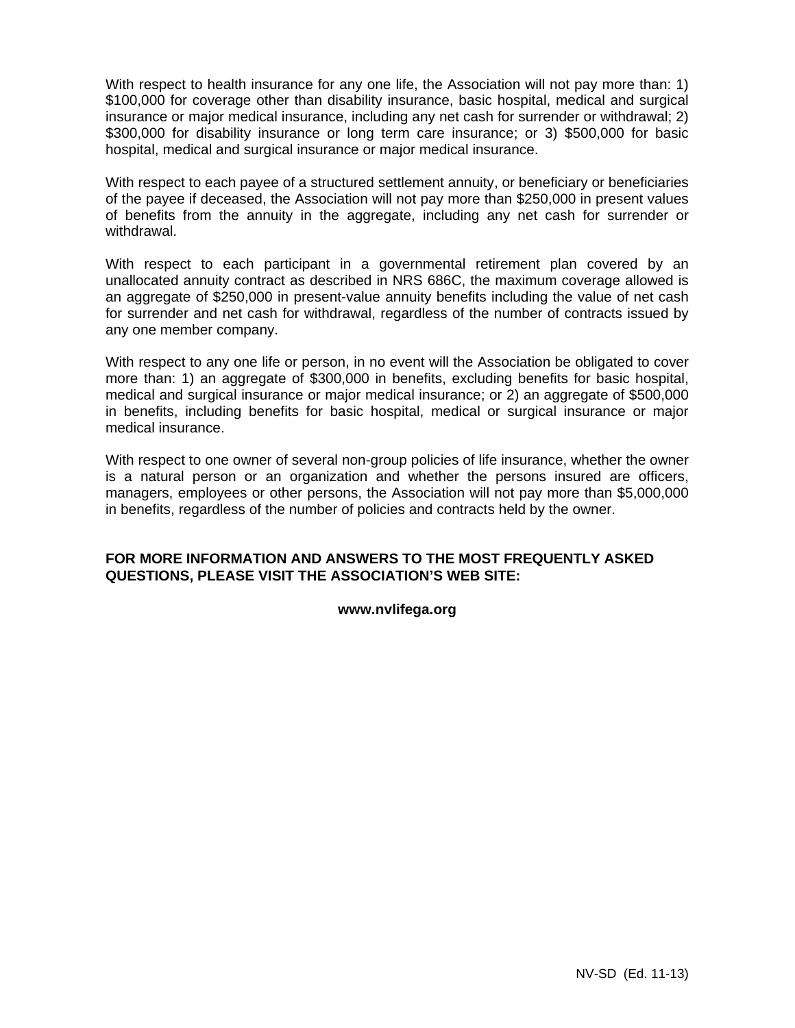With respect to health insurance for any one life, the Association will not pay more than: 1) $100,000 for coverage other than disability insurance, basic hospital, medical and surgical insurance or major medical insurance, including any net cash for surrender or withdrawal; 2) $300,000 for disability insurance or long term care insurance; or 3) $500,000 for basic hospital, medical and surgical insurance or major medical insurance.

With respect to each payee of a structured settlement annuity, or beneficiary or beneficiaries of the payee if deceased, the Association will not pay more than $250,000 in present values of benefits from the annuity in the aggregate, including any net cash for surrender or withdrawal.

With respect to each participant in a governmental retirement plan covered by an unallocated annuity contract as described in NRS 686C, the maximum coverage allowed is an aggregate of $250,000 in present-value annuity benefits including the value of net cash for surrender and net cash for withdrawal, regardless of the number of contracts issued by any one member company.

With respect to any one life or person, in no event will the Association be obligated to cover more than: 1) an aggregate of $300,000 in benefits, excluding benefits for basic hospital, medical and surgical insurance or major medical insurance; or 2) an aggregate of $500,000 in benefits, including benefits for basic hospital, medical or surgical insurance or major medical insurance.

With respect to one owner of several non-group policies of life insurance, whether the owner is a natural person or an organization and whether the persons insured are officers, managers, employees or other persons, the Association will not pay more than $5,000,000 in benefits, regardless of the number of policies and contracts held by the owner.

**FOR MORE INFORMATION AND ANSWERS TO THE MOST FREQUENTLY ASKED QUESTIONS, PLEASE VISIT THE ASSOCIATION'S WEB SITE:**

**www.nvlifega.org**

NV-SD (Ed. 11-13)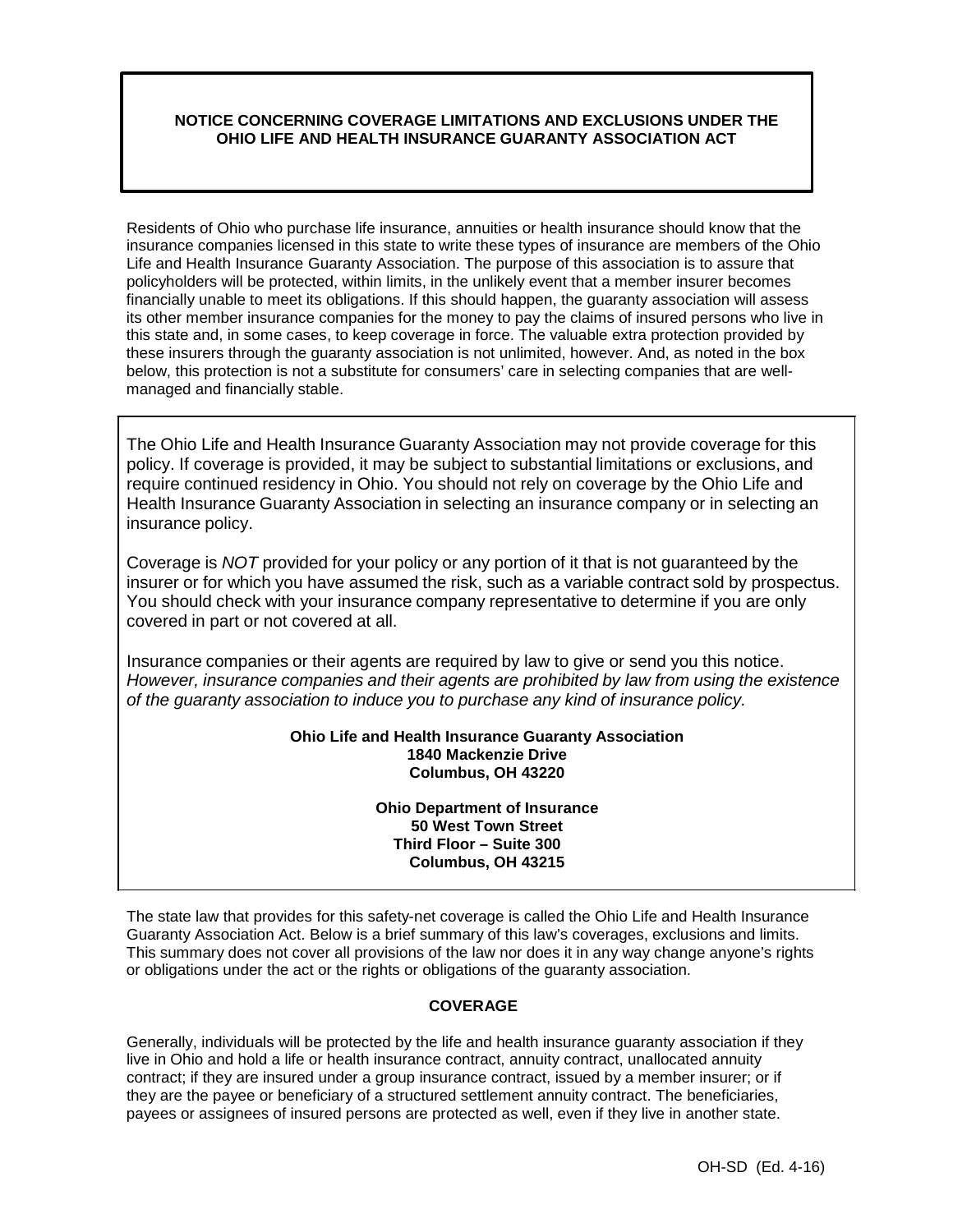## NOTICE CONCERNING COVERAGE LIMITATIONS AND EXCLUSIONS UNDER THE OHIO LIFE AND HEALTH INSURANCE GUARANTY ASSOCIATION ACT

Residents of Ohio who purchase life insurance, annuities or health insurance should know that the insurance companies licensed in this state to write these types of insurance are members of the Ohio Life and Health Insurance Guaranty Association. The purpose of this association is to assure that policyholders will be protected, within limits, in the unlikely event that a member insurer becomes financially unable to meet its obligations. If this should happen, the guaranty association will assess its other member insurance companies for the money to pay the claims of insured persons who live in this state and, in some cases, to keep coverage in force. The valuable extra protection provided by these insurers through the guaranty association is not unlimited, however. And, as noted in the box below, this protection is not a substitute for consumers' care in selecting companies that are well-managed and financially stable.

The Ohio Life and Health Insurance Guaranty Association may not provide coverage for this policy. If coverage is provided, it may be subject to substantial limitations or exclusions, and require continued residency in Ohio. You should not rely on coverage by the Ohio Life and Health Insurance Guaranty Association in selecting an insurance company or in selecting an insurance policy.

Coverage is *NOT* provided for your policy or any portion of it that is not guaranteed by the insurer or for which you have assumed the risk, such as a variable contract sold by prospectus. You should check with your insurance company representative to determine if you are only covered in part or not covered at all.

Insurance companies or their agents are required by law to give or send you this notice. *However, insurance companies and their agents are prohibited by law from using the existence of the guaranty association to induce you to purchase any kind of insurance policy.*

**Ohio Life and Health Insurance Guaranty Association**
**1840 Mackenzie Drive**
**Columbus, OH 43220**

**Ohio Department of Insurance**
**50 West Town Street**
**Third Floor – Suite 300**
**Columbus, OH 43215**

The state law that provides for this safety-net coverage is called the Ohio Life and Health Insurance Guaranty Association Act. Below is a brief summary of this law's coverages, exclusions and limits. This summary does not cover all provisions of the law nor does it in any way change anyone's rights or obligations under the act or the rights or obligations of the guaranty association.

### COVERAGE

Generally, individuals will be protected by the life and health insurance guaranty association if they live in Ohio and hold a life or health insurance contract, annuity contract, unallocated annuity contract; if they are insured under a group insurance contract, issued by a member insurer; or if they are the payee or beneficiary of a structured settlement annuity contract. The beneficiaries, payees or assignees of insured persons are protected as well, even if they live in another state.

OH-SD (Ed. 4-16)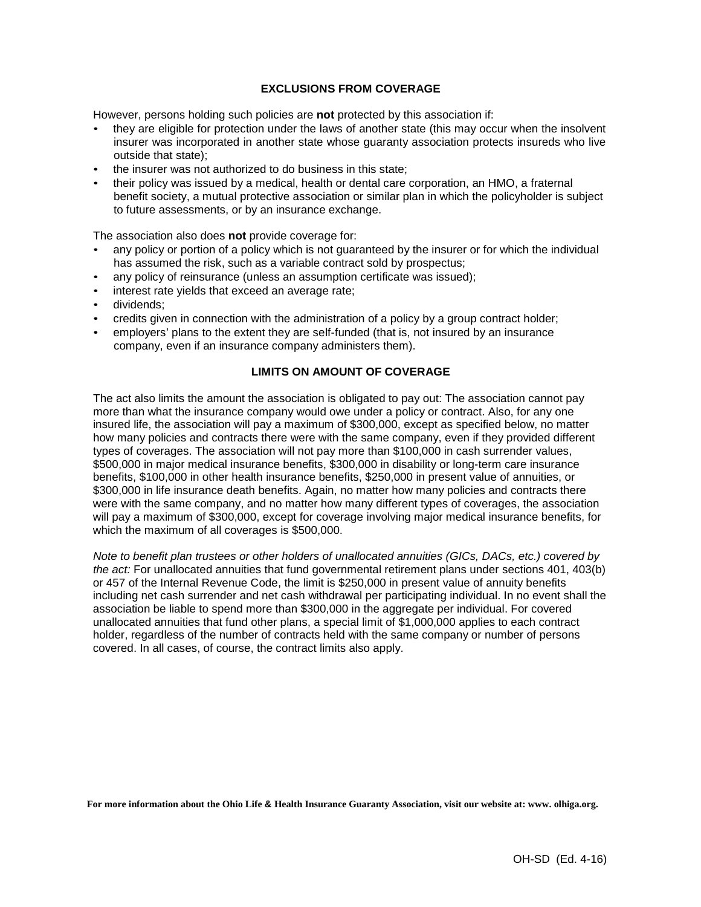## EXCLUSIONS FROM COVERAGE

However, persons holding such policies are **not** protected by this association if:

- they are eligible for protection under the laws of another state (this may occur when the insolvent insurer was incorporated in another state whose guaranty association protects insureds who live outside that state);
- the insurer was not authorized to do business in this state;
- their policy was issued by a medical, health or dental care corporation, an HMO, a fraternal benefit society, a mutual protective association or similar plan in which the policyholder is subject to future assessments, or by an insurance exchange.

The association also does **not** provide coverage for:

- any policy or portion of a policy which is not guaranteed by the insurer or for which the individual has assumed the risk, such as a variable contract sold by prospectus;
- any policy of reinsurance (unless an assumption certificate was issued);
- interest rate yields that exceed an average rate;
- dividends;
- credits given in connection with the administration of a policy by a group contract holder;
- employers' plans to the extent they are self-funded (that is, not insured by an insurance company, even if an insurance company administers them).

## LIMITS ON AMOUNT OF COVERAGE

The act also limits the amount the association is obligated to pay out: The association cannot pay more than what the insurance company would owe under a policy or contract. Also, for any one insured life, the association will pay a maximum of $300,000, except as specified below, no matter how many policies and contracts there were with the same company, even if they provided different types of coverages. The association will not pay more than $100,000 in cash surrender values, $500,000 in major medical insurance benefits, $300,000 in disability or long-term care insurance benefits, $100,000 in other health insurance benefits, $250,000 in present value of annuities, or $300,000 in life insurance death benefits. Again, no matter how many policies and contracts there were with the same company, and no matter how many different types of coverages, the association will pay a maximum of $300,000, except for coverage involving major medical insurance benefits, for which the maximum of all coverages is $500,000.

*Note to benefit plan trustees or other holders of unallocated annuities (GICs, DACs, etc.) covered by the act:* For unallocated annuities that fund governmental retirement plans under sections 401, 403(b) or 457 of the Internal Revenue Code, the limit is $250,000 in present value of annuity benefits including net cash surrender and net cash withdrawal per participating individual. In no event shall the association be liable to spend more than $300,000 in the aggregate per individual. For covered unallocated annuities that fund other plans, a special limit of $1,000,000 applies to each contract holder, regardless of the number of contracts held with the same company or number of persons covered. In all cases, of course, the contract limits also apply.

**For more information about the Ohio Life & Health Insurance Guaranty Association, visit our website at: www. olhiga.org.**

OH-SD (Ed. 4-16)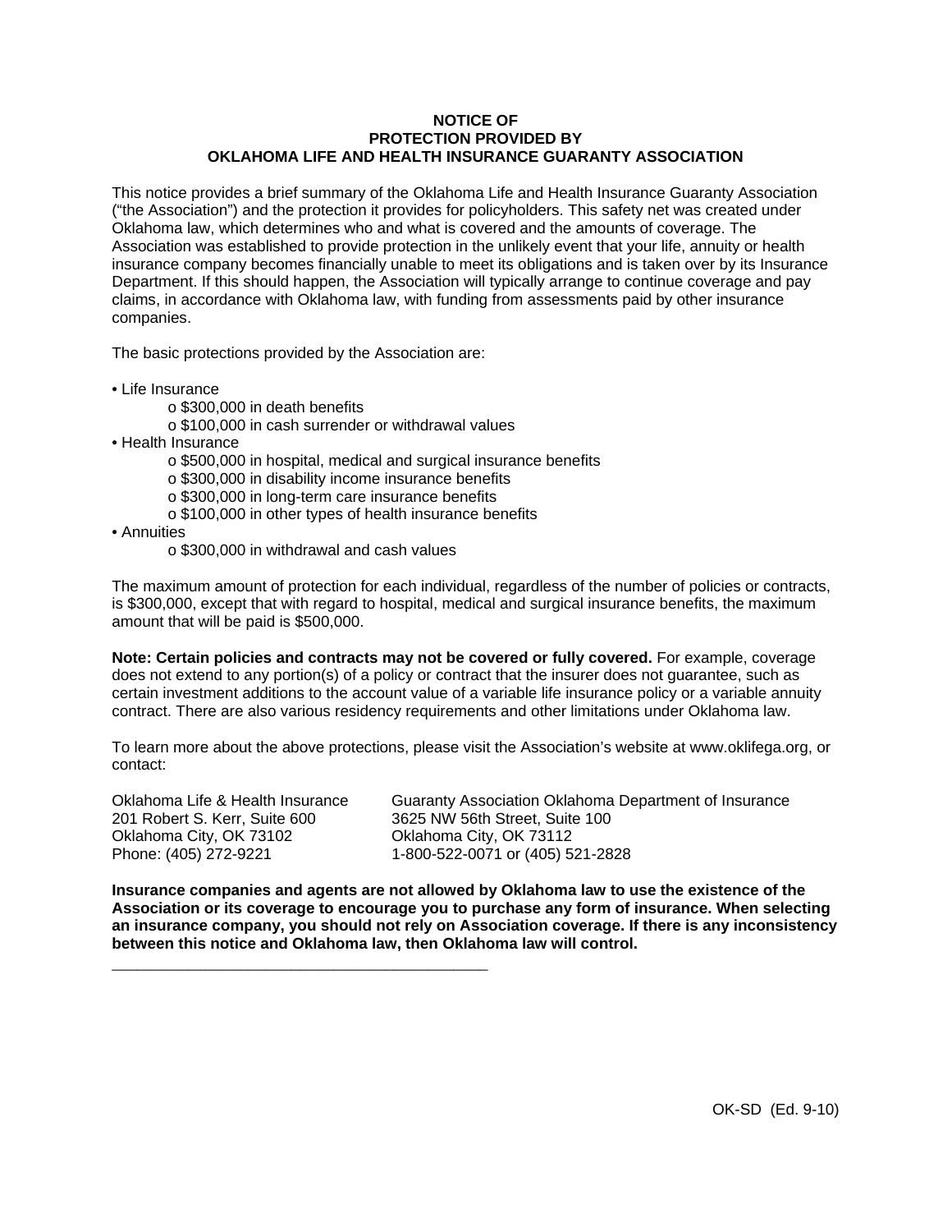**NOTICE OF**
**PROTECTION PROVIDED BY**
**OKLAHOMA LIFE AND HEALTH INSURANCE GUARANTY ASSOCIATION**

This notice provides a brief summary of the Oklahoma Life and Health Insurance Guaranty Association ("the Association") and the protection it provides for policyholders. This safety net was created under Oklahoma law, which determines who and what is covered and the amounts of coverage. The Association was established to provide protection in the unlikely event that your life, annuity or health insurance company becomes financially unable to meet its obligations and is taken over by its Insurance Department. If this should happen, the Association will typically arrange to continue coverage and pay claims, in accordance with Oklahoma law, with funding from assessments paid by other insurance companies.

The basic protections provided by the Association are:

- Life Insurance
  - $300,000 in death benefits
  - $100,000 in cash surrender or withdrawal values
- Health Insurance
  - $500,000 in hospital, medical and surgical insurance benefits
  - $300,000 in disability income insurance benefits
  - $300,000 in long-term care insurance benefits
  - $100,000 in other types of health insurance benefits
- Annuities
  - $300,000 in withdrawal and cash values

The maximum amount of protection for each individual, regardless of the number of policies or contracts, is $300,000, except that with regard to hospital, medical and surgical insurance benefits, the maximum amount that will be paid is $500,000.

**Note: Certain policies and contracts may not be covered or fully covered.** For example, coverage does not extend to any portion(s) of a policy or contract that the insurer does not guarantee, such as certain investment additions to the account value of a variable life insurance policy or a variable annuity contract. There are also various residency requirements and other limitations under Oklahoma law.

To learn more about the above protections, please visit the Association's website at www.oklifega.org, or contact:

Oklahoma Life & Health Insurance Guaranty Association
201 Robert S. Kerr, Suite 600
Oklahoma City, OK 73102
Phone: (405) 272-9221

Oklahoma Department of Insurance
3625 NW 56th Street, Suite 100
Oklahoma City, OK 73112
1-800-522-0071 or (405) 521-2828

**Insurance companies and agents are not allowed by Oklahoma law to use the existence of the Association or its coverage to encourage you to purchase any form of insurance. When selecting an insurance company, you should not rely on Association coverage. If there is any inconsistency between this notice and Oklahoma law, then Oklahoma law will control.**

---

OK-SD (Ed. 9-10)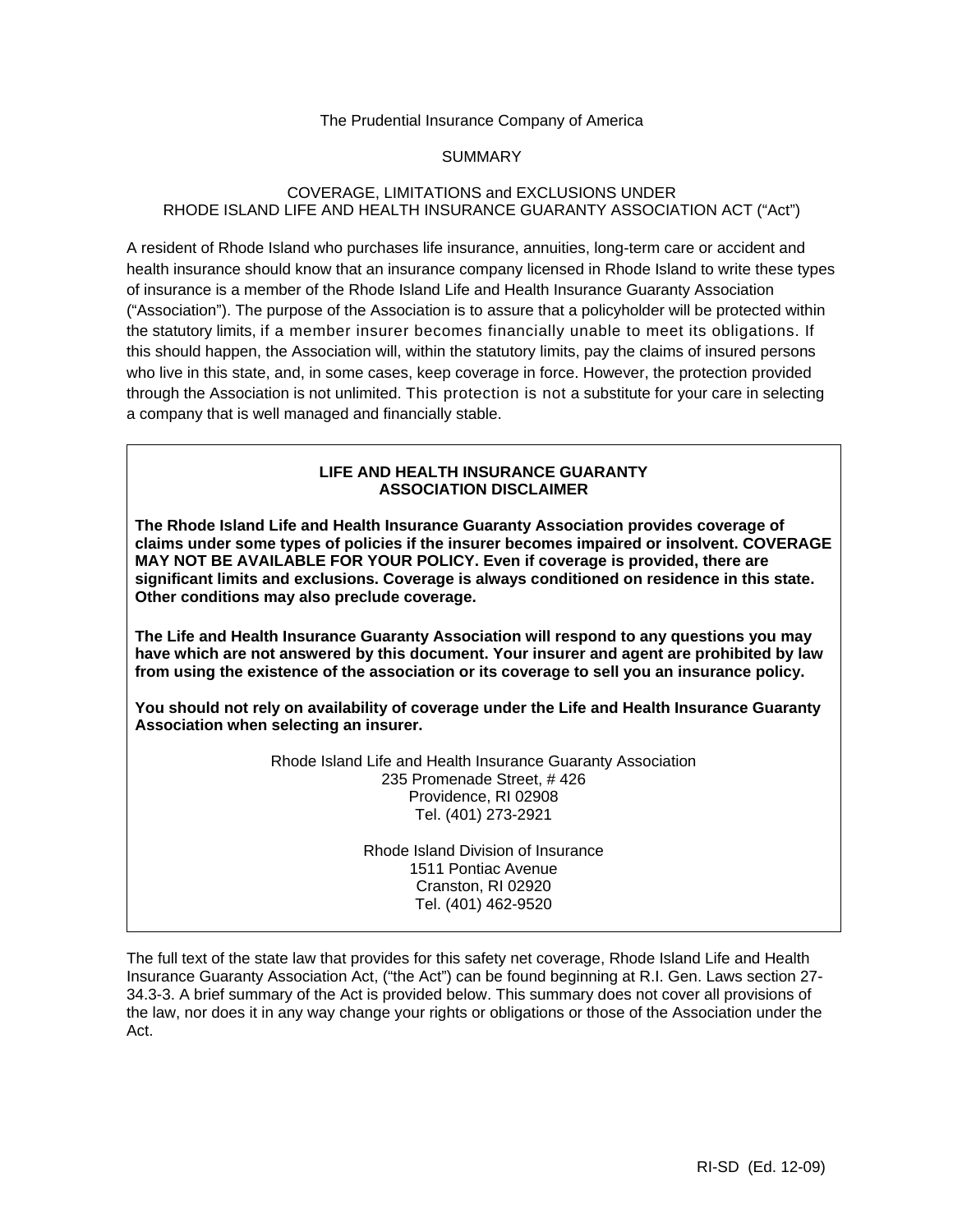The Prudential Insurance Company of America

SUMMARY

COVERAGE, LIMITATIONS and EXCLUSIONS UNDER
RHODE ISLAND LIFE AND HEALTH INSURANCE GUARANTY ASSOCIATION ACT ("Act")

A resident of Rhode Island who purchases life insurance, annuities, long-term care or accident and health insurance should know that an insurance company licensed in Rhode Island to write these types of insurance is a member of the Rhode Island Life and Health Insurance Guaranty Association ("Association"). The purpose of the Association is to assure that a policyholder will be protected within the statutory limits, if a member insurer becomes financially unable to meet its obligations. If this should happen, the Association will, within the statutory limits, pay the claims of insured persons who live in this state, and, in some cases, keep coverage in force. However, the protection provided through the Association is not unlimited. This protection is not a substitute for your care in selecting a company that is well managed and financially stable.

**LIFE AND HEALTH INSURANCE GUARANTY ASSOCIATION DISCLAIMER**

**The Rhode Island Life and Health Insurance Guaranty Association provides coverage of claims under some types of policies if the insurer becomes impaired or insolvent. COVERAGE MAY NOT BE AVAILABLE FOR YOUR POLICY. Even if coverage is provided, there are significant limits and exclusions. Coverage is always conditioned on residence in this state. Other conditions may also preclude coverage.**

**The Life and Health Insurance Guaranty Association will respond to any questions you may have which are not answered by this document. Your insurer and agent are prohibited by law from using the existence of the association or its coverage to sell you an insurance policy.**

**You should not rely on availability of coverage under the Life and Health Insurance Guaranty Association when selecting an insurer.**

Rhode Island Life and Health Insurance Guaranty Association
235 Promenade Street, # 426
Providence, RI 02908
Tel. (401) 273-2921

Rhode Island Division of Insurance
1511 Pontiac Avenue
Cranston, RI 02920
Tel. (401) 462-9520

The full text of the state law that provides for this safety net coverage, Rhode Island Life and Health Insurance Guaranty Association Act, ("the Act") can be found beginning at R.I. Gen. Laws section 27-34.3-3. A brief summary of the Act is provided below. This summary does not cover all provisions of the law, nor does it in any way change your rights or obligations or those of the Association under the Act.

RI-SD (Ed. 12-09)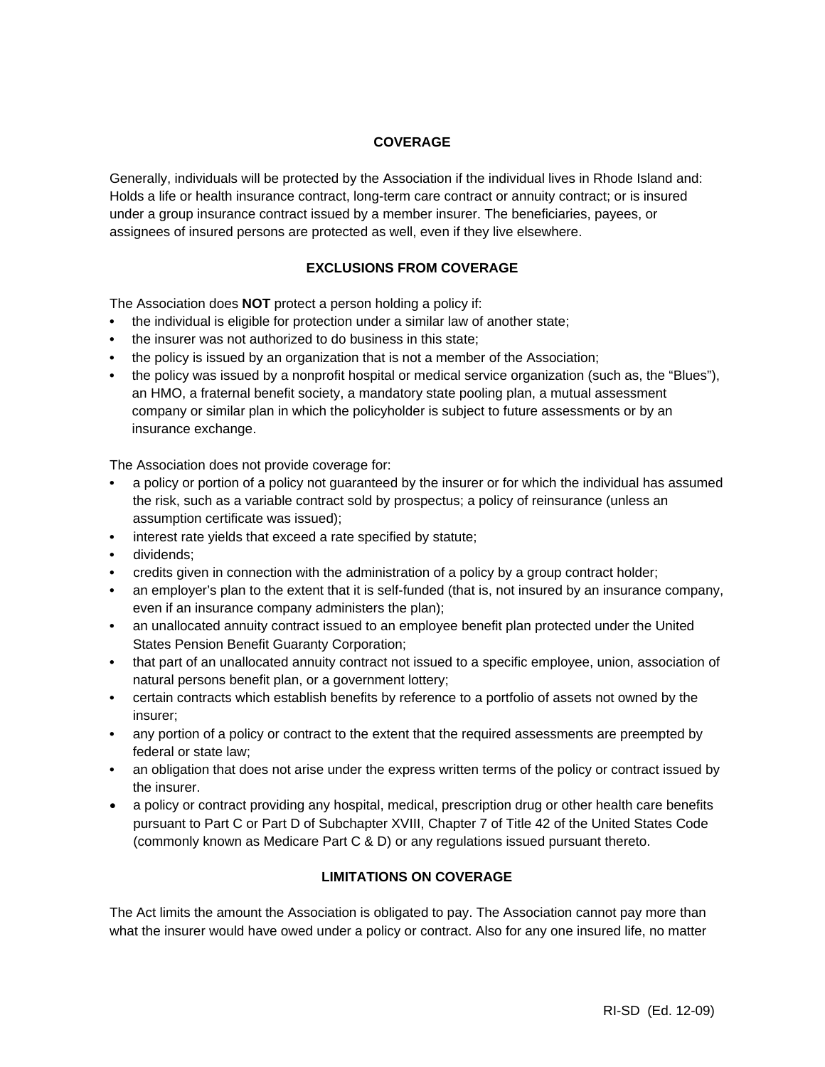## COVERAGE

Generally, individuals will be protected by the Association if the individual lives in Rhode Island and: Holds a life or health insurance contract, long-term care contract or annuity contract; or is insured under a group insurance contract issued by a member insurer. The beneficiaries, payees, or assignees of insured persons are protected as well, even if they live elsewhere.

## EXCLUSIONS FROM COVERAGE

The Association does **NOT** protect a person holding a policy if:

- the individual is eligible for protection under a similar law of another state;
- the insurer was not authorized to do business in this state;
- the policy is issued by an organization that is not a member of the Association;
- the policy was issued by a nonprofit hospital or medical service organization (such as, the "Blues"), an HMO, a fraternal benefit society, a mandatory state pooling plan, a mutual assessment company or similar plan in which the policyholder is subject to future assessments or by an insurance exchange.

The Association does not provide coverage for:

- a policy or portion of a policy not guaranteed by the insurer or for which the individual has assumed the risk, such as a variable contract sold by prospectus; a policy of reinsurance (unless an assumption certificate was issued);
- interest rate yields that exceed a rate specified by statute;
- dividends;
- credits given in connection with the administration of a policy by a group contract holder;
- an employer's plan to the extent that it is self-funded (that is, not insured by an insurance company, even if an insurance company administers the plan);
- an unallocated annuity contract issued to an employee benefit plan protected under the United States Pension Benefit Guaranty Corporation;
- that part of an unallocated annuity contract not issued to a specific employee, union, association of natural persons benefit plan, or a government lottery;
- certain contracts which establish benefits by reference to a portfolio of assets not owned by the insurer;
- any portion of a policy or contract to the extent that the required assessments are preempted by federal or state law;
- an obligation that does not arise under the express written terms of the policy or contract issued by the insurer.
- a policy or contract providing any hospital, medical, prescription drug or other health care benefits pursuant to Part C or Part D of Subchapter XVIII, Chapter 7 of Title 42 of the United States Code (commonly known as Medicare Part C & D) or any regulations issued pursuant thereto.

## LIMITATIONS ON COVERAGE

The Act limits the amount the Association is obligated to pay. The Association cannot pay more than what the insurer would have owed under a policy or contract. Also for any one insured life, no matter

RI-SD (Ed. 12-09)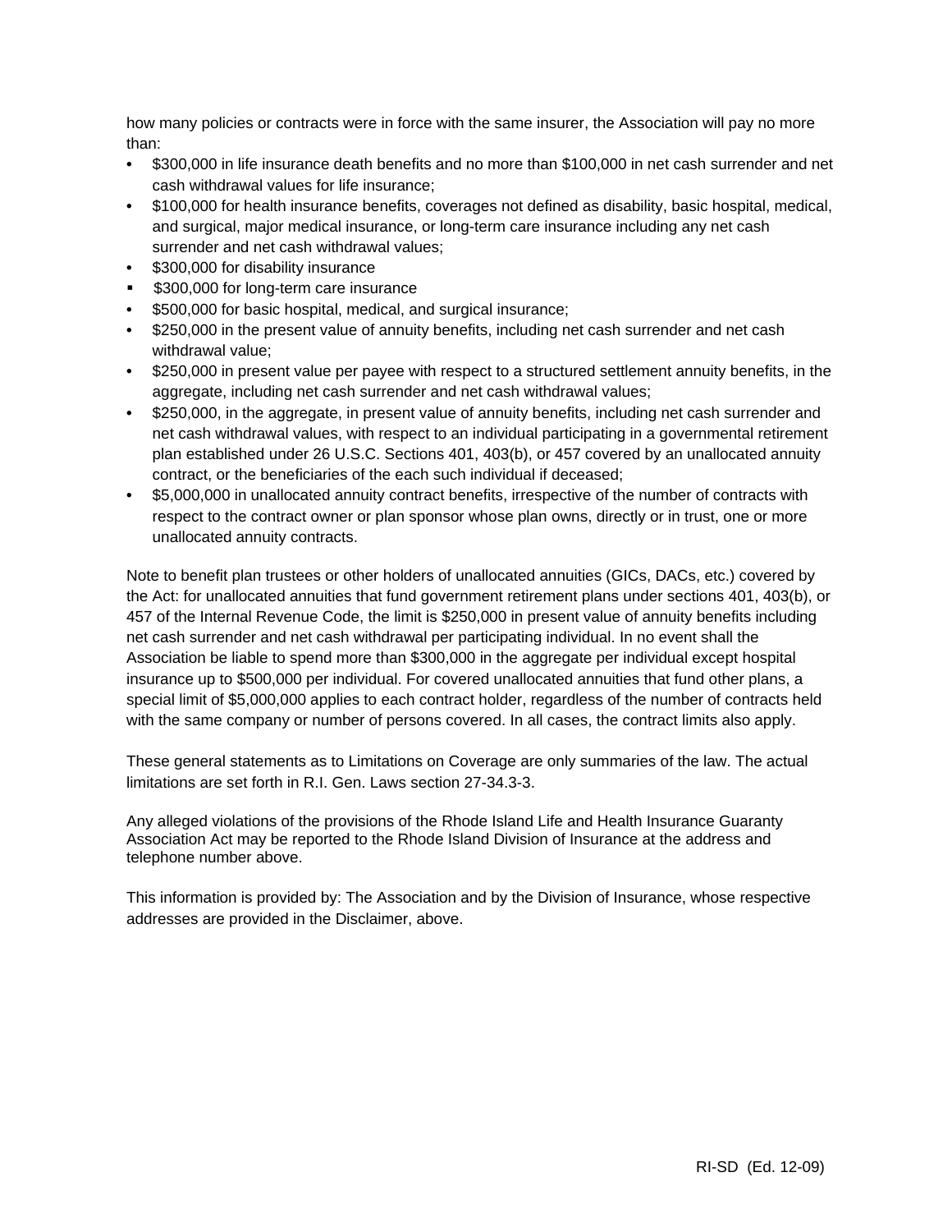how many policies or contracts were in force with the same insurer, the Association will pay no more than:

- $300,000 in life insurance death benefits and no more than $100,000 in net cash surrender and net cash withdrawal values for life insurance;
- $100,000 for health insurance benefits, coverages not defined as disability, basic hospital, medical, and surgical, major medical insurance, or long-term care insurance including any net cash surrender and net cash withdrawal values;
- $300,000 for disability insurance
- $300,000 for long-term care insurance
- $500,000 for basic hospital, medical, and surgical insurance;
- $250,000 in the present value of annuity benefits, including net cash surrender and net cash withdrawal value;
- $250,000 in present value per payee with respect to a structured settlement annuity benefits, in the aggregate, including net cash surrender and net cash withdrawal values;
- $250,000, in the aggregate, in present value of annuity benefits, including net cash surrender and net cash withdrawal values, with respect to an individual participating in a governmental retirement plan established under 26 U.S.C. Sections 401, 403(b), or 457 covered by an unallocated annuity contract, or the beneficiaries of the each such individual if deceased;
- $5,000,000 in unallocated annuity contract benefits, irrespective of the number of contracts with respect to the contract owner or plan sponsor whose plan owns, directly or in trust, one or more unallocated annuity contracts.

Note to benefit plan trustees or other holders of unallocated annuities (GICs, DACs, etc.) covered by the Act: for unallocated annuities that fund government retirement plans under sections 401, 403(b), or 457 of the Internal Revenue Code, the limit is $250,000 in present value of annuity benefits including net cash surrender and net cash withdrawal per participating individual. In no event shall the Association be liable to spend more than $300,000 in the aggregate per individual except hospital insurance up to $500,000 per individual. For covered unallocated annuities that fund other plans, a special limit of $5,000,000 applies to each contract holder, regardless of the number of contracts held with the same company or number of persons covered. In all cases, the contract limits also apply.

These general statements as to Limitations on Coverage are only summaries of the law. The actual limitations are set forth in R.I. Gen. Laws section 27-34.3-3.

Any alleged violations of the provisions of the Rhode Island Life and Health Insurance Guaranty Association Act may be reported to the Rhode Island Division of Insurance at the address and telephone number above.

This information is provided by: The Association and by the Division of Insurance, whose respective addresses are provided in the Disclaimer, above.

RI-SD (Ed. 12-09)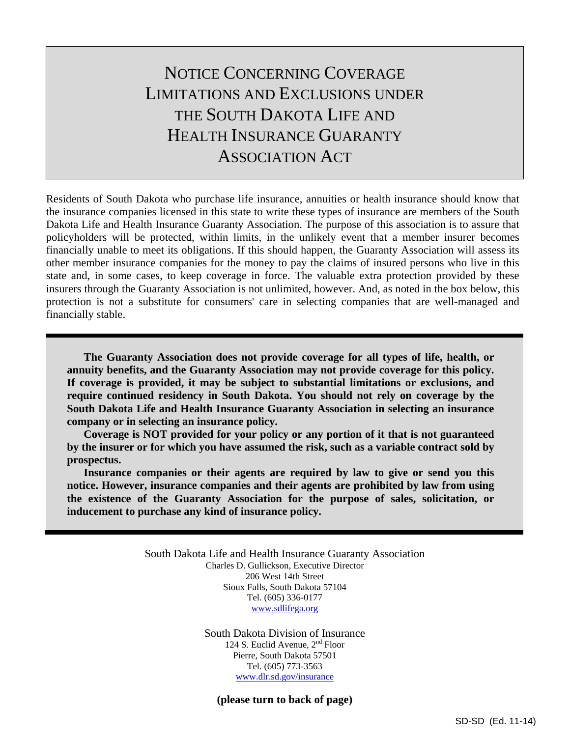# NOTICE CONCERNING COVERAGE LIMITATIONS AND EXCLUSIONS UNDER THE SOUTH DAKOTA LIFE AND HEALTH INSURANCE GUARANTY ASSOCIATION ACT

Residents of South Dakota who purchase life insurance, annuities or health insurance should know that the insurance companies licensed in this state to write these types of insurance are members of the South Dakota Life and Health Insurance Guaranty Association. The purpose of this association is to assure that policyholders will be protected, within limits, in the unlikely event that a member insurer becomes financially unable to meet its obligations. If this should happen, the Guaranty Association will assess its other member insurance companies for the money to pay the claims of insured persons who live in this state and, in some cases, to keep coverage in force. The valuable extra protection provided by these insurers through the Guaranty Association is not unlimited, however. And, as noted in the box below, this protection is not a substitute for consumers' care in selecting companies that are well-managed and financially stable.

**The Guaranty Association does not provide coverage for all types of life, health, or annuity benefits, and the Guaranty Association may not provide coverage for this policy. If coverage is provided, it may be subject to substantial limitations or exclusions, and require continued residency in South Dakota. You should not rely on coverage by the South Dakota Life and Health Insurance Guaranty Association in selecting an insurance company or in selecting an insurance policy.**

**Coverage is NOT provided for your policy or any portion of it that is not guaranteed by the insurer or for which you have assumed the risk, such as a variable contract sold by prospectus.**

**Insurance companies or their agents are required by law to give or send you this notice. However, insurance companies and their agents are prohibited by law from using the existence of the Guaranty Association for the purpose of sales, solicitation, or inducement to purchase any kind of insurance policy.**

South Dakota Life and Health Insurance Guaranty Association
Charles D. Gullickson, Executive Director
206 West 14th Street
Sioux Falls, South Dakota 57104
Tel. (605) 336-0177
www.sdlifega.org

South Dakota Division of Insurance
124 S. Euclid Avenue, 2nd Floor
Pierre, South Dakota 57501
Tel. (605) 773-3563
www.dlr.sd.gov/insurance

**(please turn to back of page)**

SD-SD (Ed. 11-14)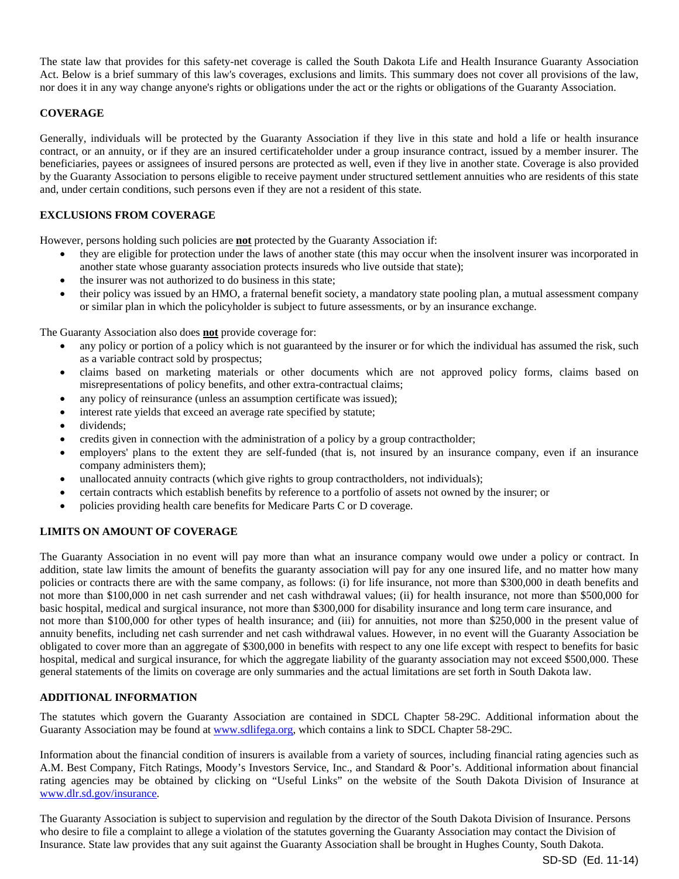The state law that provides for this safety-net coverage is called the South Dakota Life and Health Insurance Guaranty Association Act. Below is a brief summary of this law's coverages, exclusions and limits. This summary does not cover all provisions of the law, nor does it in any way change anyone's rights or obligations under the act or the rights or obligations of the Guaranty Association.

## COVERAGE

Generally, individuals will be protected by the Guaranty Association if they live in this state and hold a life or health insurance contract, or an annuity, or if they are an insured certificateholder under a group insurance contract, issued by a member insurer. The beneficiaries, payees or assignees of insured persons are protected as well, even if they live in another state. Coverage is also provided by the Guaranty Association to persons eligible to receive payment under structured settlement annuities who are residents of this state and, under certain conditions, such persons even if they are not a resident of this state.

## EXCLUSIONS FROM COVERAGE

However, persons holding such policies are **not** protected by the Guaranty Association if:

- they are eligible for protection under the laws of another state (this may occur when the insolvent insurer was incorporated in another state whose guaranty association protects insureds who live outside that state);
- the insurer was not authorized to do business in this state;
- their policy was issued by an HMO, a fraternal benefit society, a mandatory state pooling plan, a mutual assessment company or similar plan in which the policyholder is subject to future assessments, or by an insurance exchange.

The Guaranty Association also does **not** provide coverage for:

- any policy or portion of a policy which is not guaranteed by the insurer or for which the individual has assumed the risk, such as a variable contract sold by prospectus;
- claims based on marketing materials or other documents which are not approved policy forms, claims based on misrepresentations of policy benefits, and other extra-contractual claims;
- any policy of reinsurance (unless an assumption certificate was issued);
- interest rate yields that exceed an average rate specified by statute;
- dividends;
- credits given in connection with the administration of a policy by a group contractholder;
- employers' plans to the extent they are self-funded (that is, not insured by an insurance company, even if an insurance company administers them);
- unallocated annuity contracts (which give rights to group contractholders, not individuals);
- certain contracts which establish benefits by reference to a portfolio of assets not owned by the insurer; or
- policies providing health care benefits for Medicare Parts C or D coverage.

## LIMITS ON AMOUNT OF COVERAGE

The Guaranty Association in no event will pay more than what an insurance company would owe under a policy or contract. In addition, state law limits the amount of benefits the guaranty association will pay for any one insured life, and no matter how many policies or contracts there are with the same company, as follows: (i) for life insurance, not more than $300,000 in death benefits and not more than $100,000 in net cash surrender and net cash withdrawal values; (ii) for health insurance, not more than $500,000 for basic hospital, medical and surgical insurance, not more than $300,000 for disability insurance and long term care insurance, and not more than $100,000 for other types of health insurance; and (iii) for annuities, not more than $250,000 in the present value of annuity benefits, including net cash surrender and net cash withdrawal values. However, in no event will the Guaranty Association be obligated to cover more than an aggregate of $300,000 in benefits with respect to any one life except with respect to benefits for basic hospital, medical and surgical insurance, for which the aggregate liability of the guaranty association may not exceed $500,000. These general statements of the limits on coverage are only summaries and the actual limitations are set forth in South Dakota law.

## ADDITIONAL INFORMATION

The statutes which govern the Guaranty Association are contained in SDCL Chapter 58-29C. Additional information about the Guaranty Association may be found at www.sdlifega.org, which contains a link to SDCL Chapter 58-29C.

Information about the financial condition of insurers is available from a variety of sources, including financial rating agencies such as A.M. Best Company, Fitch Ratings, Moody's Investors Service, Inc., and Standard & Poor's. Additional information about financial rating agencies may be obtained by clicking on "Useful Links" on the website of the South Dakota Division of Insurance at www.dlr.sd.gov/insurance.

The Guaranty Association is subject to supervision and regulation by the director of the South Dakota Division of Insurance. Persons who desire to file a complaint to allege a violation of the statutes governing the Guaranty Association may contact the Division of Insurance. State law provides that any suit against the Guaranty Association shall be brought in Hughes County, South Dakota.

SD-SD (Ed. 11-14)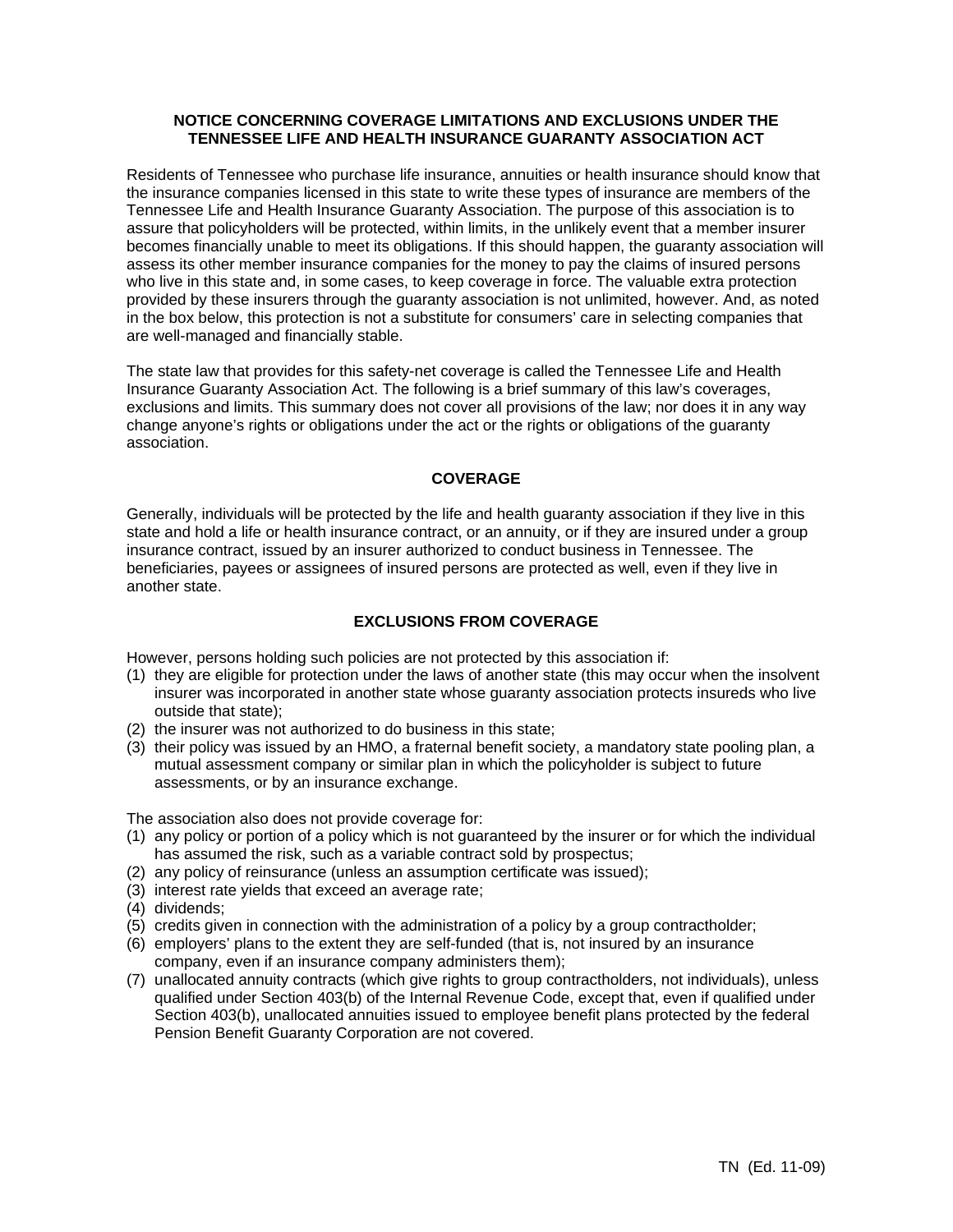## NOTICE CONCERNING COVERAGE LIMITATIONS AND EXCLUSIONS UNDER THE TENNESSEE LIFE AND HEALTH INSURANCE GUARANTY ASSOCIATION ACT

Residents of Tennessee who purchase life insurance, annuities or health insurance should know that the insurance companies licensed in this state to write these types of insurance are members of the Tennessee Life and Health Insurance Guaranty Association. The purpose of this association is to assure that policyholders will be protected, within limits, in the unlikely event that a member insurer becomes financially unable to meet its obligations. If this should happen, the guaranty association will assess its other member insurance companies for the money to pay the claims of insured persons who live in this state and, in some cases, to keep coverage in force. The valuable extra protection provided by these insurers through the guaranty association is not unlimited, however. And, as noted in the box below, this protection is not a substitute for consumers' care in selecting companies that are well-managed and financially stable.

The state law that provides for this safety-net coverage is called the Tennessee Life and Health Insurance Guaranty Association Act. The following is a brief summary of this law's coverages, exclusions and limits. This summary does not cover all provisions of the law; nor does it in any way change anyone's rights or obligations under the act or the rights or obligations of the guaranty association.

### COVERAGE

Generally, individuals will be protected by the life and health guaranty association if they live in this state and hold a life or health insurance contract, or an annuity, or if they are insured under a group insurance contract, issued by an insurer authorized to conduct business in Tennessee. The beneficiaries, payees or assignees of insured persons are protected as well, even if they live in another state.

### EXCLUSIONS FROM COVERAGE

However, persons holding such policies are not protected by this association if:

(1) they are eligible for protection under the laws of another state (this may occur when the insolvent insurer was incorporated in another state whose guaranty association protects insureds who live outside that state);
(2) the insurer was not authorized to do business in this state;
(3) their policy was issued by an HMO, a fraternal benefit society, a mandatory state pooling plan, a mutual assessment company or similar plan in which the policyholder is subject to future assessments, or by an insurance exchange.

The association also does not provide coverage for:

(1) any policy or portion of a policy which is not guaranteed by the insurer or for which the individual has assumed the risk, such as a variable contract sold by prospectus;
(2) any policy of reinsurance (unless an assumption certificate was issued);
(3) interest rate yields that exceed an average rate;
(4) dividends;
(5) credits given in connection with the administration of a policy by a group contractholder;
(6) employers' plans to the extent they are self-funded (that is, not insured by an insurance company, even if an insurance company administers them);
(7) unallocated annuity contracts (which give rights to group contractholders, not individuals), unless qualified under Section 403(b) of the Internal Revenue Code, except that, even if qualified under Section 403(b), unallocated annuities issued to employee benefit plans protected by the federal Pension Benefit Guaranty Corporation are not covered.

TN (Ed. 11-09)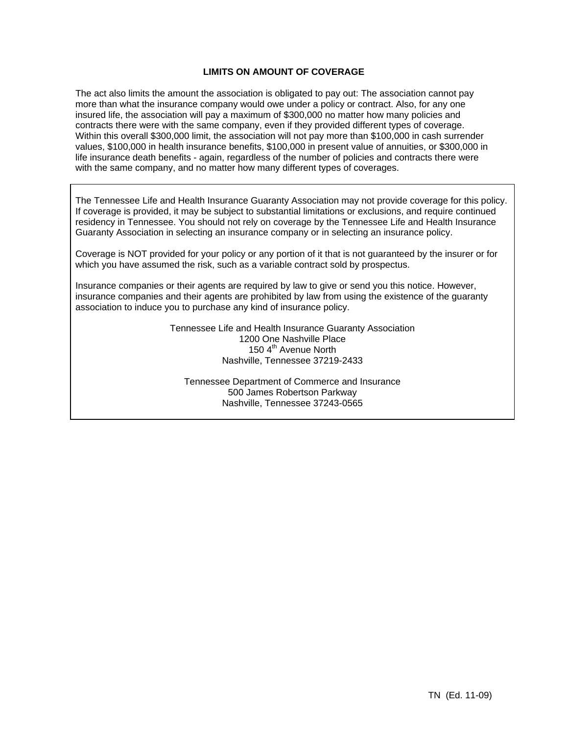## LIMITS ON AMOUNT OF COVERAGE

The act also limits the amount the association is obligated to pay out: The association cannot pay more than what the insurance company would owe under a policy or contract. Also, for any one insured life, the association will pay a maximum of $300,000 no matter how many policies and contracts there were with the same company, even if they provided different types of coverage. Within this overall $300,000 limit, the association will not pay more than $100,000 in cash surrender values, $100,000 in health insurance benefits, $100,000 in present value of annuities, or $300,000 in life insurance death benefits - again, regardless of the number of policies and contracts there were with the same company, and no matter how many different types of coverages.

The Tennessee Life and Health Insurance Guaranty Association may not provide coverage for this policy. If coverage is provided, it may be subject to substantial limitations or exclusions, and require continued residency in Tennessee. You should not rely on coverage by the Tennessee Life and Health Insurance Guaranty Association in selecting an insurance company or in selecting an insurance policy.

Coverage is NOT provided for your policy or any portion of it that is not guaranteed by the insurer or for which you have assumed the risk, such as a variable contract sold by prospectus.

Insurance companies or their agents are required by law to give or send you this notice. However, insurance companies and their agents are prohibited by law from using the existence of the guaranty association to induce you to purchase any kind of insurance policy.

Tennessee Life and Health Insurance Guaranty Association
1200 One Nashville Place
150 4th Avenue North
Nashville, Tennessee 37219-2433

Tennessee Department of Commerce and Insurance
500 James Robertson Parkway
Nashville, Tennessee 37243-0565

TN (Ed. 11-09)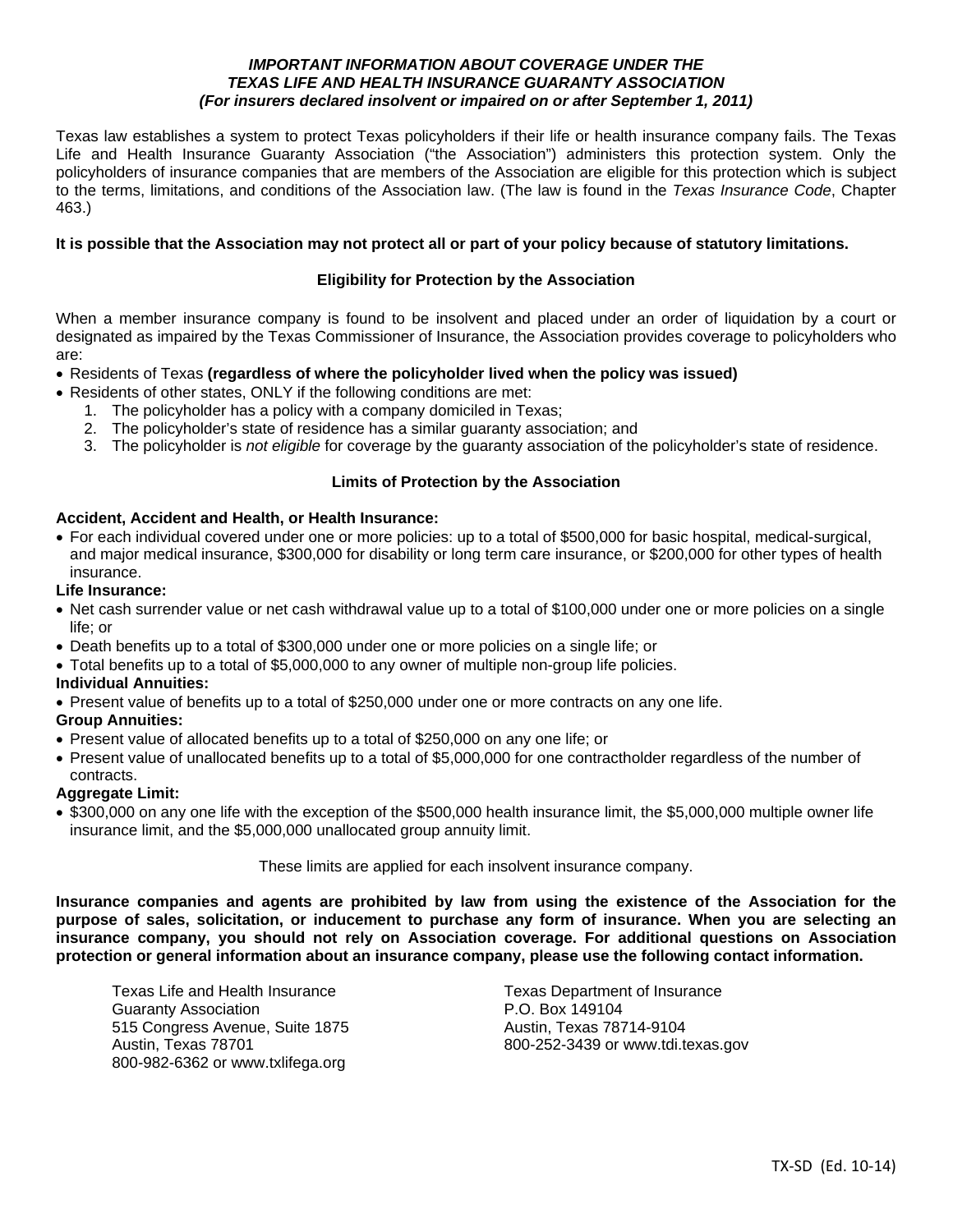***IMPORTANT INFORMATION ABOUT COVERAGE UNDER THE TEXAS LIFE AND HEALTH INSURANCE GUARANTY ASSOCIATION (For insurers declared insolvent or impaired on or after September 1, 2011)***

Texas law establishes a system to protect Texas policyholders if their life or health insurance company fails. The Texas Life and Health Insurance Guaranty Association ("the Association") administers this protection system. Only the policyholders of insurance companies that are members of the Association are eligible for this protection which is subject to the terms, limitations, and conditions of the Association law. (The law is found in the *Texas Insurance Code*, Chapter 463.)

**It is possible that the Association may not protect all or part of your policy because of statutory limitations.**

**Eligibility for Protection by the Association**

When a member insurance company is found to be insolvent and placed under an order of liquidation by a court or designated as impaired by the Texas Commissioner of Insurance, the Association provides coverage to policyholders who are:

- Residents of Texas **(regardless of where the policyholder lived when the policy was issued)**
- Residents of other states, ONLY if the following conditions are met:
  1. The policyholder has a policy with a company domiciled in Texas;
  2. The policyholder's state of residence has a similar guaranty association; and
  3. The policyholder is *not eligible* for coverage by the guaranty association of the policyholder's state of residence.

**Limits of Protection by the Association**

**Accident, Accident and Health, or Health Insurance:**

- For each individual covered under one or more policies: up to a total of $500,000 for basic hospital, medical-surgical, and major medical insurance, $300,000 for disability or long term care insurance, or $200,000 for other types of health insurance.

**Life Insurance:**

- Net cash surrender value or net cash withdrawal value up to a total of $100,000 under one or more policies on a single life; or
- Death benefits up to a total of $300,000 under one or more policies on a single life; or
- Total benefits up to a total of $5,000,000 to any owner of multiple non-group life policies.

**Individual Annuities:**

- Present value of benefits up to a total of $250,000 under one or more contracts on any one life.

**Group Annuities:**

- Present value of allocated benefits up to a total of $250,000 on any one life; or
- Present value of unallocated benefits up to a total of $5,000,000 for one contractholder regardless of the number of contracts.

**Aggregate Limit:**

- $300,000 on any one life with the exception of the $500,000 health insurance limit, the $5,000,000 multiple owner life insurance limit, and the $5,000,000 unallocated group annuity limit.

These limits are applied for each insolvent insurance company.

**Insurance companies and agents are prohibited by law from using the existence of the Association for the purpose of sales, solicitation, or inducement to purchase any form of insurance. When you are selecting an insurance company, you should not rely on Association coverage. For additional questions on Association protection or general information about an insurance company, please use the following contact information.**

Texas Life and Health Insurance Guaranty Association
515 Congress Avenue, Suite 1875
Austin, Texas 78701
800-982-6362 or www.txlifega.org

Texas Department of Insurance
P.O. Box 149104
Austin, Texas 78714-9104
800-252-3439 or www.tdi.texas.gov

TX-SD (Ed. 10-14)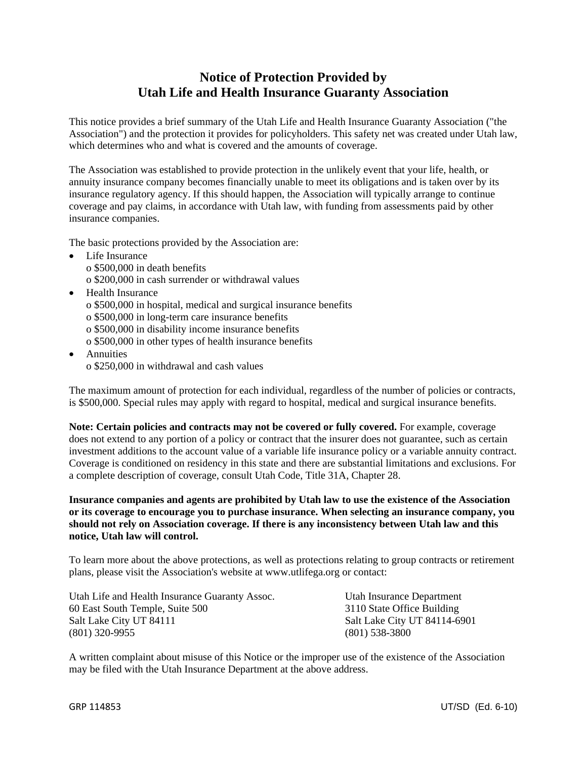# Notice of Protection Provided by Utah Life and Health Insurance Guaranty Association

This notice provides a brief summary of the Utah Life and Health Insurance Guaranty Association ("the Association") and the protection it provides for policyholders. This safety net was created under Utah law, which determines who and what is covered and the amounts of coverage.

The Association was established to provide protection in the unlikely event that your life, health, or annuity insurance company becomes financially unable to meet its obligations and is taken over by its insurance regulatory agency. If this should happen, the Association will typically arrange to continue coverage and pay claims, in accordance with Utah law, with funding from assessments paid by other insurance companies.

The basic protections provided by the Association are:

- Life Insurance
  - $500,000 in death benefits
  - $200,000 in cash surrender or withdrawal values
- Health Insurance
  - $500,000 in hospital, medical and surgical insurance benefits
  - $500,000 in long-term care insurance benefits
  - $500,000 in disability income insurance benefits
  - $500,000 in other types of health insurance benefits
- Annuities
  - $250,000 in withdrawal and cash values

The maximum amount of protection for each individual, regardless of the number of policies or contracts, is $500,000. Special rules may apply with regard to hospital, medical and surgical insurance benefits.

**Note: Certain policies and contracts may not be covered or fully covered.** For example, coverage does not extend to any portion of a policy or contract that the insurer does not guarantee, such as certain investment additions to the account value of a variable life insurance policy or a variable annuity contract. Coverage is conditioned on residency in this state and there are substantial limitations and exclusions. For a complete description of coverage, consult Utah Code, Title 31A, Chapter 28.

**Insurance companies and agents are prohibited by Utah law to use the existence of the Association or its coverage to encourage you to purchase insurance. When selecting an insurance company, you should not rely on Association coverage. If there is any inconsistency between Utah law and this notice, Utah law will control.**

To learn more about the above protections, as well as protections relating to group contracts or retirement plans, please visit the Association's website at www.utlifega.org or contact:

Utah Life and Health Insurance Guaranty Assoc.
60 East South Temple, Suite 500
Salt Lake City UT 84111
(801) 320-9955

Utah Insurance Department
3110 State Office Building
Salt Lake City UT 84114-6901
(801) 538-3800

A written complaint about misuse of this Notice or the improper use of the existence of the Association may be filed with the Utah Insurance Department at the above address.

GRP 114853 UT/SD (Ed. 6-10)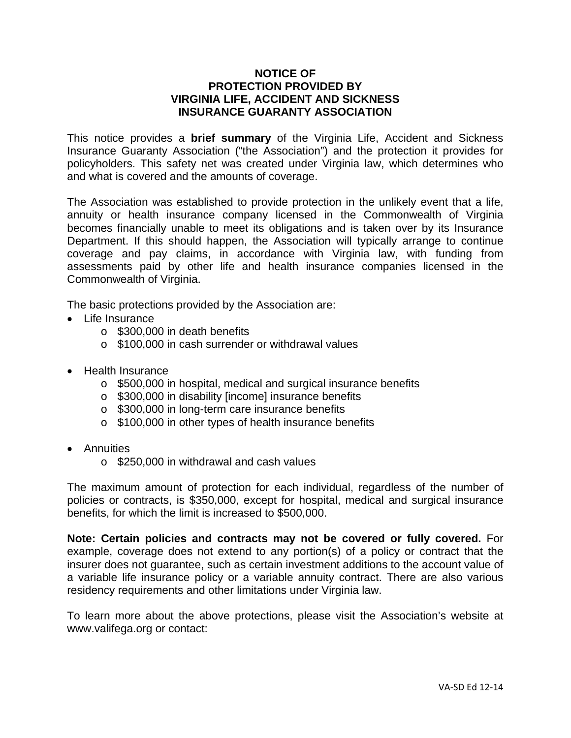# NOTICE OF PROTECTION PROVIDED BY VIRGINIA LIFE, ACCIDENT AND SICKNESS INSURANCE GUARANTY ASSOCIATION

This notice provides a **brief summary** of the Virginia Life, Accident and Sickness Insurance Guaranty Association ("the Association") and the protection it provides for policyholders. This safety net was created under Virginia law, which determines who and what is covered and the amounts of coverage.

The Association was established to provide protection in the unlikely event that a life, annuity or health insurance company licensed in the Commonwealth of Virginia becomes financially unable to meet its obligations and is taken over by its Insurance Department. If this should happen, the Association will typically arrange to continue coverage and pay claims, in accordance with Virginia law, with funding from assessments paid by other life and health insurance companies licensed in the Commonwealth of Virginia.

The basic protections provided by the Association are:

- Life Insurance
  - $300,000 in death benefits
  - $100,000 in cash surrender or withdrawal values
- Health Insurance
  - $500,000 in hospital, medical and surgical insurance benefits
  - $300,000 in disability [income] insurance benefits
  - $300,000 in long-term care insurance benefits
  - $100,000 in other types of health insurance benefits
- Annuities
  - $250,000 in withdrawal and cash values

The maximum amount of protection for each individual, regardless of the number of policies or contracts, is $350,000, except for hospital, medical and surgical insurance benefits, for which the limit is increased to $500,000.

**Note: Certain policies and contracts may not be covered or fully covered.** For example, coverage does not extend to any portion(s) of a policy or contract that the insurer does not guarantee, such as certain investment additions to the account value of a variable life insurance policy or a variable annuity contract. There are also various residency requirements and other limitations under Virginia law.

To learn more about the above protections, please visit the Association's website at www.valifega.org or contact:

VA-SD Ed 12-14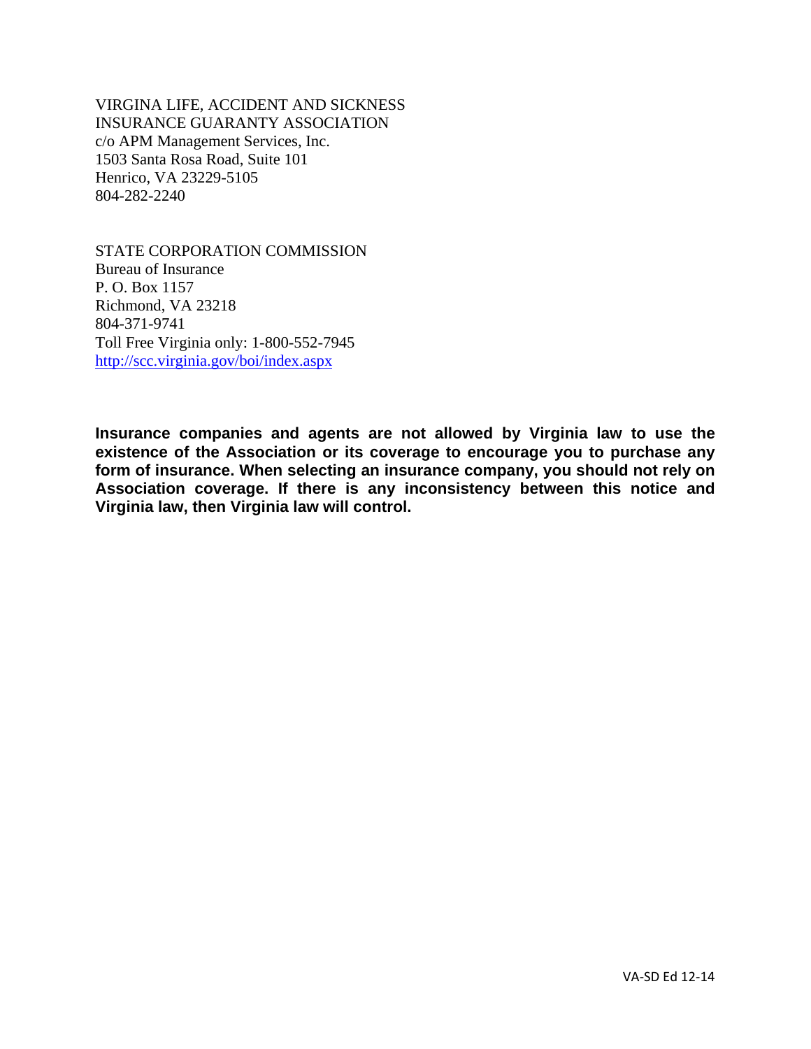VIRGINA LIFE, ACCIDENT AND SICKNESS
INSURANCE GUARANTY ASSOCIATION
c/o APM Management Services, Inc.
1503 Santa Rosa Road, Suite 101
Henrico, VA 23229-5105
804-282-2240

STATE CORPORATION COMMISSION
Bureau of Insurance
P. O. Box 1157
Richmond, VA 23218
804-371-9741
Toll Free Virginia only: 1-800-552-7945
http://scc.virginia.gov/boi/index.aspx

**Insurance companies and agents are not allowed by Virginia law to use the existence of the Association or its coverage to encourage you to purchase any form of insurance. When selecting an insurance company, you should not rely on Association coverage. If there is any inconsistency between this notice and Virginia law, then Virginia law will control.**

VA-SD Ed 12-14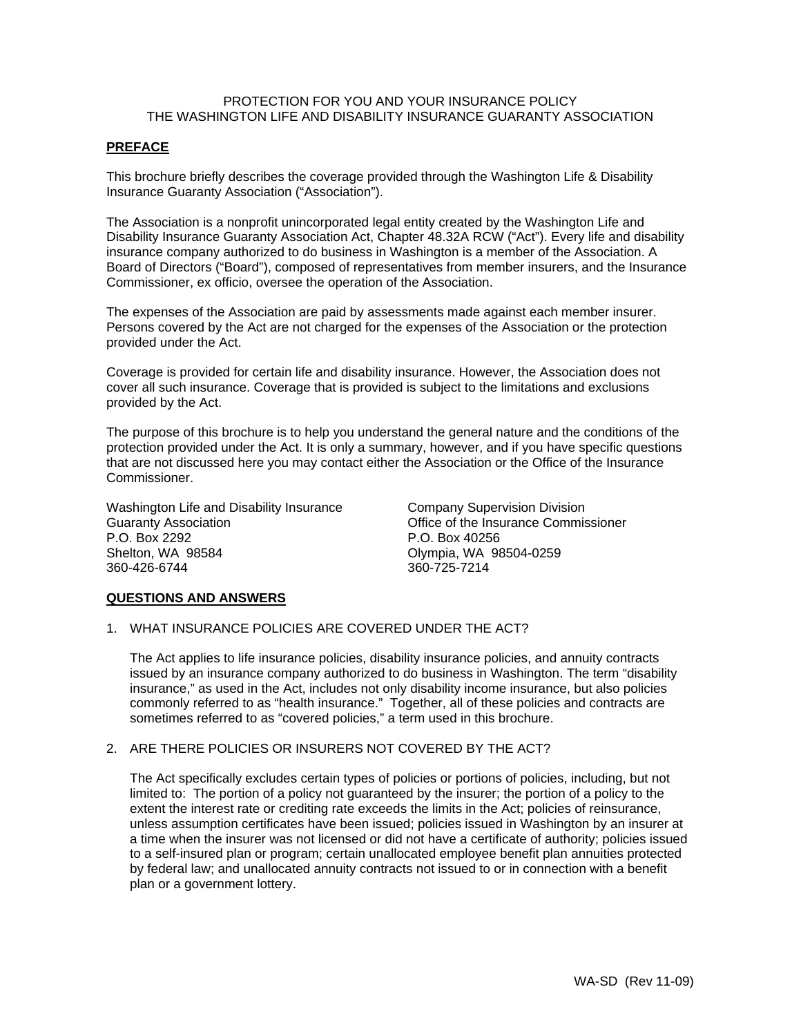PROTECTION FOR YOU AND YOUR INSURANCE POLICY
THE WASHINGTON LIFE AND DISABILITY INSURANCE GUARANTY ASSOCIATION

## PREFACE

This brochure briefly describes the coverage provided through the Washington Life & Disability Insurance Guaranty Association ("Association").

The Association is a nonprofit unincorporated legal entity created by the Washington Life and Disability Insurance Guaranty Association Act, Chapter 48.32A RCW ("Act"). Every life and disability insurance company authorized to do business in Washington is a member of the Association. A Board of Directors ("Board"), composed of representatives from member insurers, and the Insurance Commissioner, ex officio, oversee the operation of the Association.

The expenses of the Association are paid by assessments made against each member insurer. Persons covered by the Act are not charged for the expenses of the Association or the protection provided under the Act.

Coverage is provided for certain life and disability insurance. However, the Association does not cover all such insurance. Coverage that is provided is subject to the limitations and exclusions provided by the Act.

The purpose of this brochure is to help you understand the general nature and the conditions of the protection provided under the Act. It is only a summary, however, and if you have specific questions that are not discussed here you may contact either the Association or the Office of the Insurance Commissioner.

Washington Life and Disability Insurance Guaranty Association
P.O. Box 2292
Shelton, WA 98584
360-426-6744

Company Supervision Division
Office of the Insurance Commissioner
P.O. Box 40256
Olympia, WA 98504-0259
360-725-7214

## QUESTIONS AND ANSWERS

1. WHAT INSURANCE POLICIES ARE COVERED UNDER THE ACT?

   The Act applies to life insurance policies, disability insurance policies, and annuity contracts issued by an insurance company authorized to do business in Washington. The term "disability insurance," as used in the Act, includes not only disability income insurance, but also policies commonly referred to as "health insurance." Together, all of these policies and contracts are sometimes referred to as "covered policies," a term used in this brochure.

2. ARE THERE POLICIES OR INSURERS NOT COVERED BY THE ACT?

   The Act specifically excludes certain types of policies or portions of policies, including, but not limited to: The portion of a policy not guaranteed by the insurer; the portion of a policy to the extent the interest rate or crediting rate exceeds the limits in the Act; policies of reinsurance, unless assumption certificates have been issued; policies issued in Washington by an insurer at a time when the insurer was not licensed or did not have a certificate of authority; policies issued to a self-insured plan or program; certain unallocated employee benefit plan annuities protected by federal law; and unallocated annuity contracts not issued to or in connection with a benefit plan or a government lottery.

WA-SD (Rev 11-09)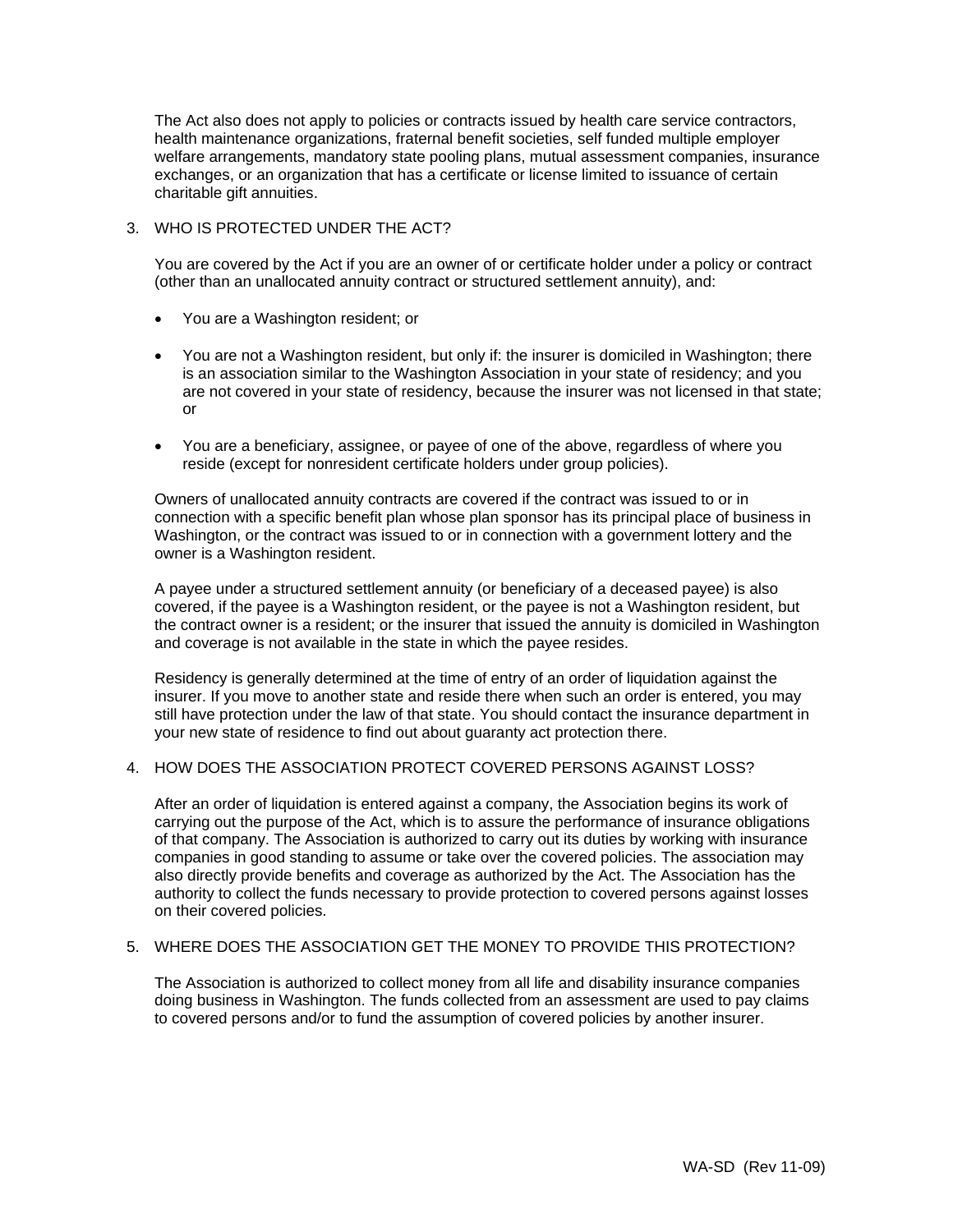The Act also does not apply to policies or contracts issued by health care service contractors, health maintenance organizations, fraternal benefit societies, self funded multiple employer welfare arrangements, mandatory state pooling plans, mutual assessment companies, insurance exchanges, or an organization that has a certificate or license limited to issuance of certain charitable gift annuities.

3. WHO IS PROTECTED UNDER THE ACT?

   You are covered by the Act if you are an owner of or certificate holder under a policy or contract (other than an unallocated annuity contract or structured settlement annuity), and:

   - You are a Washington resident; or

   - You are not a Washington resident, but only if: the insurer is domiciled in Washington; there is an association similar to the Washington Association in your state of residency; and you are not covered in your state of residency, because the insurer was not licensed in that state; or

   - You are a beneficiary, assignee, or payee of one of the above, regardless of where you reside (except for nonresident certificate holders under group policies).

   Owners of unallocated annuity contracts are covered if the contract was issued to or in connection with a specific benefit plan whose plan sponsor has its principal place of business in Washington, or the contract was issued to or in connection with a government lottery and the owner is a Washington resident.

   A payee under a structured settlement annuity (or beneficiary of a deceased payee) is also covered, if the payee is a Washington resident, or the payee is not a Washington resident, but the contract owner is a resident; or the insurer that issued the annuity is domiciled in Washington and coverage is not available in the state in which the payee resides.

   Residency is generally determined at the time of entry of an order of liquidation against the insurer. If you move to another state and reside there when such an order is entered, you may still have protection under the law of that state. You should contact the insurance department in your new state of residence to find out about guaranty act protection there.

4. HOW DOES THE ASSOCIATION PROTECT COVERED PERSONS AGAINST LOSS?

   After an order of liquidation is entered against a company, the Association begins its work of carrying out the purpose of the Act, which is to assure the performance of insurance obligations of that company. The Association is authorized to carry out its duties by working with insurance companies in good standing to assume or take over the covered policies. The association may also directly provide benefits and coverage as authorized by the Act. The Association has the authority to collect the funds necessary to provide protection to covered persons against losses on their covered policies.

5. WHERE DOES THE ASSOCIATION GET THE MONEY TO PROVIDE THIS PROTECTION?

   The Association is authorized to collect money from all life and disability insurance companies doing business in Washington. The funds collected from an assessment are used to pay claims to covered persons and/or to fund the assumption of covered policies by another insurer.

WA-SD (Rev 11-09)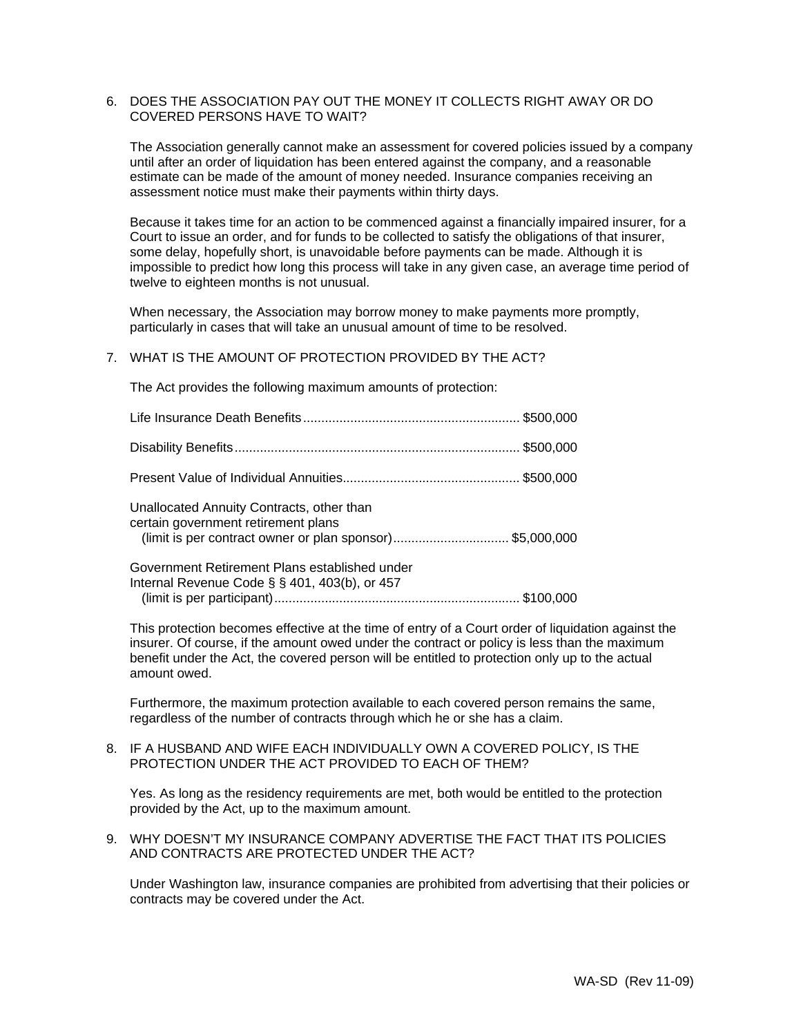6. DOES THE ASSOCIATION PAY OUT THE MONEY IT COLLECTS RIGHT AWAY OR DO COVERED PERSONS HAVE TO WAIT?

   The Association generally cannot make an assessment for covered policies issued by a company until after an order of liquidation has been entered against the company, and a reasonable estimate can be made of the amount of money needed. Insurance companies receiving an assessment notice must make their payments within thirty days.

   Because it takes time for an action to be commenced against a financially impaired insurer, for a Court to issue an order, and for funds to be collected to satisfy the obligations of that insurer, some delay, hopefully short, is unavoidable before payments can be made. Although it is impossible to predict how long this process will take in any given case, an average time period of twelve to eighteen months is not unusual.

   When necessary, the Association may borrow money to make payments more promptly, particularly in cases that will take an unusual amount of time to be resolved.

7. WHAT IS THE AMOUNT OF PROTECTION PROVIDED BY THE ACT?

   The Act provides the following maximum amounts of protection:

   Life Insurance Death Benefits........................................................... $500,000

   Disability Benefits.............................................................................. $500,000

   Present Value of Individual Annuities................................................ $500,000

   Unallocated Annuity Contracts, other than certain government retirement plans (limit is per contract owner or plan sponsor)............................... $5,000,000

   Government Retirement Plans established under Internal Revenue Code § § 401, 403(b), or 457 (limit is per participant)................................................................... $100,000

   This protection becomes effective at the time of entry of a Court order of liquidation against the insurer. Of course, if the amount owed under the contract or policy is less than the maximum benefit under the Act, the covered person will be entitled to protection only up to the actual amount owed.

   Furthermore, the maximum protection available to each covered person remains the same, regardless of the number of contracts through which he or she has a claim.

8. IF A HUSBAND AND WIFE EACH INDIVIDUALLY OWN A COVERED POLICY, IS THE PROTECTION UNDER THE ACT PROVIDED TO EACH OF THEM?

   Yes. As long as the residency requirements are met, both would be entitled to the protection provided by the Act, up to the maximum amount.

9. WHY DOESN'T MY INSURANCE COMPANY ADVERTISE THE FACT THAT ITS POLICIES AND CONTRACTS ARE PROTECTED UNDER THE ACT?

   Under Washington law, insurance companies are prohibited from advertising that their policies or contracts may be covered under the Act.

WA-SD (Rev 11-09)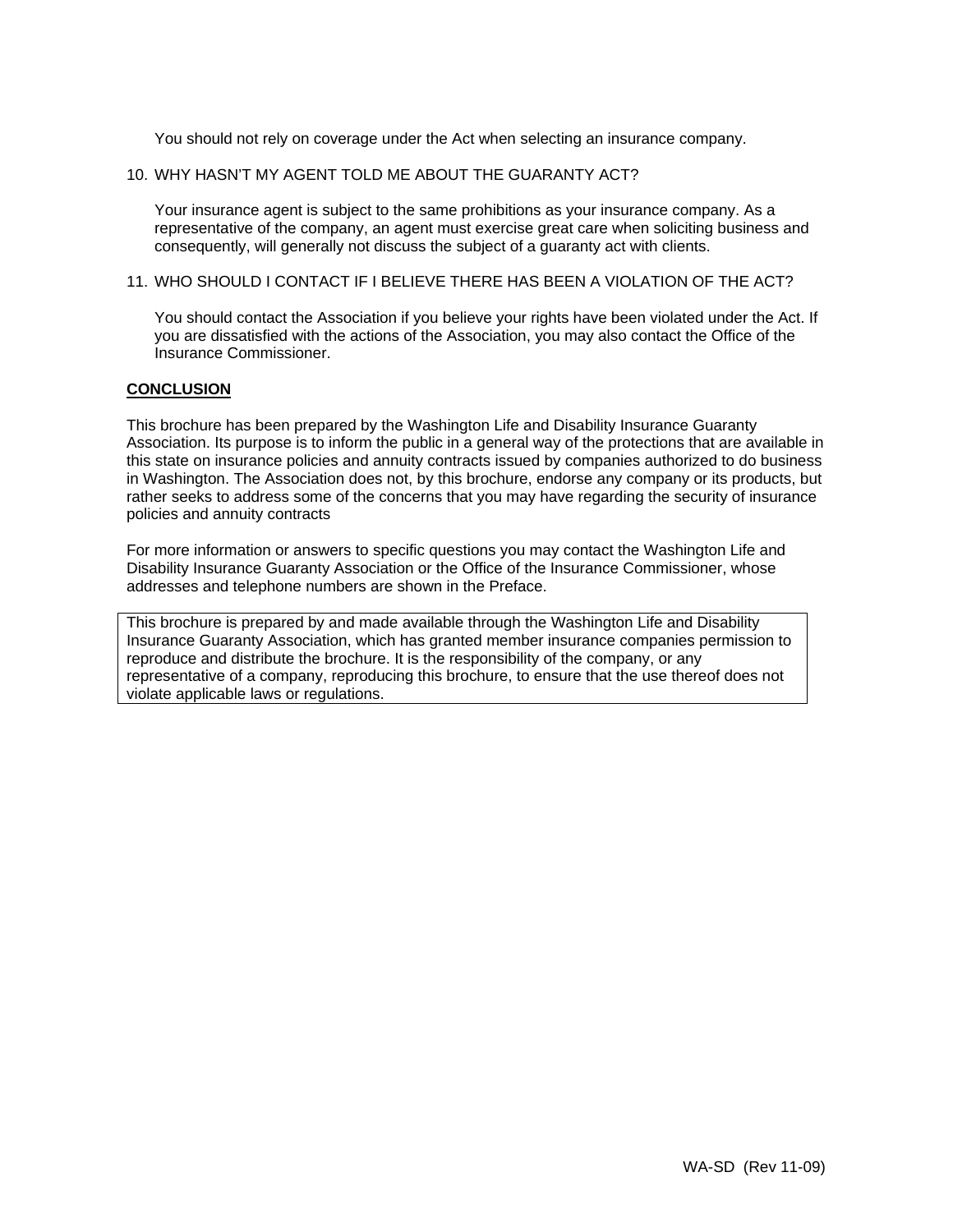You should not rely on coverage under the Act when selecting an insurance company.

10. WHY HASN'T MY AGENT TOLD ME ABOUT THE GUARANTY ACT?

    Your insurance agent is subject to the same prohibitions as your insurance company. As a representative of the company, an agent must exercise great care when soliciting business and consequently, will generally not discuss the subject of a guaranty act with clients.

11. WHO SHOULD I CONTACT IF I BELIEVE THERE HAS BEEN A VIOLATION OF THE ACT?

    You should contact the Association if you believe your rights have been violated under the Act. If you are dissatisfied with the actions of the Association, you may also contact the Office of the Insurance Commissioner.

**CONCLUSION**

This brochure has been prepared by the Washington Life and Disability Insurance Guaranty Association. Its purpose is to inform the public in a general way of the protections that are available in this state on insurance policies and annuity contracts issued by companies authorized to do business in Washington. The Association does not, by this brochure, endorse any company or its products, but rather seeks to address some of the concerns that you may have regarding the security of insurance policies and annuity contracts

For more information or answers to specific questions you may contact the Washington Life and Disability Insurance Guaranty Association or the Office of the Insurance Commissioner, whose addresses and telephone numbers are shown in the Preface.

This brochure is prepared by and made available through the Washington Life and Disability Insurance Guaranty Association, which has granted member insurance companies permission to reproduce and distribute the brochure. It is the responsibility of the company, or any representative of a company, reproducing this brochure, to ensure that the use thereof does not violate applicable laws or regulations.

WA-SD (Rev 11-09)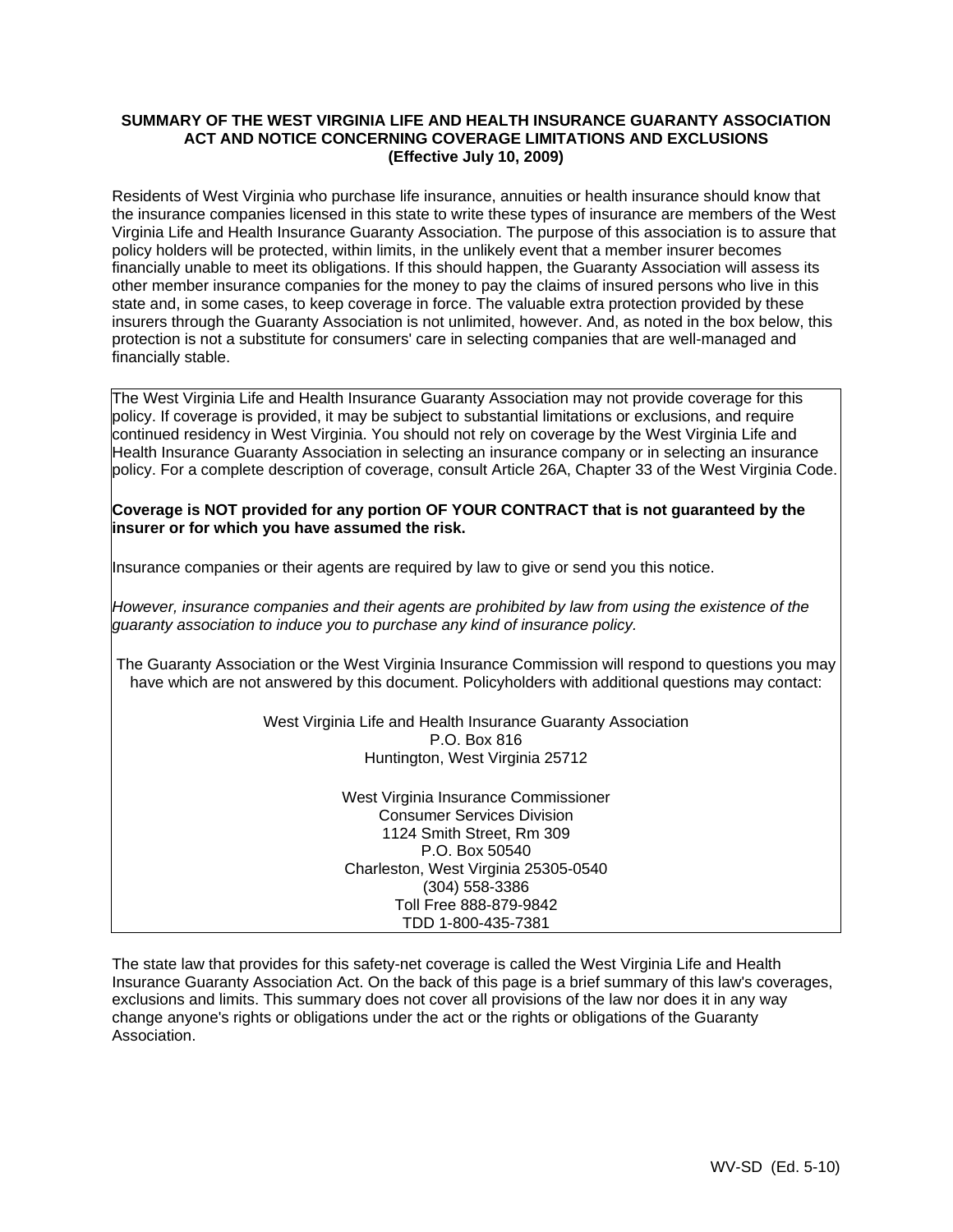**SUMMARY OF THE WEST VIRGINIA LIFE AND HEALTH INSURANCE GUARANTY ASSOCIATION ACT AND NOTICE CONCERNING COVERAGE LIMITATIONS AND EXCLUSIONS**
**(Effective July 10, 2009)**

Residents of West Virginia who purchase life insurance, annuities or health insurance should know that the insurance companies licensed in this state to write these types of insurance are members of the West Virginia Life and Health Insurance Guaranty Association. The purpose of this association is to assure that policy holders will be protected, within limits, in the unlikely event that a member insurer becomes financially unable to meet its obligations. If this should happen, the Guaranty Association will assess its other member insurance companies for the money to pay the claims of insured persons who live in this state and, in some cases, to keep coverage in force. The valuable extra protection provided by these insurers through the Guaranty Association is not unlimited, however. And, as noted in the box below, this protection is not a substitute for consumers' care in selecting companies that are well-managed and financially stable.

The West Virginia Life and Health Insurance Guaranty Association may not provide coverage for this policy. If coverage is provided, it may be subject to substantial limitations or exclusions, and require continued residency in West Virginia. You should not rely on coverage by the West Virginia Life and Health Insurance Guaranty Association in selecting an insurance company or in selecting an insurance policy. For a complete description of coverage, consult Article 26A, Chapter 33 of the West Virginia Code.

**Coverage is NOT provided for any portion OF YOUR CONTRACT that is not guaranteed by the insurer or for which you have assumed the risk.**

Insurance companies or their agents are required by law to give or send you this notice.

*However, insurance companies and their agents are prohibited by law from using the existence of the guaranty association to induce you to purchase any kind of insurance policy.*

The Guaranty Association or the West Virginia Insurance Commission will respond to questions you may have which are not answered by this document. Policyholders with additional questions may contact:

West Virginia Life and Health Insurance Guaranty Association
P.O. Box 816
Huntington, West Virginia 25712

West Virginia Insurance Commissioner
Consumer Services Division
1124 Smith Street, Rm 309
P.O. Box 50540
Charleston, West Virginia 25305-0540
(304) 558-3386
Toll Free 888-879-9842
TDD 1-800-435-7381

The state law that provides for this safety-net coverage is called the West Virginia Life and Health Insurance Guaranty Association Act. On the back of this page is a brief summary of this law's coverages, exclusions and limits. This summary does not cover all provisions of the law nor does it in any way change anyone's rights or obligations under the act or the rights or obligations of the Guaranty Association.

WV-SD (Ed. 5-10)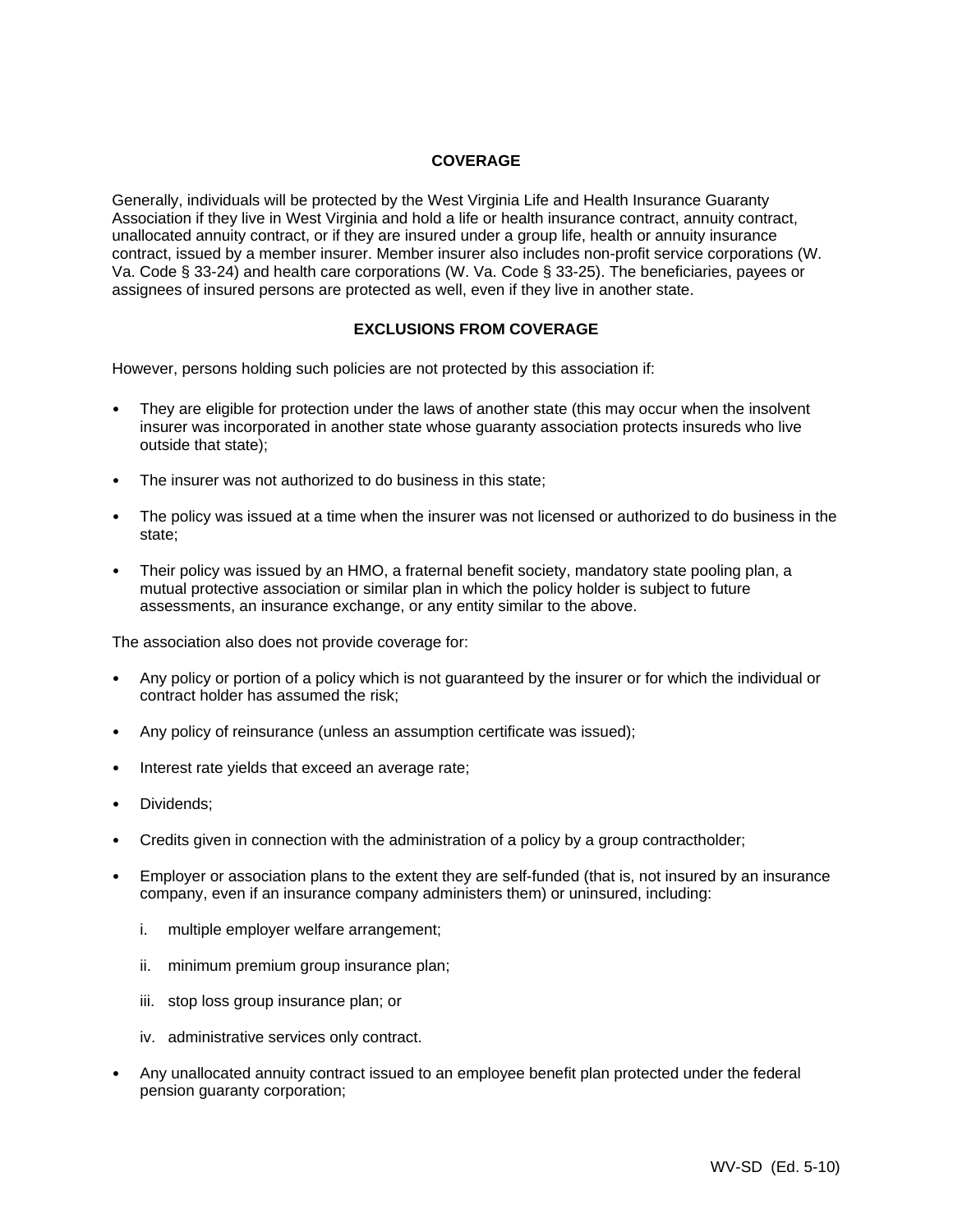## COVERAGE

Generally, individuals will be protected by the West Virginia Life and Health Insurance Guaranty Association if they live in West Virginia and hold a life or health insurance contract, annuity contract, unallocated annuity contract, or if they are insured under a group life, health or annuity insurance contract, issued by a member insurer. Member insurer also includes non-profit service corporations (W. Va. Code § 33-24) and health care corporations (W. Va. Code § 33-25). The beneficiaries, payees or assignees of insured persons are protected as well, even if they live in another state.

## EXCLUSIONS FROM COVERAGE

However, persons holding such policies are not protected by this association if:

- They are eligible for protection under the laws of another state (this may occur when the insolvent insurer was incorporated in another state whose guaranty association protects insureds who live outside that state);
- The insurer was not authorized to do business in this state;
- The policy was issued at a time when the insurer was not licensed or authorized to do business in the state;
- Their policy was issued by an HMO, a fraternal benefit society, mandatory state pooling plan, a mutual protective association or similar plan in which the policy holder is subject to future assessments, an insurance exchange, or any entity similar to the above.

The association also does not provide coverage for:

- Any policy or portion of a policy which is not guaranteed by the insurer or for which the individual or contract holder has assumed the risk;
- Any policy of reinsurance (unless an assumption certificate was issued);
- Interest rate yields that exceed an average rate;
- Dividends;
- Credits given in connection with the administration of a policy by a group contractholder;
- Employer or association plans to the extent they are self-funded (that is, not insured by an insurance company, even if an insurance company administers them) or uninsured, including:
  - i. multiple employer welfare arrangement;
  - ii. minimum premium group insurance plan;
  - iii. stop loss group insurance plan; or
  - iv. administrative services only contract.
- Any unallocated annuity contract issued to an employee benefit plan protected under the federal pension guaranty corporation;

WV-SD (Ed. 5-10)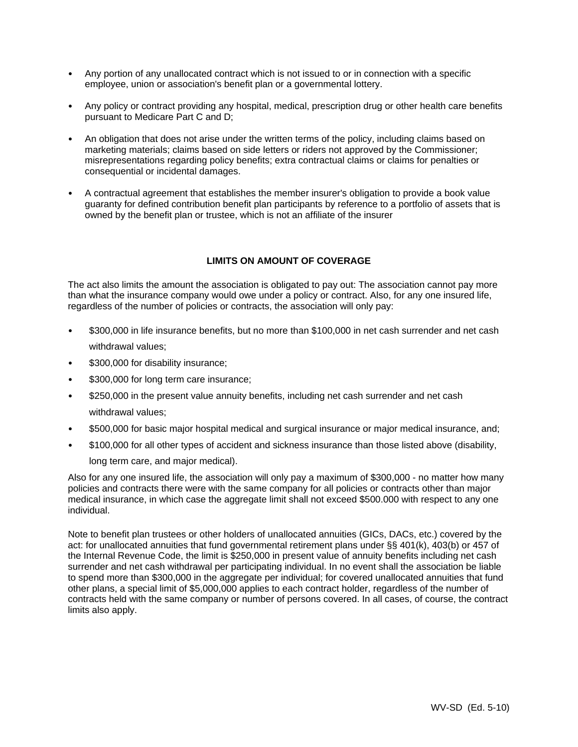- Any portion of any unallocated contract which is not issued to or in connection with a specific employee, union or association's benefit plan or a governmental lottery.
- Any policy or contract providing any hospital, medical, prescription drug or other health care benefits pursuant to Medicare Part C and D;
- An obligation that does not arise under the written terms of the policy, including claims based on marketing materials; claims based on side letters or riders not approved by the Commissioner; misrepresentations regarding policy benefits; extra contractual claims or claims for penalties or consequential or incidental damages.
- A contractual agreement that establishes the member insurer's obligation to provide a book value guaranty for defined contribution benefit plan participants by reference to a portfolio of assets that is owned by the benefit plan or trustee, which is not an affiliate of the insurer

**LIMITS ON AMOUNT OF COVERAGE**

The act also limits the amount the association is obligated to pay out: The association cannot pay more than what the insurance company would owe under a policy or contract. Also, for any one insured life, regardless of the number of policies or contracts, the association will only pay:

- $300,000 in life insurance benefits, but no more than $100,000 in net cash surrender and net cash withdrawal values;
- $300,000 for disability insurance;
- $300,000 for long term care insurance;
- $250,000 in the present value annuity benefits, including net cash surrender and net cash withdrawal values;
- $500,000 for basic major hospital medical and surgical insurance or major medical insurance, and;
- $100,000 for all other types of accident and sickness insurance than those listed above (disability, long term care, and major medical).

Also for any one insured life, the association will only pay a maximum of $300,000 - no matter how many policies and contracts there were with the same company for all policies or contracts other than major medical insurance, in which case the aggregate limit shall not exceed $500.000 with respect to any one individual.

Note to benefit plan trustees or other holders of unallocated annuities (GICs, DACs, etc.) covered by the act: for unallocated annuities that fund governmental retirement plans under §§ 401(k), 403(b) or 457 of the Internal Revenue Code, the limit is $250,000 in present value of annuity benefits including net cash surrender and net cash withdrawal per participating individual. In no event shall the association be liable to spend more than $300,000 in the aggregate per individual; for covered unallocated annuities that fund other plans, a special limit of $5,000,000 applies to each contract holder, regardless of the number of contracts held with the same company or number of persons covered. In all cases, of course, the contract limits also apply.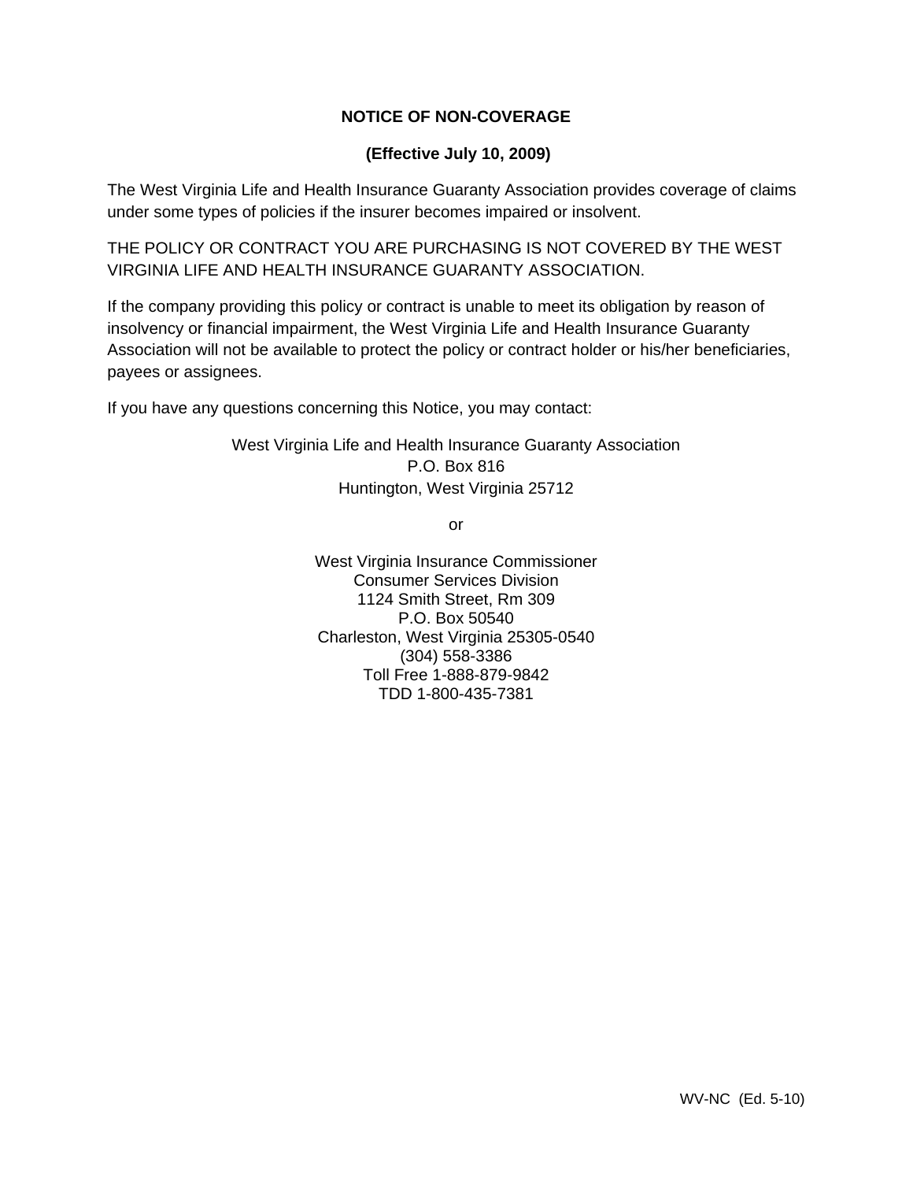**NOTICE OF NON-COVERAGE**

**(Effective July 10, 2009)**

The West Virginia Life and Health Insurance Guaranty Association provides coverage of claims under some types of policies if the insurer becomes impaired or insolvent.

THE POLICY OR CONTRACT YOU ARE PURCHASING IS NOT COVERED BY THE WEST VIRGINIA LIFE AND HEALTH INSURANCE GUARANTY ASSOCIATION.

If the company providing this policy or contract is unable to meet its obligation by reason of insolvency or financial impairment, the West Virginia Life and Health Insurance Guaranty Association will not be available to protect the policy or contract holder or his/her beneficiaries, payees or assignees.

If you have any questions concerning this Notice, you may contact:

West Virginia Life and Health Insurance Guaranty Association
P.O. Box 816
Huntington, West Virginia 25712

or

West Virginia Insurance Commissioner
Consumer Services Division
1124 Smith Street, Rm 309
P.O. Box 50540
Charleston, West Virginia 25305-0540
(304) 558-3386
Toll Free 1-888-879-9842
TDD 1-800-435-7381

WV-NC (Ed. 5-10)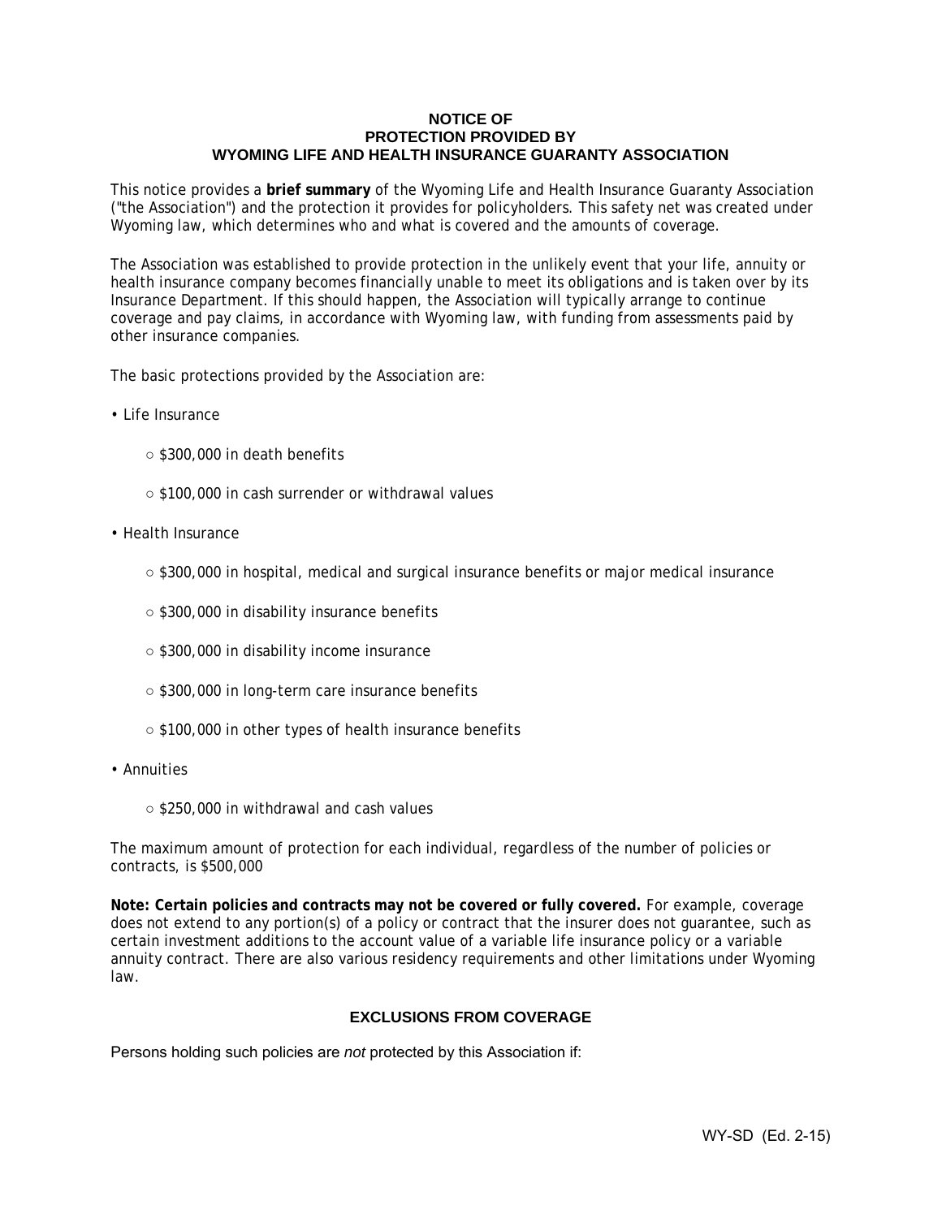# NOTICE OF PROTECTION PROVIDED BY WYOMING LIFE AND HEALTH INSURANCE GUARANTY ASSOCIATION

This notice provides a **brief summary** of the Wyoming Life and Health Insurance Guaranty Association ("the Association") and the protection it provides for policyholders. This safety net was created under Wyoming law, which determines who and what is covered and the amounts of coverage.

The Association was established to provide protection in the unlikely event that your life, annuity or health insurance company becomes financially unable to meet its obligations and is taken over by its Insurance Department. If this should happen, the Association will typically arrange to continue coverage and pay claims, in accordance with Wyoming law, with funding from assessments paid by other insurance companies.

The basic protections provided by the Association are:

- Life Insurance
  - $300,000 in death benefits
  - $100,000 in cash surrender or withdrawal values
- Health Insurance
  - $300,000 in hospital, medical and surgical insurance benefits or major medical insurance
  - $300,000 in disability insurance benefits
  - $300,000 in disability income insurance
  - $300,000 in long-term care insurance benefits
  - $100,000 in other types of health insurance benefits
- Annuities
  - $250,000 in withdrawal and cash values

The maximum amount of protection for each individual, regardless of the number of policies or contracts, is $500,000

**Note: Certain policies and contracts may not be covered or fully covered.** For example, coverage does not extend to any portion(s) of a policy or contract that the insurer does not guarantee, such as certain investment additions to the account value of a variable life insurance policy or a variable annuity contract. There are also various residency requirements and other limitations under Wyoming law.

## EXCLUSIONS FROM COVERAGE

Persons holding such policies are *not* protected by this Association if:

WY-SD (Ed. 2-15)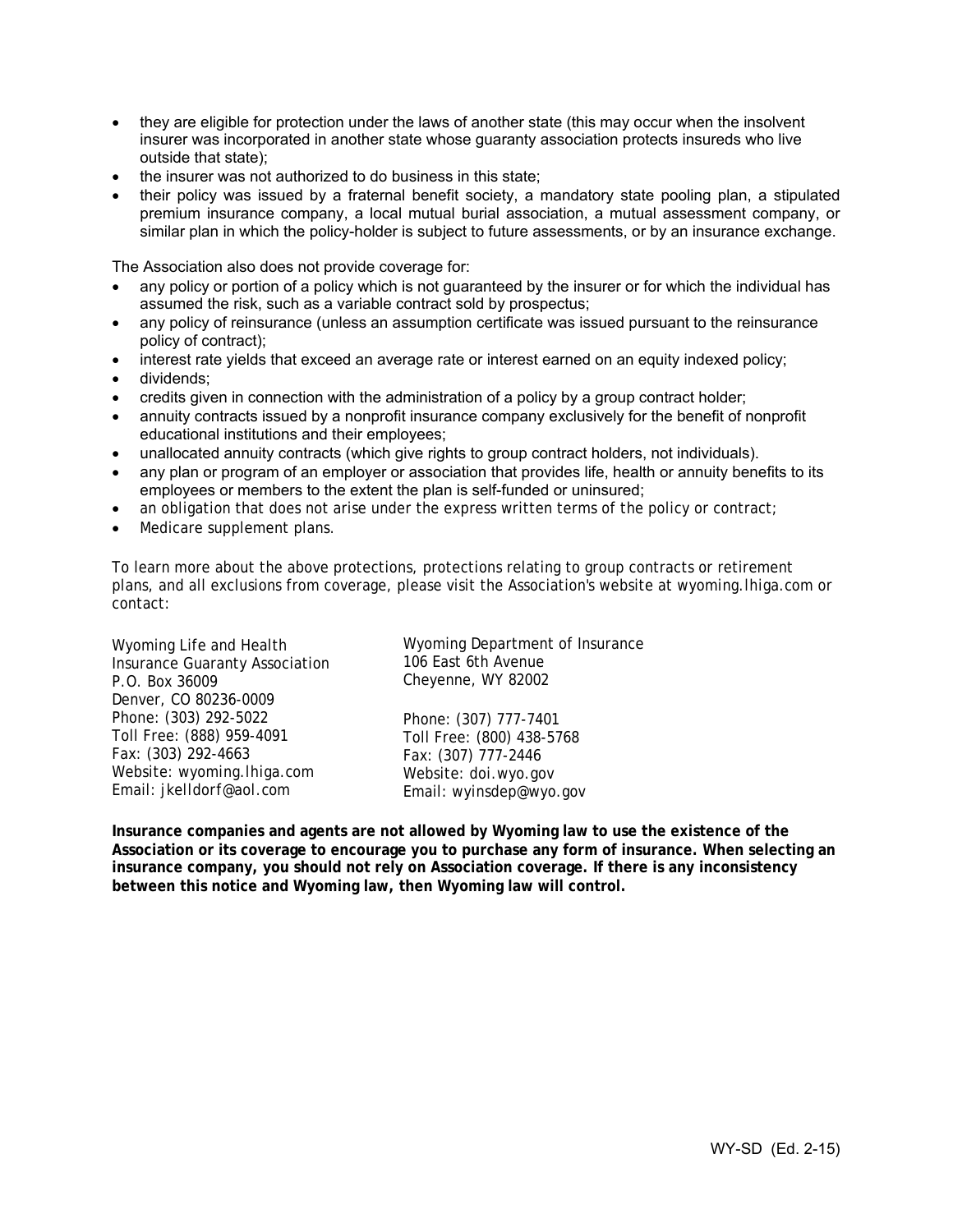- they are eligible for protection under the laws of another state (this may occur when the insolvent insurer was incorporated in another state whose guaranty association protects insureds who live outside that state);
- the insurer was not authorized to do business in this state;
- their policy was issued by a fraternal benefit society, a mandatory state pooling plan, a stipulated premium insurance company, a local mutual burial association, a mutual assessment company, or similar plan in which the policy-holder is subject to future assessments, or by an insurance exchange.

The Association also does not provide coverage for:

- any policy or portion of a policy which is not guaranteed by the insurer or for which the individual has assumed the risk, such as a variable contract sold by prospectus;
- any policy of reinsurance (unless an assumption certificate was issued pursuant to the reinsurance policy of contract);
- interest rate yields that exceed an average rate or interest earned on an equity indexed policy;
- dividends;
- credits given in connection with the administration of a policy by a group contract holder;
- annuity contracts issued by a nonprofit insurance company exclusively for the benefit of nonprofit educational institutions and their employees;
- unallocated annuity contracts (which give rights to group contract holders, not individuals).
- any plan or program of an employer or association that provides life, health or annuity benefits to its employees or members to the extent the plan is self-funded or uninsured;
- an obligation that does not arise under the express written terms of the policy or contract;
- Medicare supplement plans.

To learn more about the above protections, protections relating to group contracts or retirement plans, and all exclusions from coverage, please visit the Association's website at wyoming.lhiga.com or contact:

Wyoming Life and Health
Insurance Guaranty Association
P.O. Box 36009
Denver, CO 80236-0009
Phone: (303) 292-5022
Toll Free: (888) 959-4091
Fax: (303) 292-4663
Website: wyoming.lhiga.com
Email: jkelldorf@aol.com

Wyoming Department of Insurance
106 East 6th Avenue
Cheyenne, WY 82002

Phone: (307) 777-7401
Toll Free: (800) 438-5768
Fax: (307) 777-2446
Website: doi.wyo.gov
Email: wyinsdep@wyo.gov

**Insurance companies and agents are not allowed by Wyoming law to use the existence of the Association or its coverage to encourage you to purchase any form of insurance. When selecting an insurance company, you should not rely on Association coverage. If there is any inconsistency between this notice and Wyoming law, then Wyoming law will control.**

WY-SD (Ed. 2-15)